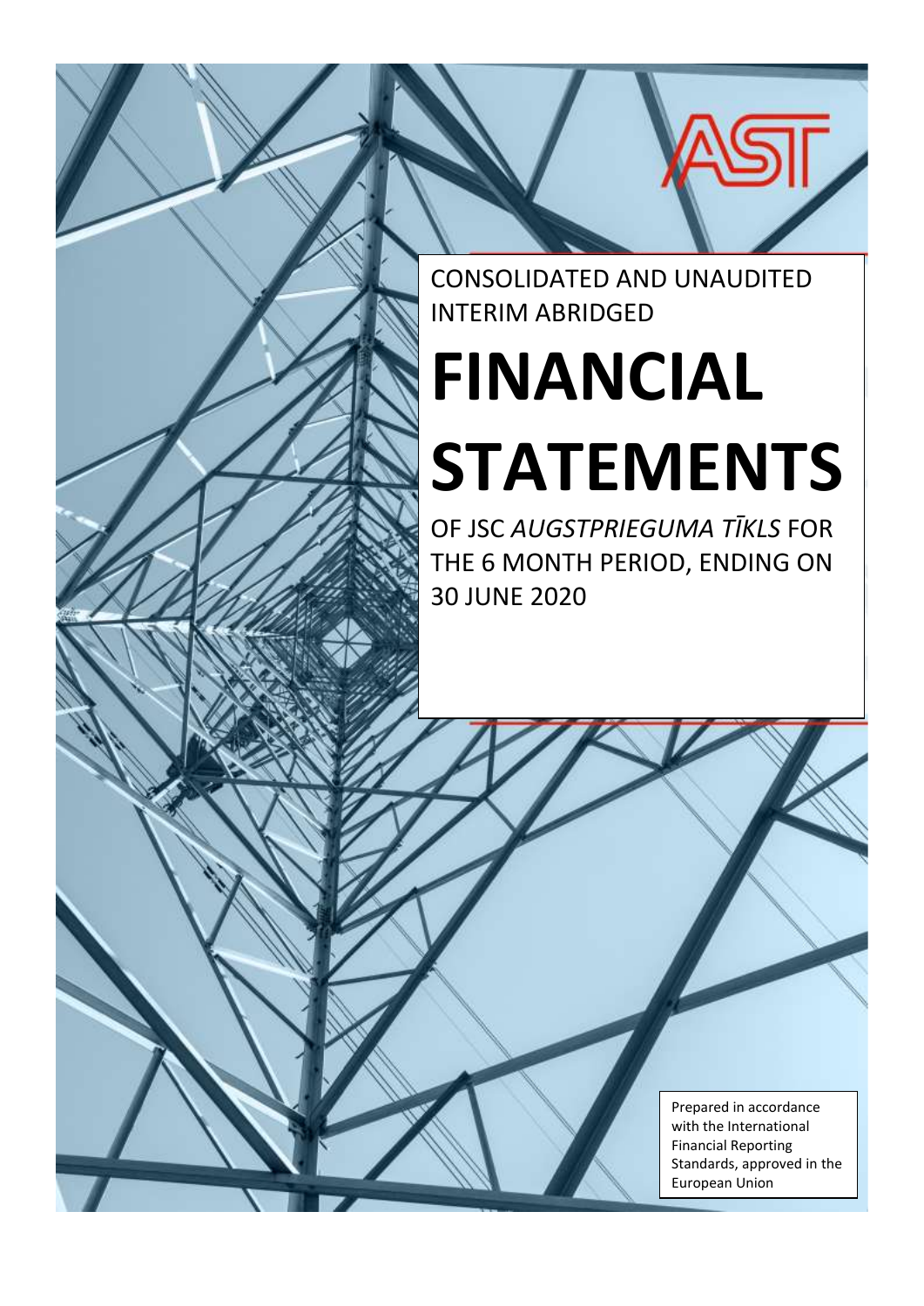CONSOLIDATED AND UNAUDITED INTERIM ABRIDGED

# FINANCIAL STATEMENTS

OF JSC *AUGSTPRIEGUMA TĪKLS* FOR THE 6 MONTH PERIOD, ENDING ON 30 JUNE 2020

Prepared in accordance with the International Financial Reporting Standards, approved in the European Union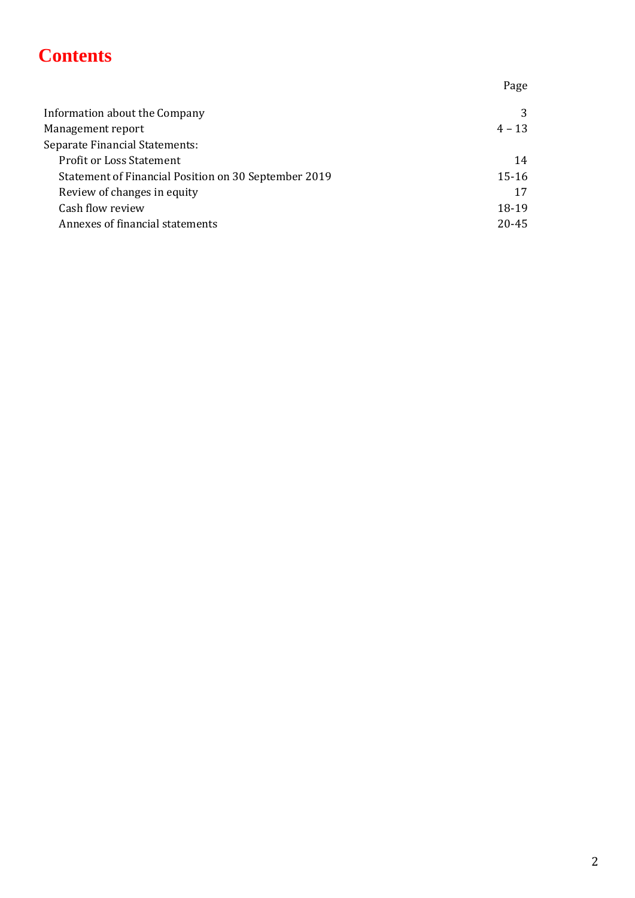# Contents

| | Page |
|---|---|
| Information about the Company | 3 |
| Management report | 4 – 13 |
| Separate Financial Statements: | |
| Profit or Loss Statement | 14 |
| Statement of Financial Position on 30 September 2019 | 15-16 |
| Review of changes in equity | 17 |
| Cash flow review | 18-19 |
| Annexes of financial statements | 20-45 |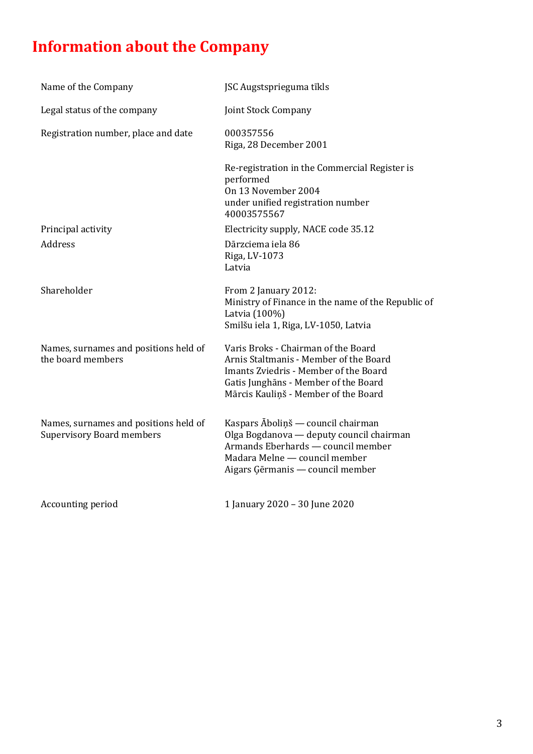# Information about the Company

| | |
|---|---|
| Name of the Company | JSC Augstsprieguma tīkls |
| Legal status of the company | Joint Stock Company |
| Registration number, place and date | 000357556<br>Riga, 28 December 2001<br><br>Re-registration in the Commercial Register is performed<br>On 13 November 2004<br>under unified registration number<br>40003575567 |
| Principal activity | Electricity supply, NACE code 35.12 |
| Address | Dārzciema iela 86<br>Riga, LV-1073<br>Latvia |
| Shareholder | From 2 January 2012:<br>Ministry of Finance in the name of the Republic of Latvia (100%)<br>Smilšu iela 1, Riga, LV-1050, Latvia |
| Names, surnames and positions held of the board members | Varis Broks - Chairman of the Board<br>Arnis Staltmanis - Member of the Board<br>Imants Zviedris - Member of the Board<br>Gatis Junghāns - Member of the Board<br>Mārcis Kauliņš - Member of the Board |
| Names, surnames and positions held of Supervisory Board members | Kaspars Āboliņš — council chairman<br>Olga Bogdanova — deputy council chairman<br>Armands Eberhards — council member<br>Madara Melne — council member<br>Aigars Ģērmanis — council member |
| Accounting period | 1 January 2020 – 30 June 2020 |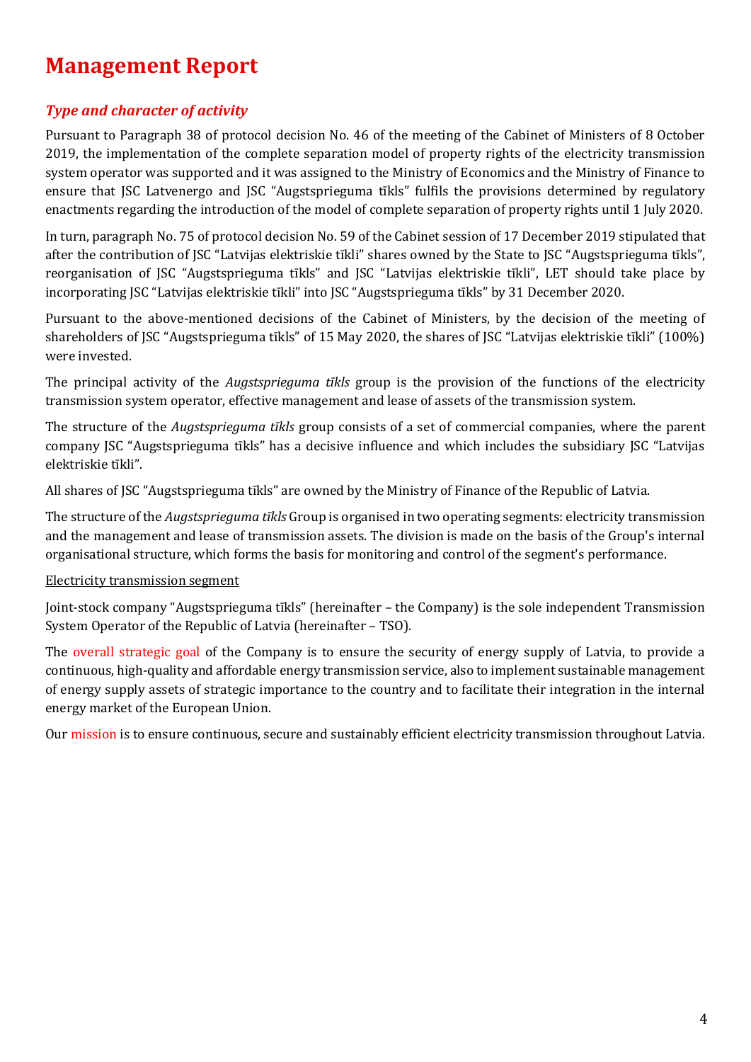# Management Report

## *Type and character of activity*

Pursuant to Paragraph 38 of protocol decision No. 46 of the meeting of the Cabinet of Ministers of 8 October 2019, the implementation of the complete separation model of property rights of the electricity transmission system operator was supported and it was assigned to the Ministry of Economics and the Ministry of Finance to ensure that JSC Latvenergo and JSC "Augstsprieguma tīkls" fulfils the provisions determined by regulatory enactments regarding the introduction of the model of complete separation of property rights until 1 July 2020.

In turn, paragraph No. 75 of protocol decision No. 59 of the Cabinet session of 17 December 2019 stipulated that after the contribution of JSC "Latvijas elektriskie tīkli" shares owned by the State to JSC "Augstsprieguma tīkls", reorganisation of JSC "Augstsprieguma tīkls" and JSC "Latvijas elektriskie tīkli", LET should take place by incorporating JSC "Latvijas elektriskie tīkli" into JSC "Augstsprieguma tīkls" by 31 December 2020.

Pursuant to the above-mentioned decisions of the Cabinet of Ministers, by the decision of the meeting of shareholders of JSC "Augstsprieguma tīkls" of 15 May 2020, the shares of JSC "Latvijas elektriskie tīkli" (100%) were invested.

The principal activity of the *Augstsprieguma tīkls* group is the provision of the functions of the electricity transmission system operator, effective management and lease of assets of the transmission system.

The structure of the *Augstsprieguma tīkls* group consists of a set of commercial companies, where the parent company JSC "Augstsprieguma tīkls" has a decisive influence and which includes the subsidiary JSC "Latvijas elektriskie tīkli".

All shares of JSC "Augstsprieguma tīkls" are owned by the Ministry of Finance of the Republic of Latvia.

The structure of the *Augstsprieguma tīkls* Group is organised in two operating segments: electricity transmission and the management and lease of transmission assets. The division is made on the basis of the Group's internal organisational structure, which forms the basis for monitoring and control of the segment's performance.

Electricity transmission segment

Joint-stock company "Augstsprieguma tīkls" (hereinafter – the Company) is the sole independent Transmission System Operator of the Republic of Latvia (hereinafter – TSO).

The overall strategic goal of the Company is to ensure the security of energy supply of Latvia, to provide a continuous, high-quality and affordable energy transmission service, also to implement sustainable management of energy supply assets of strategic importance to the country and to facilitate their integration in the internal energy market of the European Union.

Our mission is to ensure continuous, secure and sustainably efficient electricity transmission throughout Latvia.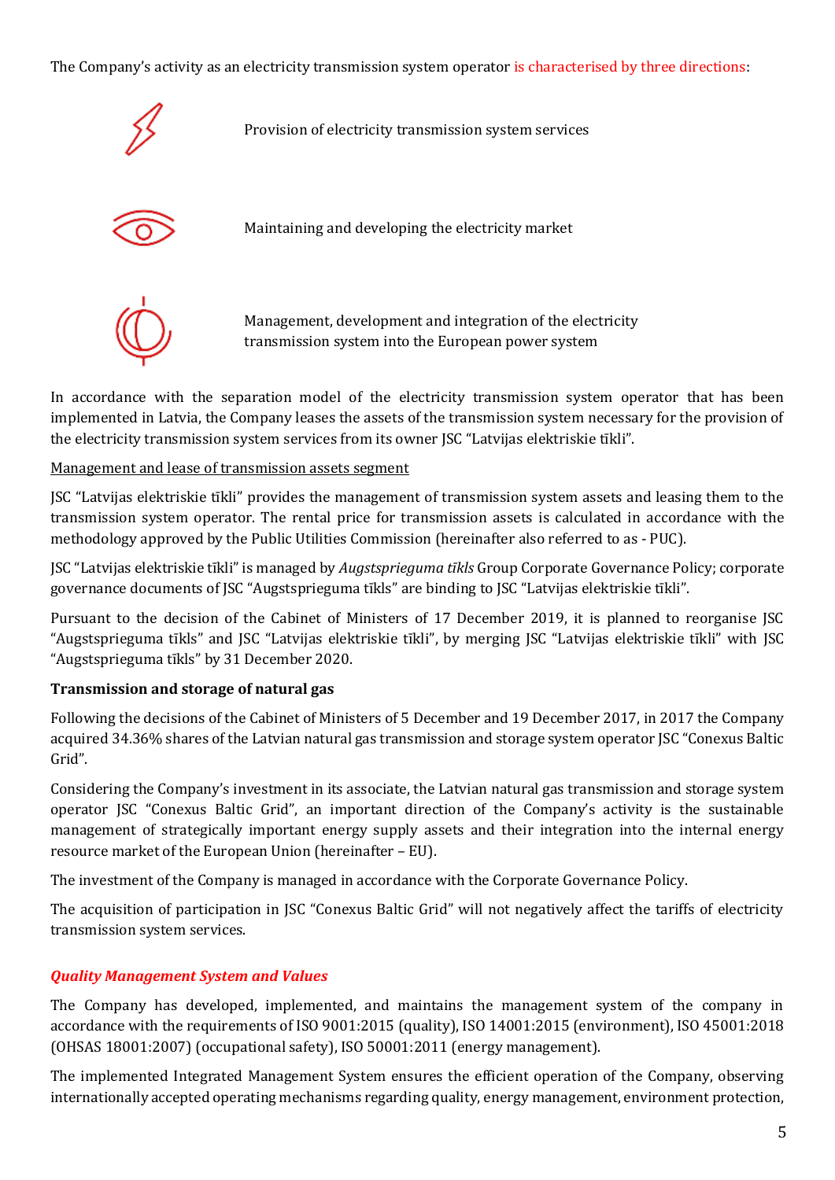The Company's activity as an electricity transmission system operator is characterised by three directions:

- Provision of electricity transmission system services
- Maintaining and developing the electricity market
- Management, development and integration of the electricity transmission system into the European power system

In accordance with the separation model of the electricity transmission system operator that has been implemented in Latvia, the Company leases the assets of the transmission system necessary for the provision of the electricity transmission system services from its owner JSC "Latvijas elektriskie tīkli".

Management and lease of transmission assets segment

JSC "Latvijas elektriskie tīkli" provides the management of transmission system assets and leasing them to the transmission system operator. The rental price for transmission assets is calculated in accordance with the methodology approved by the Public Utilities Commission (hereinafter also referred to as - PUC).

JSC "Latvijas elektriskie tīkli" is managed by *Augstsprieguma tīkls* Group Corporate Governance Policy; corporate governance documents of JSC "Augstsprieguma tīkls" are binding to JSC "Latvijas elektriskie tīkli".

Pursuant to the decision of the Cabinet of Ministers of 17 December 2019, it is planned to reorganise JSC "Augstsprieguma tīkls" and JSC "Latvijas elektriskie tīkli", by merging JSC "Latvijas elektriskie tīkli" with JSC "Augstsprieguma tīkls" by 31 December 2020.

**Transmission and storage of natural gas**

Following the decisions of the Cabinet of Ministers of 5 December and 19 December 2017, in 2017 the Company acquired 34.36% shares of the Latvian natural gas transmission and storage system operator JSC "Conexus Baltic Grid".

Considering the Company's investment in its associate, the Latvian natural gas transmission and storage system operator JSC "Conexus Baltic Grid", an important direction of the Company's activity is the sustainable management of strategically important energy supply assets and their integration into the internal energy resource market of the European Union (hereinafter – EU).

The investment of the Company is managed in accordance with the Corporate Governance Policy.

The acquisition of participation in JSC "Conexus Baltic Grid" will not negatively affect the tariffs of electricity transmission system services.

***Quality Management System and Values***

The Company has developed, implemented, and maintains the management system of the company in accordance with the requirements of ISO 9001:2015 (quality), ISO 14001:2015 (environment), ISO 45001:2018 (OHSAS 18001:2007) (occupational safety), ISO 50001:2011 (energy management).

The implemented Integrated Management System ensures the efficient operation of the Company, observing internationally accepted operating mechanisms regarding quality, energy management, environment protection,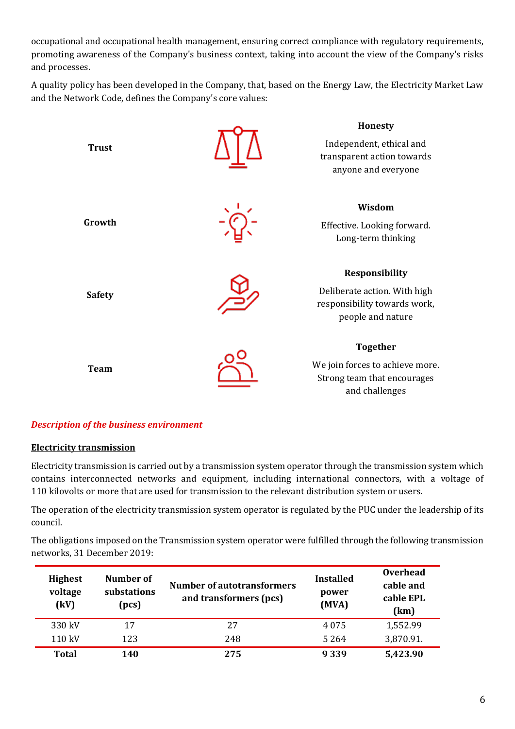occupational and occupational health management, ensuring correct compliance with regulatory requirements, promoting awareness of the Company's business context, taking into account the view of the Company's risks and processes.

A quality policy has been developed in the Company, that, based on the Energy Law, the Electricity Market Law and the Network Code, defines the Company's core values:

| | |
|---|---|
| **Trust** | **Honesty**<br>Independent, ethical and transparent action towards anyone and everyone |
| **Growth** | **Wisdom**<br>Effective. Looking forward. Long-term thinking |
| **Safety** | **Responsibility**<br>Deliberate action. With high responsibility towards work, people and nature |
| **Team** | **Together**<br>We join forces to achieve more. Strong team that encourages and challenges |

***Description of the business environment***

**Electricity transmission**

Electricity transmission is carried out by a transmission system operator through the transmission system which contains interconnected networks and equipment, including international connectors, with a voltage of 110 kilovolts or more that are used for transmission to the relevant distribution system or users.

The operation of the electricity transmission system operator is regulated by the PUC under the leadership of its council.

The obligations imposed on the Transmission system operator were fulfilled through the following transmission networks, 31 December 2019:

| Highest voltage (kV) | Number of substations (pcs) | Number of autotransformers and transformers (pcs) | Installed power (MVA) | Overhead cable and cable EPL (km) |
|---|---|---|---|---|
| 330 kV | 17 | 27 | 4 075 | 1,552.99 |
| 110 kV | 123 | 248 | 5 264 | 3,870.91. |
| **Total** | **140** | **275** | **9 339** | **5,423.90** |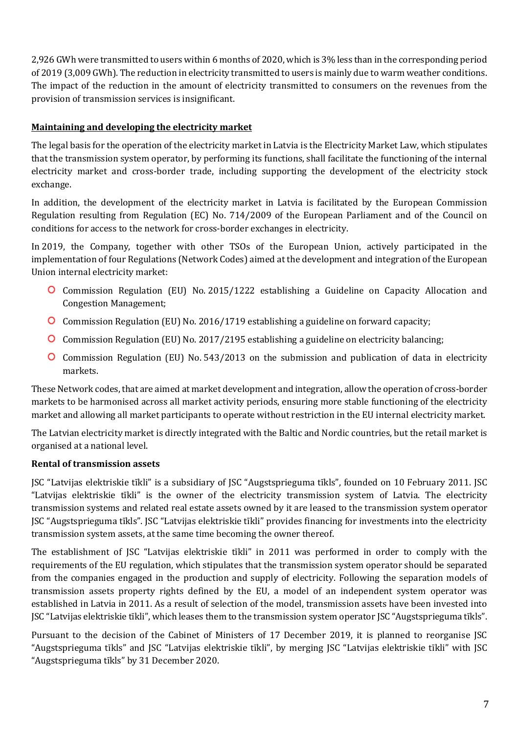2,926 GWh were transmitted to users within 6 months of 2020, which is 3% less than in the corresponding period of 2019 (3,009 GWh). The reduction in electricity transmitted to users is mainly due to warm weather conditions. The impact of the reduction in the amount of electricity transmitted to consumers on the revenues from the provision of transmission services is insignificant.

## Maintaining and developing the electricity market

The legal basis for the operation of the electricity market in Latvia is the Electricity Market Law, which stipulates that the transmission system operator, by performing its functions, shall facilitate the functioning of the internal electricity market and cross-border trade, including supporting the development of the electricity stock exchange.

In addition, the development of the electricity market in Latvia is facilitated by the European Commission Regulation resulting from Regulation (EC) No. 714/2009 of the European Parliament and of the Council on conditions for access to the network for cross-border exchanges in electricity.

In 2019, the Company, together with other TSOs of the European Union, actively participated in the implementation of four Regulations (Network Codes) aimed at the development and integration of the European Union internal electricity market:

- Commission Regulation (EU) No. 2015/1222 establishing a Guideline on Capacity Allocation and Congestion Management;
- Commission Regulation (EU) No. 2016/1719 establishing a guideline on forward capacity;
- Commission Regulation (EU) No. 2017/2195 establishing a guideline on electricity balancing;
- Commission Regulation (EU) No. 543/2013 on the submission and publication of data in electricity markets.

These Network codes, that are aimed at market development and integration, allow the operation of cross-border markets to be harmonised across all market activity periods, ensuring more stable functioning of the electricity market and allowing all market participants to operate without restriction in the EU internal electricity market.

The Latvian electricity market is directly integrated with the Baltic and Nordic countries, but the retail market is organised at a national level.

**Rental of transmission assets**

JSC "Latvijas elektriskie tīkli" is a subsidiary of JSC "Augstsprieguma tīkls", founded on 10 February 2011. JSC "Latvijas elektriskie tīkli" is the owner of the electricity transmission system of Latvia. The electricity transmission systems and related real estate assets owned by it are leased to the transmission system operator JSC "Augstsprieguma tīkls". JSC "Latvijas elektriskie tīkli" provides financing for investments into the electricity transmission system assets, at the same time becoming the owner thereof.

The establishment of JSC "Latvijas elektriskie tīkli" in 2011 was performed in order to comply with the requirements of the EU regulation, which stipulates that the transmission system operator should be separated from the companies engaged in the production and supply of electricity. Following the separation models of transmission assets property rights defined by the EU, a model of an independent system operator was established in Latvia in 2011. As a result of selection of the model, transmission assets have been invested into JSC "Latvijas elektriskie tīkli", which leases them to the transmission system operator JSC "Augstsprieguma tīkls".

Pursuant to the decision of the Cabinet of Ministers of 17 December 2019, it is planned to reorganise JSC "Augstsprieguma tīkls" and JSC "Latvijas elektriskie tīkli", by merging JSC "Latvijas elektriskie tīkli" with JSC "Augstsprieguma tīkls" by 31 December 2020.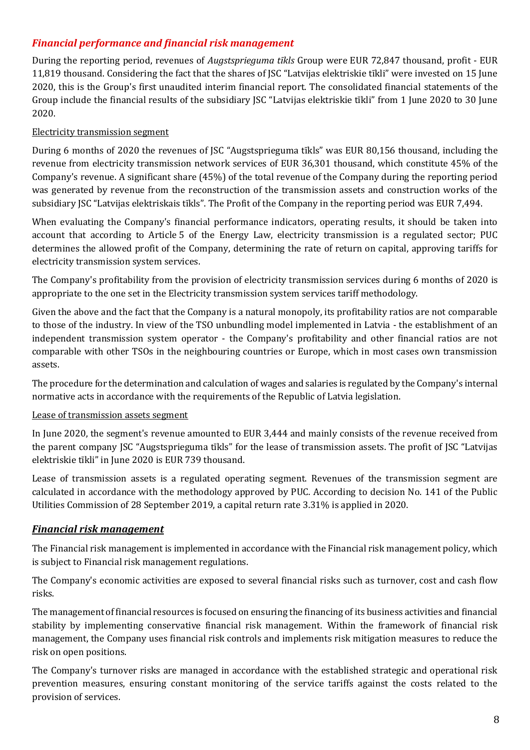## *Financial performance and financial risk management*

During the reporting period, revenues of *Augstsprieguma tīkls* Group were EUR 72,847 thousand, profit - EUR 11,819 thousand. Considering the fact that the shares of JSC "Latvijas elektriskie tīkli" were invested on 15 June 2020, this is the Group's first unaudited interim financial report. The consolidated financial statements of the Group include the financial results of the subsidiary JSC "Latvijas elektriskie tīkli" from 1 June 2020 to 30 June 2020.

Electricity transmission segment

During 6 months of 2020 the revenues of JSC "Augstsprieguma tīkls" was EUR 80,156 thousand, including the revenue from electricity transmission network services of EUR 36,301 thousand, which constitute 45% of the Company's revenue. A significant share (45%) of the total revenue of the Company during the reporting period was generated by revenue from the reconstruction of the transmission assets and construction works of the subsidiary JSC "Latvijas elektriskais tīkls". The Profit of the Company in the reporting period was EUR 7,494.

When evaluating the Company's financial performance indicators, operating results, it should be taken into account that according to Article 5 of the Energy Law, electricity transmission is a regulated sector; PUC determines the allowed profit of the Company, determining the rate of return on capital, approving tariffs for electricity transmission system services.

The Company's profitability from the provision of electricity transmission services during 6 months of 2020 is appropriate to the one set in the Electricity transmission system services tariff methodology.

Given the above and the fact that the Company is a natural monopoly, its profitability ratios are not comparable to those of the industry. In view of the TSO unbundling model implemented in Latvia - the establishment of an independent transmission system operator - the Company's profitability and other financial ratios are not comparable with other TSOs in the neighbouring countries or Europe, which in most cases own transmission assets.

The procedure for the determination and calculation of wages and salaries is regulated by the Company's internal normative acts in accordance with the requirements of the Republic of Latvia legislation.

Lease of transmission assets segment

In June 2020, the segment's revenue amounted to EUR 3,444 and mainly consists of the revenue received from the parent company JSC "Augstsprieguma tīkls" for the lease of transmission assets. The profit of JSC "Latvijas elektriskie tīkli" in June 2020 is EUR 739 thousand.

Lease of transmission assets is a regulated operating segment. Revenues of the transmission segment are calculated in accordance with the methodology approved by PUC. According to decision No. 141 of the Public Utilities Commission of 28 September 2019, a capital return rate 3.31% is applied in 2020.

## ***Financial risk management***

The Financial risk management is implemented in accordance with the Financial risk management policy, which is subject to Financial risk management regulations.

The Company's economic activities are exposed to several financial risks such as turnover, cost and cash flow risks.

The management of financial resources is focused on ensuring the financing of its business activities and financial stability by implementing conservative financial risk management. Within the framework of financial risk management, the Company uses financial risk controls and implements risk mitigation measures to reduce the risk on open positions.

The Company's turnover risks are managed in accordance with the established strategic and operational risk prevention measures, ensuring constant monitoring of the service tariffs against the costs related to the provision of services.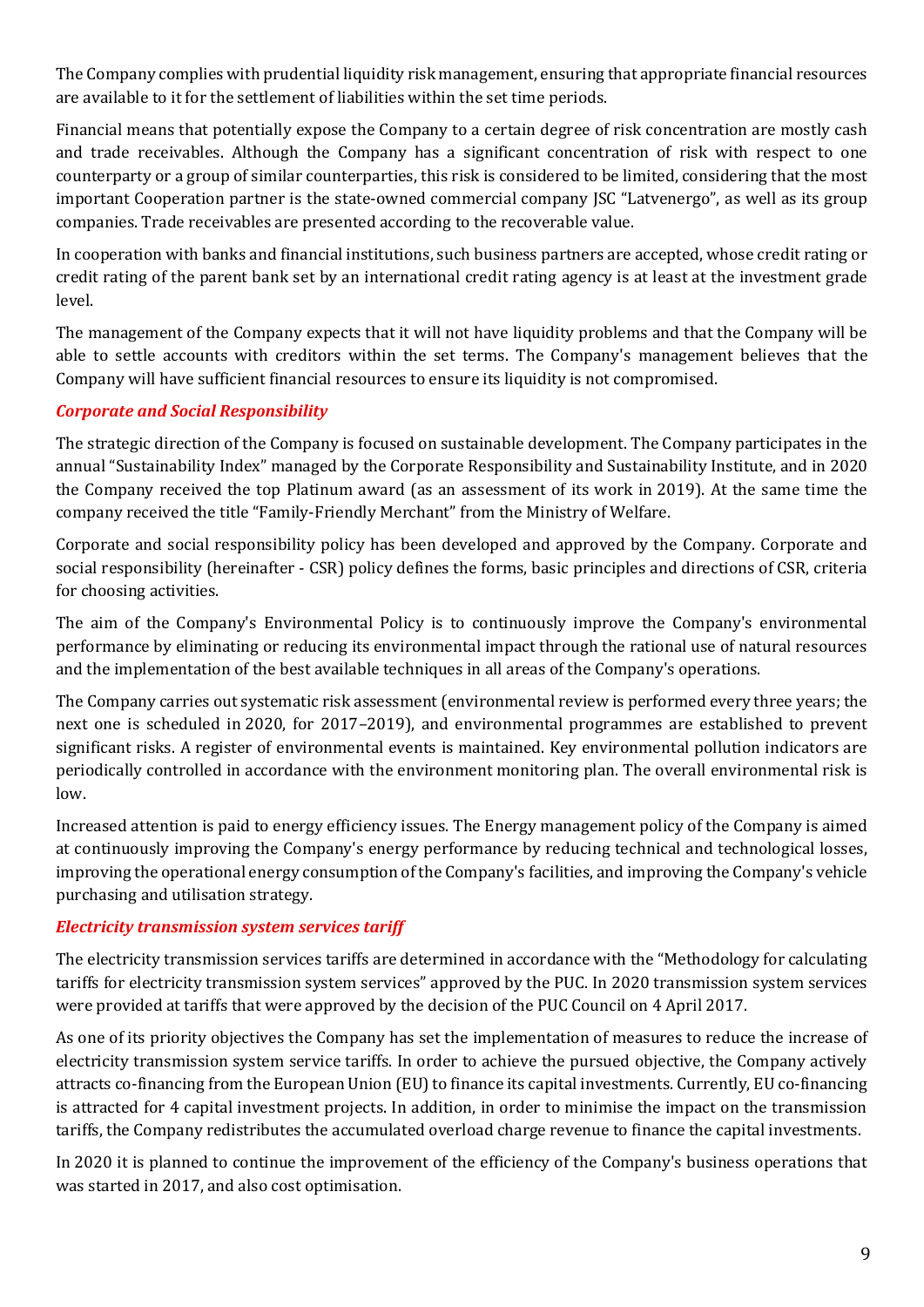The Company complies with prudential liquidity risk management, ensuring that appropriate financial resources are available to it for the settlement of liabilities within the set time periods.

Financial means that potentially expose the Company to a certain degree of risk concentration are mostly cash and trade receivables. Although the Company has a significant concentration of risk with respect to one counterparty or a group of similar counterparties, this risk is considered to be limited, considering that the most important Cooperation partner is the state-owned commercial company JSC "Latvenergo", as well as its group companies. Trade receivables are presented according to the recoverable value.

In cooperation with banks and financial institutions, such business partners are accepted, whose credit rating or credit rating of the parent bank set by an international credit rating agency is at least at the investment grade level.

The management of the Company expects that it will not have liquidity problems and that the Company will be able to settle accounts with creditors within the set terms. The Company's management believes that the Company will have sufficient financial resources to ensure its liquidity is not compromised.

### *Corporate and Social Responsibility*

The strategic direction of the Company is focused on sustainable development. The Company participates in the annual "Sustainability Index" managed by the Corporate Responsibility and Sustainability Institute, and in 2020 the Company received the top Platinum award (as an assessment of its work in 2019). At the same time the company received the title "Family-Friendly Merchant" from the Ministry of Welfare.

Corporate and social responsibility policy has been developed and approved by the Company. Corporate and social responsibility (hereinafter - CSR) policy defines the forms, basic principles and directions of CSR, criteria for choosing activities.

The aim of the Company's Environmental Policy is to continuously improve the Company's environmental performance by eliminating or reducing its environmental impact through the rational use of natural resources and the implementation of the best available techniques in all areas of the Company's operations.

The Company carries out systematic risk assessment (environmental review is performed every three years; the next one is scheduled in 2020, for 2017–2019), and environmental programmes are established to prevent significant risks. A register of environmental events is maintained. Key environmental pollution indicators are periodically controlled in accordance with the environment monitoring plan. The overall environmental risk is low.

Increased attention is paid to energy efficiency issues. The Energy management policy of the Company is aimed at continuously improving the Company's energy performance by reducing technical and technological losses, improving the operational energy consumption of the Company's facilities, and improving the Company's vehicle purchasing and utilisation strategy.

### *Electricity transmission system services tariff*

The electricity transmission services tariffs are determined in accordance with the "Methodology for calculating tariffs for electricity transmission system services" approved by the PUC. In 2020 transmission system services were provided at tariffs that were approved by the decision of the PUC Council on 4 April 2017.

As one of its priority objectives the Company has set the implementation of measures to reduce the increase of electricity transmission system service tariffs. In order to achieve the pursued objective, the Company actively attracts co-financing from the European Union (EU) to finance its capital investments. Currently, EU co-financing is attracted for 4 capital investment projects. In addition, in order to minimise the impact on the transmission tariffs, the Company redistributes the accumulated overload charge revenue to finance the capital investments.

In 2020 it is planned to continue the improvement of the efficiency of the Company's business operations that was started in 2017, and also cost optimisation.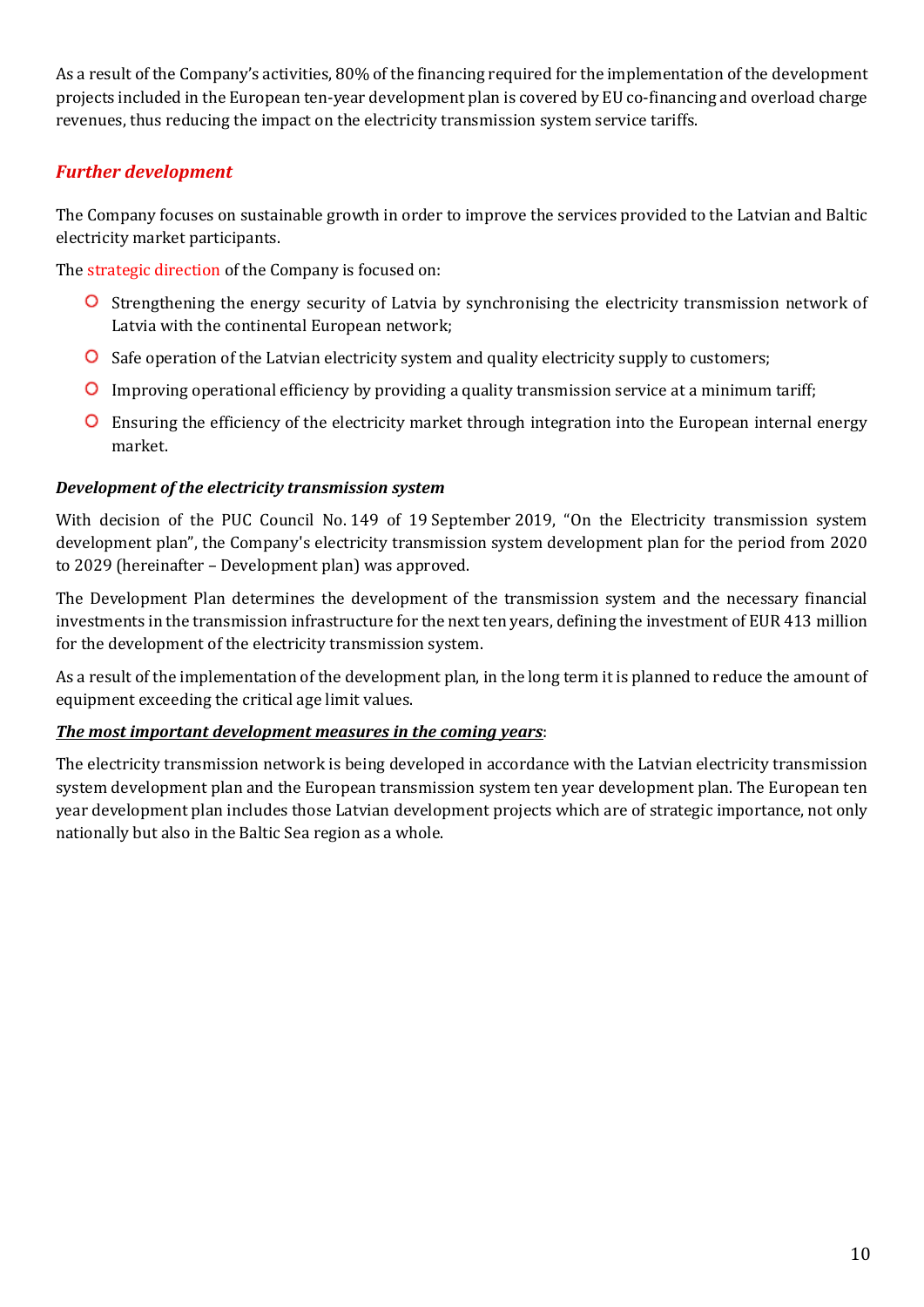As a result of the Company's activities, 80% of the financing required for the implementation of the development projects included in the European ten-year development plan is covered by EU co-financing and overload charge revenues, thus reducing the impact on the electricity transmission system service tariffs.

## *Further development*

The Company focuses on sustainable growth in order to improve the services provided to the Latvian and Baltic electricity market participants.

The strategic direction of the Company is focused on:

- Strengthening the energy security of Latvia by synchronising the electricity transmission network of Latvia with the continental European network;
- Safe operation of the Latvian electricity system and quality electricity supply to customers;
- Improving operational efficiency by providing a quality transmission service at a minimum tariff;
- Ensuring the efficiency of the electricity market through integration into the European internal energy market.

### *Development of the electricity transmission system*

With decision of the PUC Council No. 149 of 19 September 2019, "On the Electricity transmission system development plan", the Company's electricity transmission system development plan for the period from 2020 to 2029 (hereinafter – Development plan) was approved.

The Development Plan determines the development of the transmission system and the necessary financial investments in the transmission infrastructure for the next ten years, defining the investment of EUR 413 million for the development of the electricity transmission system.

As a result of the implementation of the development plan, in the long term it is planned to reduce the amount of equipment exceeding the critical age limit values.

***The most important development measures in the coming years***:

The electricity transmission network is being developed in accordance with the Latvian electricity transmission system development plan and the European transmission system ten year development plan. The European ten year development plan includes those Latvian development projects which are of strategic importance, not only nationally but also in the Baltic Sea region as a whole.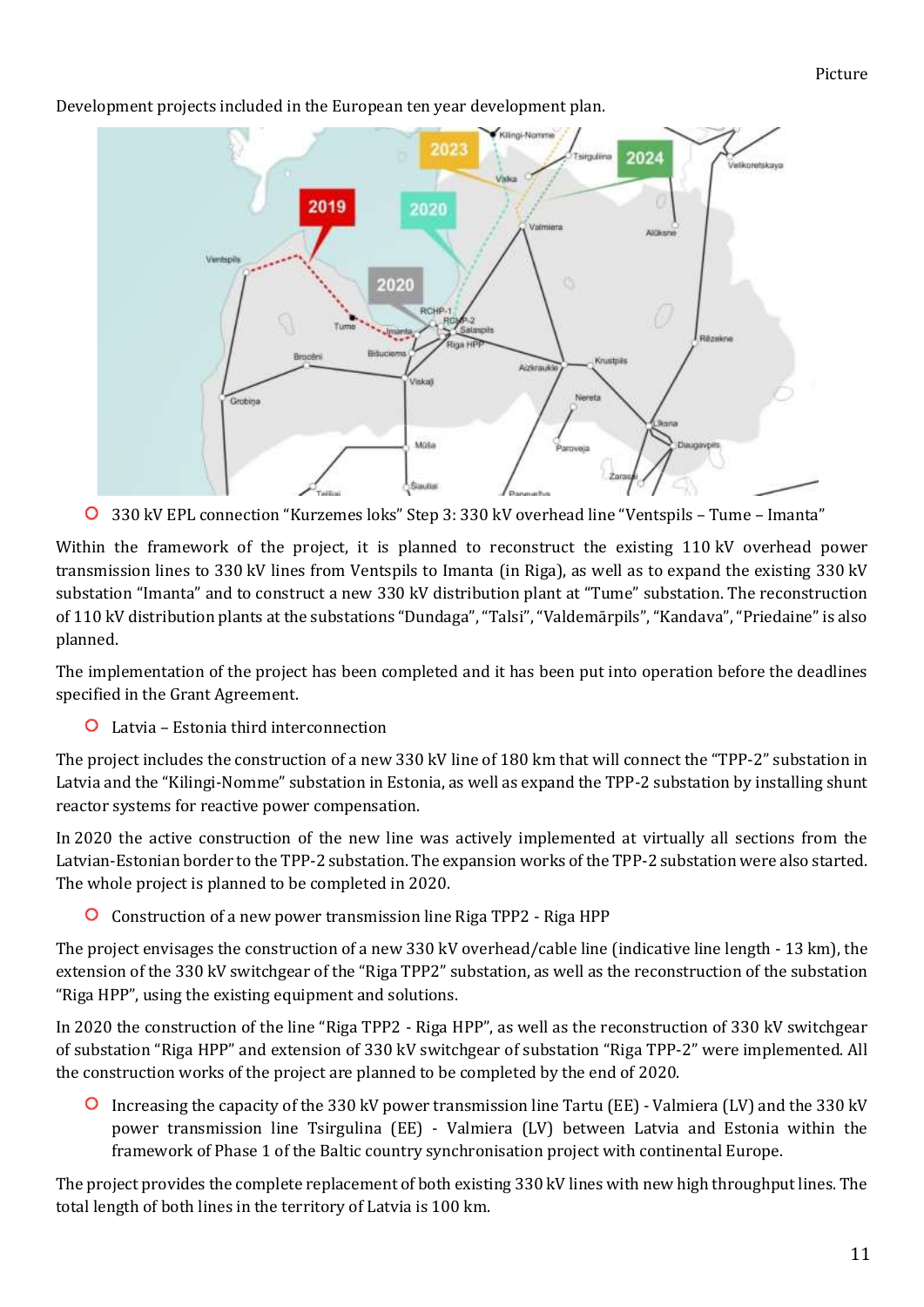Picture

Development projects included in the European ten year development plan.

- 330 kV EPL connection “Kurzemes loks” Step 3: 330 kV overhead line “Ventspils – Tume – Imanta”

Within the framework of the project, it is planned to reconstruct the existing 110 kV overhead power transmission lines to 330 kV lines from Ventspils to Imanta (in Riga), as well as to expand the existing 330 kV substation “Imanta” and to construct a new 330 kV distribution plant at “Tume” substation. The reconstruction of 110 kV distribution plants at the substations “Dundaga”, “Talsi”, “Valdemārpils”, “Kandava”, “Priedaine” is also planned.

The implementation of the project has been completed and it has been put into operation before the deadlines specified in the Grant Agreement.

- Latvia – Estonia third interconnection

The project includes the construction of a new 330 kV line of 180 km that will connect the “TPP-2” substation in Latvia and the “Kilingi-Nomme” substation in Estonia, as well as expand the TPP-2 substation by installing shunt reactor systems for reactive power compensation.

In 2020 the active construction of the new line was actively implemented at virtually all sections from the Latvian-Estonian border to the TPP-2 substation. The expansion works of the TPP-2 substation were also started. The whole project is planned to be completed in 2020.

- Construction of a new power transmission line Riga TPP2 - Riga HPP

The project envisages the construction of a new 330 kV overhead/cable line (indicative line length - 13 km), the extension of the 330 kV switchgear of the “Riga TPP2” substation, as well as the reconstruction of the substation “Riga HPP”, using the existing equipment and solutions.

In 2020 the construction of the line “Riga TPP2 - Riga HPP”, as well as the reconstruction of 330 kV switchgear of substation “Riga HPP” and extension of 330 kV switchgear of substation “Riga TPP-2” were implemented. All the construction works of the project are planned to be completed by the end of 2020.

- Increasing the capacity of the 330 kV power transmission line Tartu (EE) - Valmiera (LV) and the 330 kV power transmission line Tsirgulina (EE) - Valmiera (LV) between Latvia and Estonia within the framework of Phase 1 of the Baltic country synchronisation project with continental Europe.

The project provides the complete replacement of both existing 330 kV lines with new high throughput lines. The total length of both lines in the territory of Latvia is 100 km.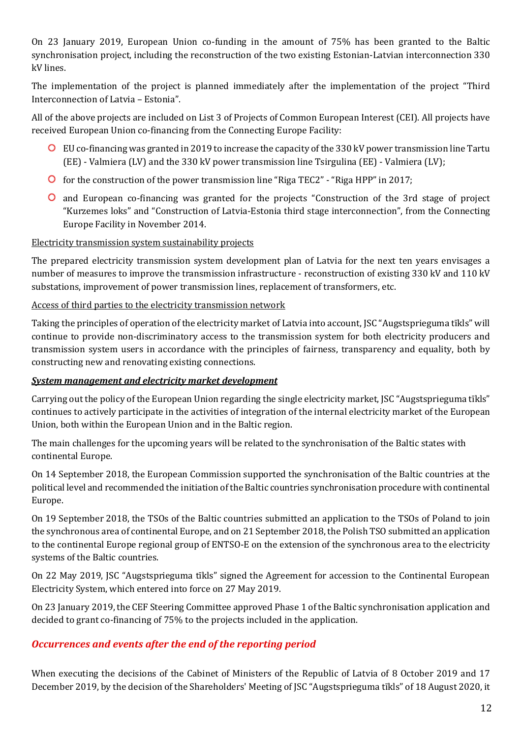On 23 January 2019, European Union co-funding in the amount of 75% has been granted to the Baltic synchronisation project, including the reconstruction of the two existing Estonian-Latvian interconnection 330 kV lines.

The implementation of the project is planned immediately after the implementation of the project "Third Interconnection of Latvia – Estonia".

All of the above projects are included on List 3 of Projects of Common European Interest (CEI). All projects have received European Union co-financing from the Connecting Europe Facility:

- EU co-financing was granted in 2019 to increase the capacity of the 330 kV power transmission line Tartu (EE) - Valmiera (LV) and the 330 kV power transmission line Tsirgulina (EE) - Valmiera (LV);
- for the construction of the power transmission line "Riga TEC2" - "Riga HPP" in 2017;
- and European co-financing was granted for the projects "Construction of the 3rd stage of project "Kurzemes loks" and "Construction of Latvia-Estonia third stage interconnection", from the Connecting Europe Facility in November 2014.

Electricity transmission system sustainability projects

The prepared electricity transmission system development plan of Latvia for the next ten years envisages a number of measures to improve the transmission infrastructure - reconstruction of existing 330 kV and 110 kV substations, improvement of power transmission lines, replacement of transformers, etc.

Access of third parties to the electricity transmission network

Taking the principles of operation of the electricity market of Latvia into account, JSC "Augstsprieguma tīkls" will continue to provide non-discriminatory access to the transmission system for both electricity producers and transmission system users in accordance with the principles of fairness, transparency and equality, both by constructing new and renovating existing connections.

***System management and electricity market development***

Carrying out the policy of the European Union regarding the single electricity market, JSC "Augstsprieguma tīkls" continues to actively participate in the activities of integration of the internal electricity market of the European Union, both within the European Union and in the Baltic region.

The main challenges for the upcoming years will be related to the synchronisation of the Baltic states with continental Europe.

On 14 September 2018, the European Commission supported the synchronisation of the Baltic countries at the political level and recommended the initiation of the Baltic countries synchronisation procedure with continental Europe.

On 19 September 2018, the TSOs of the Baltic countries submitted an application to the TSOs of Poland to join the synchronous area of continental Europe, and on 21 September 2018, the Polish TSO submitted an application to the continental Europe regional group of ENTSO-E on the extension of the synchronous area to the electricity systems of the Baltic countries.

On 22 May 2019, JSC "Augstsprieguma tīkls" signed the Agreement for accession to the Continental European Electricity System, which entered into force on 27 May 2019.

On 23 January 2019, the CEF Steering Committee approved Phase 1 of the Baltic synchronisation application and decided to grant co-financing of 75% to the projects included in the application.

## *Occurrences and events after the end of the reporting period*

When executing the decisions of the Cabinet of Ministers of the Republic of Latvia of 8 October 2019 and 17 December 2019, by the decision of the Shareholders' Meeting of JSC "Augstsprieguma tīkls" of 18 August 2020, it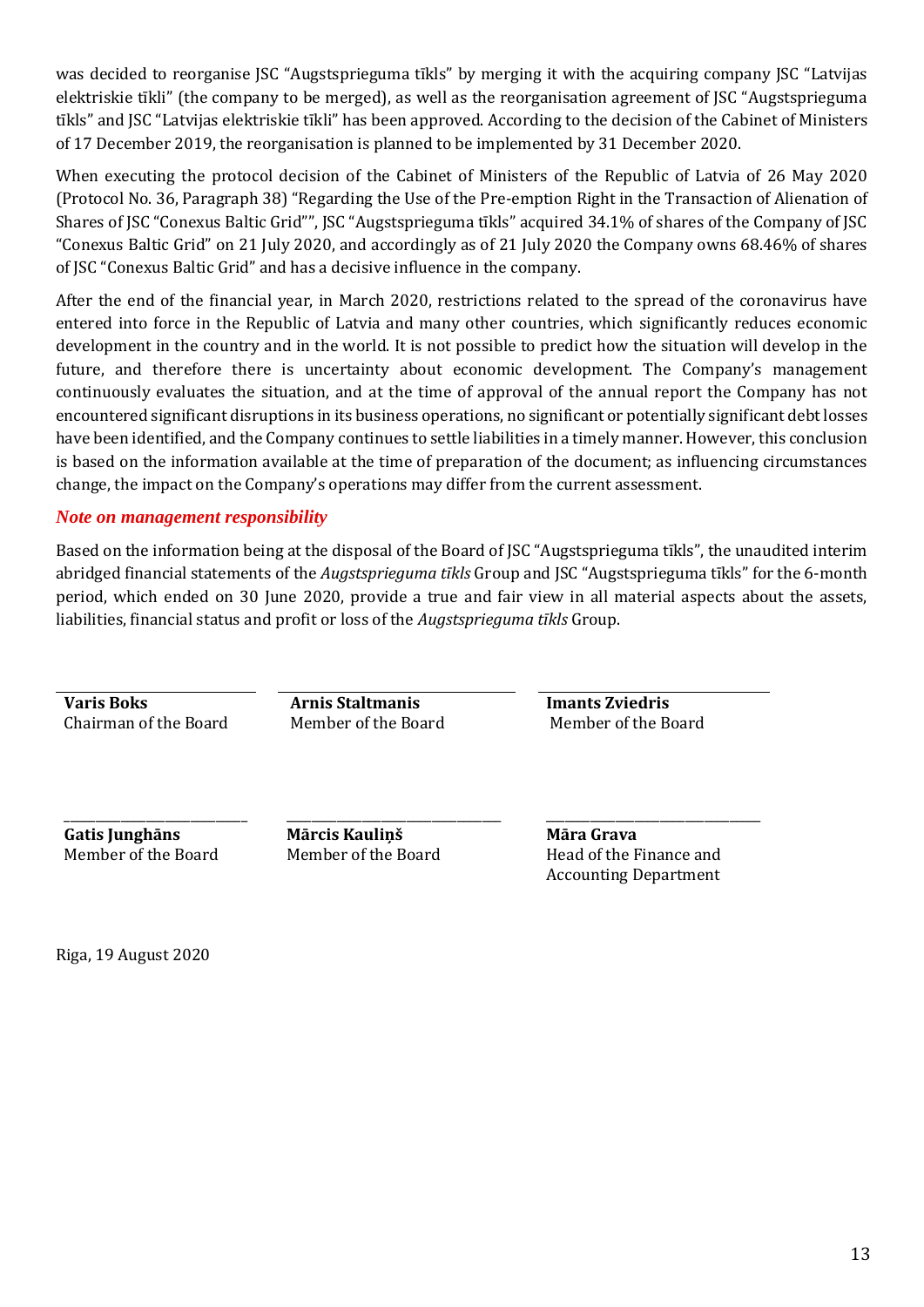was decided to reorganise JSC "Augstsprieguma tīkls" by merging it with the acquiring company JSC "Latvijas elektriskie tīkli" (the company to be merged), as well as the reorganisation agreement of JSC "Augstsprieguma tīkls" and JSC "Latvijas elektriskie tīkli" has been approved. According to the decision of the Cabinet of Ministers of 17 December 2019, the reorganisation is planned to be implemented by 31 December 2020.

When executing the protocol decision of the Cabinet of Ministers of the Republic of Latvia of 26 May 2020 (Protocol No. 36, Paragraph 38) "Regarding the Use of the Pre-emption Right in the Transaction of Alienation of Shares of JSC "Conexus Baltic Grid"", JSC "Augstsprieguma tīkls" acquired 34.1% of shares of the Company of JSC "Conexus Baltic Grid" on 21 July 2020, and accordingly as of 21 July 2020 the Company owns 68.46% of shares of JSC "Conexus Baltic Grid" and has a decisive influence in the company.

After the end of the financial year, in March 2020, restrictions related to the spread of the coronavirus have entered into force in the Republic of Latvia and many other countries, which significantly reduces economic development in the country and in the world. It is not possible to predict how the situation will develop in the future, and therefore there is uncertainty about economic development. The Company's management continuously evaluates the situation, and at the time of approval of the annual report the Company has not encountered significant disruptions in its business operations, no significant or potentially significant debt losses have been identified, and the Company continues to settle liabilities in a timely manner. However, this conclusion is based on the information available at the time of preparation of the document; as influencing circumstances change, the impact on the Company's operations may differ from the current assessment.

### *Note on management responsibility*

Based on the information being at the disposal of the Board of JSC "Augstsprieguma tīkls", the unaudited interim abridged financial statements of the *Augstsprieguma tīkls* Group and JSC "Augstsprieguma tīkls" for the 6-month period, which ended on 30 June 2020, provide a true and fair view in all material aspects about the assets, liabilities, financial status and profit or loss of the *Augstsprieguma tīkls* Group.

**Varis Boks**
Chairman of the Board

**Arnis Staltmanis**
Member of the Board

**Imants Zviedris**
Member of the Board

**Gatis Junghāns**
Member of the Board

**Mārcis Kauliņš**
Member of the Board

**Māra Grava**
Head of the Finance and Accounting Department

Riga, 19 August 2020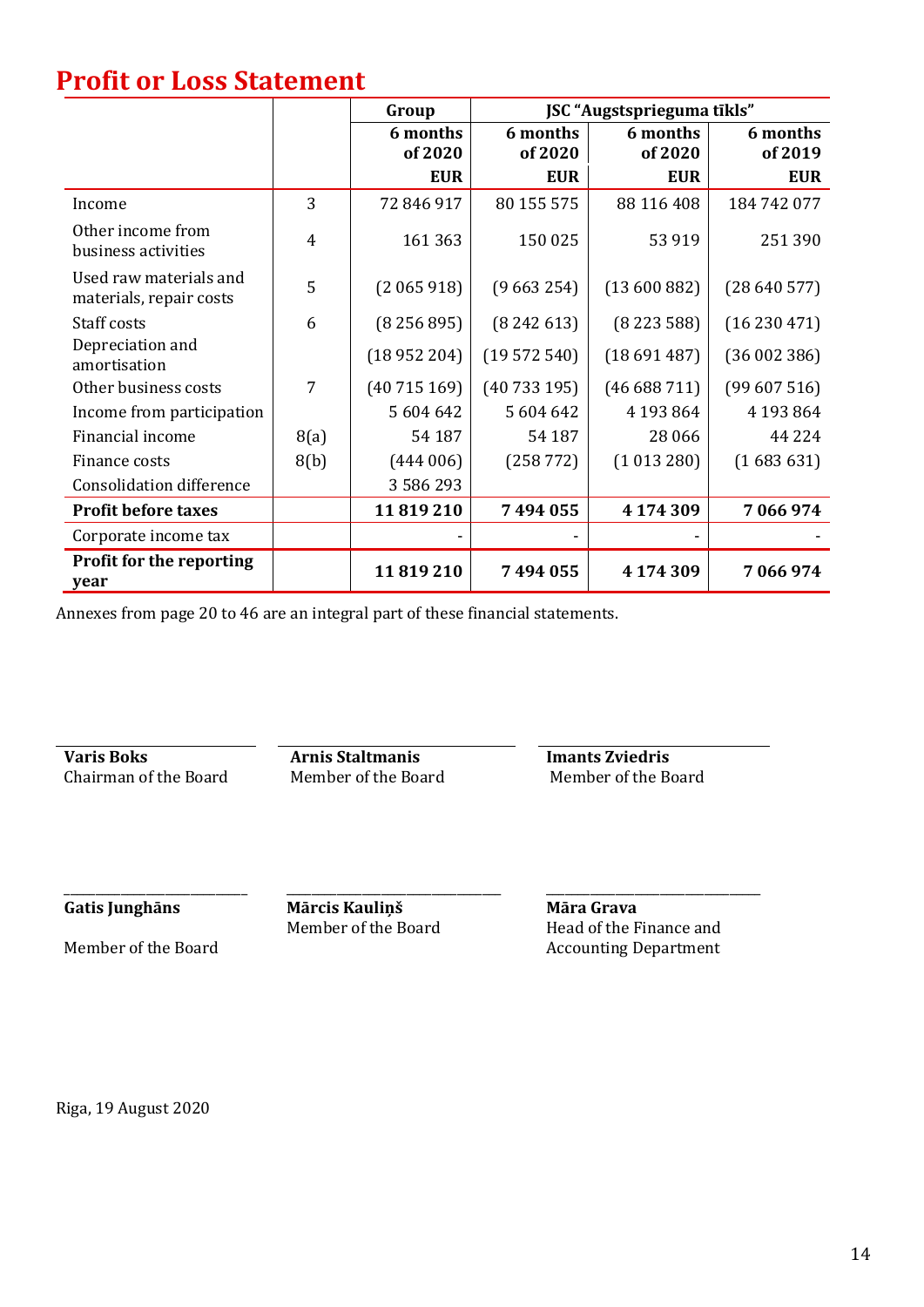# Profit or Loss Statement

| | | Group | JSC "Augstsprieguma tīkls" | | |
|---|---|---|---|---|---|
| | | 6 months of 2020 | 6 months of 2020 | 6 months of 2020 | 6 months of 2019 |
| | | EUR | EUR | EUR | EUR |
| Income | 3 | 72 846 917 | 80 155 575 | 88 116 408 | 184 742 077 |
| Other income from business activities | 4 | 161 363 | 150 025 | 53 919 | 251 390 |
| Used raw materials and materials, repair costs | 5 | (2 065 918) | (9 663 254) | (13 600 882) | (28 640 577) |
| Staff costs | 6 | (8 256 895) | (8 242 613) | (8 223 588) | (16 230 471) |
| Depreciation and amortisation | | (18 952 204) | (19 572 540) | (18 691 487) | (36 002 386) |
| Other business costs | 7 | (40 715 169) | (40 733 195) | (46 688 711) | (99 607 516) |
| Income from participation | | 5 604 642 | 5 604 642 | 4 193 864 | 4 193 864 |
| Financial income | 8(a) | 54 187 | 54 187 | 28 066 | 44 224 |
| Finance costs | 8(b) | (444 006) | (258 772) | (1 013 280) | (1 683 631) |
| Consolidation difference | | 3 586 293 | | | |
| **Profit before taxes** | | **11 819 210** | **7 494 055** | **4 174 309** | **7 066 974** |
| Corporate income tax | | - | - | - | - |
| **Profit for the reporting year** | | **11 819 210** | **7 494 055** | **4 174 309** | **7 066 974** |

Annexes from page 20 to 46 are an integral part of these financial statements.

**Varis Boks**
Chairman of the Board

**Arnis Staltmanis**
Member of the Board

**Imants Zviedris**
Member of the Board

**Gatis Junghāns**
Member of the Board

**Mārcis Kauliņš**
Member of the Board

**Māra Grava**
Head of the Finance and Accounting Department

Riga, 19 August 2020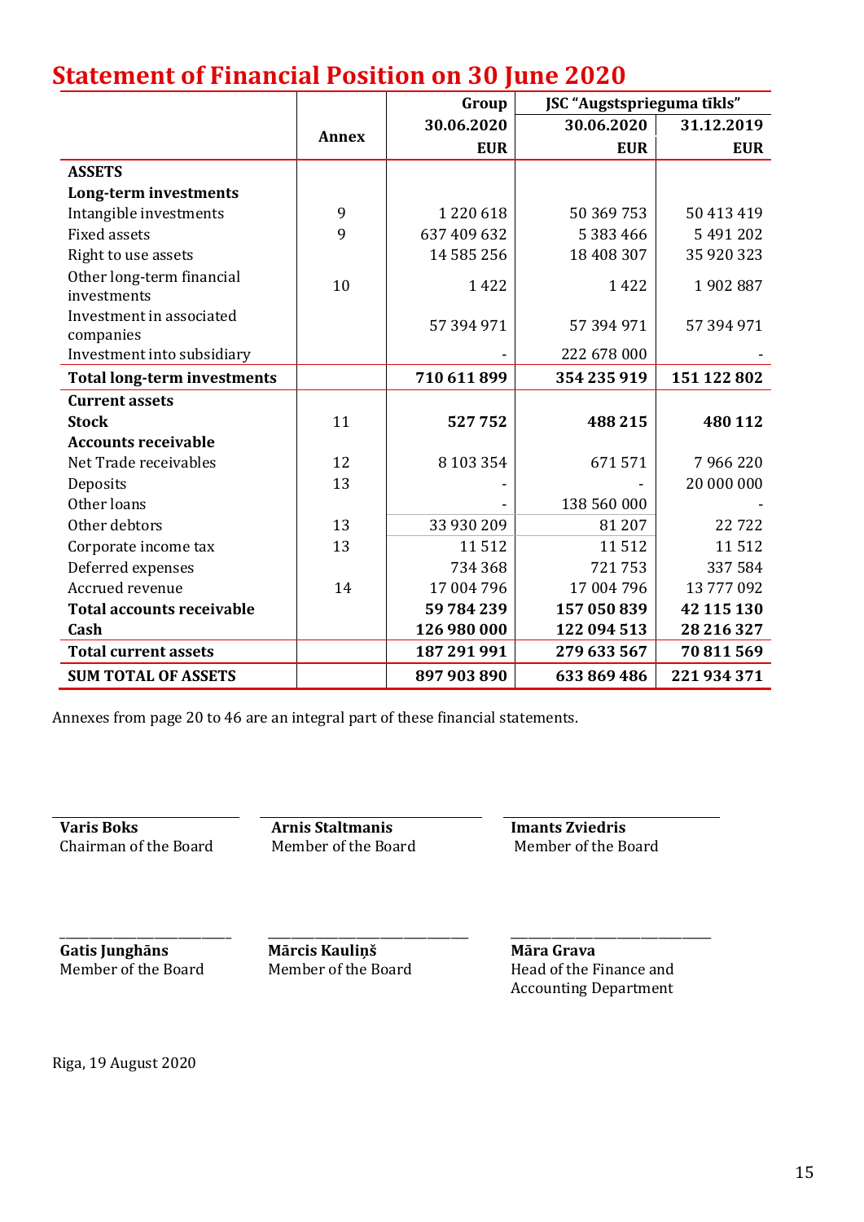# Statement of Financial Position on 30 June 2020

| | Annex | Group | JSC "Augstsprieguma tīkls" | |
|---|---|---|---|---|
| | | 30.06.2020 | 30.06.2020 | 31.12.2019 |
| | | EUR | EUR | EUR |
| **ASSETS** | | | | |
| **Long-term investments** | | | | |
| Intangible investments | 9 | 1 220 618 | 50 369 753 | 50 413 419 |
| Fixed assets | 9 | 637 409 632 | 5 383 466 | 5 491 202 |
| Right to use assets | | 14 585 256 | 18 408 307 | 35 920 323 |
| Other long-term financial investments | 10 | 1 422 | 1 422 | 1 902 887 |
| Investment in associated companies | | 57 394 971 | 57 394 971 | 57 394 971 |
| Investment into subsidiary | | - | 222 678 000 | - |
| **Total long-term investments** | | **710 611 899** | **354 235 919** | **151 122 802** |
| **Current assets** | | | | |
| **Stock** | 11 | **527 752** | **488 215** | **480 112** |
| **Accounts receivable** | | | | |
| Net Trade receivables | 12 | 8 103 354 | 671 571 | 7 966 220 |
| Deposits | 13 | - | - | 20 000 000 |
| Other loans | | - | 138 560 000 | - |
| Other debtors | 13 | 33 930 209 | 81 207 | 22 722 |
| Corporate income tax | 13 | 11 512 | 11 512 | 11 512 |
| Deferred expenses | | 734 368 | 721 753 | 337 584 |
| Accrued revenue | 14 | 17 004 796 | 17 004 796 | 13 777 092 |
| **Total accounts receivable** | | **59 784 239** | **157 050 839** | **42 115 130** |
| **Cash** | | **126 980 000** | **122 094 513** | **28 216 327** |
| **Total current assets** | | **187 291 991** | **279 633 567** | **70 811 569** |
| **SUM TOTAL OF ASSETS** | | **897 903 890** | **633 869 486** | **221 934 371** |

Annexes from page 20 to 46 are an integral part of these financial statements.

**Varis Boks**
Chairman of the Board

**Arnis Staltmanis**
Member of the Board

**Imants Zviedris**
Member of the Board

**Gatis Junghāns**
Member of the Board

**Mārcis Kauliņš**
Member of the Board

**Māra Grava**
Head of the Finance and Accounting Department

Riga, 19 August 2020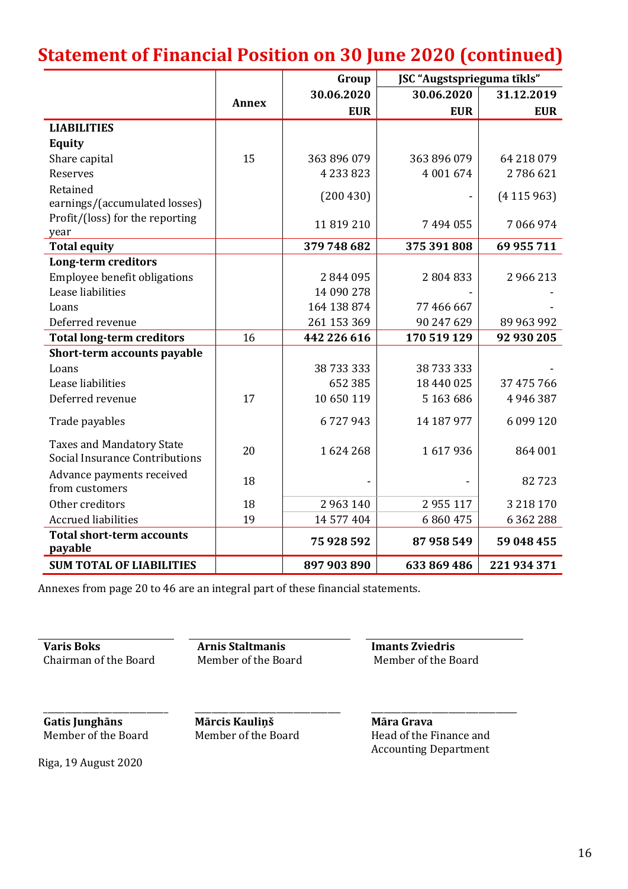# Statement of Financial Position on 30 June 2020 (continued)

| | Annex | Group | JSC "Augstsprieguma tīkls" | |
|---|---|---|---|---|
| | | 30.06.2020 | 30.06.2020 | 31.12.2019 |
| | | EUR | EUR | EUR |
| **LIABILITIES** | | | | |
| **Equity** | | | | |
| Share capital | 15 | 363 896 079 | 363 896 079 | 64 218 079 |
| Reserves | | 4 233 823 | 4 001 674 | 2 786 621 |
| Retained earnings/(accumulated losses) | | (200 430) | - | (4 115 963) |
| Profit/(loss) for the reporting year | | 11 819 210 | 7 494 055 | 7 066 974 |
| **Total equity** | | **379 748 682** | **375 391 808** | **69 955 711** |
| **Long-term creditors** | | | | |
| Employee benefit obligations | | 2 844 095 | 2 804 833 | 2 966 213 |
| Lease liabilities | | 14 090 278 | - | - |
| Loans | | 164 138 874 | 77 466 667 | - |
| Deferred revenue | | 261 153 369 | 90 247 629 | 89 963 992 |
| **Total long-term creditors** | 16 | **442 226 616** | **170 519 129** | **92 930 205** |
| **Short-term accounts payable** | | | | |
| Loans | | 38 733 333 | 38 733 333 | - |
| Lease liabilities | | 652 385 | 18 440 025 | 37 475 766 |
| Deferred revenue | 17 | 10 650 119 | 5 163 686 | 4 946 387 |
| Trade payables | | 6 727 943 | 14 187 977 | 6 099 120 |
| Taxes and Mandatory State Social Insurance Contributions | 20 | 1 624 268 | 1 617 936 | 864 001 |
| Advance payments received from customers | 18 | - | - | 82 723 |
| Other creditors | 18 | 2 963 140 | 2 955 117 | 3 218 170 |
| Accrued liabilities | 19 | 14 577 404 | 6 860 475 | 6 362 288 |
| **Total short-term accounts payable** | | **75 928 592** | **87 958 549** | **59 048 455** |
| **SUM TOTAL OF LIABILITIES** | | **897 903 890** | **633 869 486** | **221 934 371** |

Annexes from page 20 to 46 are an integral part of these financial statements.

**Varis Boks**
Chairman of the Board

**Arnis Staltmanis**
Member of the Board

**Imants Zviedris**
Member of the Board

**Gatis Junghāns**
Member of the Board

**Mārcis Kauliņš**
Member of the Board

**Māra Grava**
Head of the Finance and Accounting Department

Riga, 19 August 2020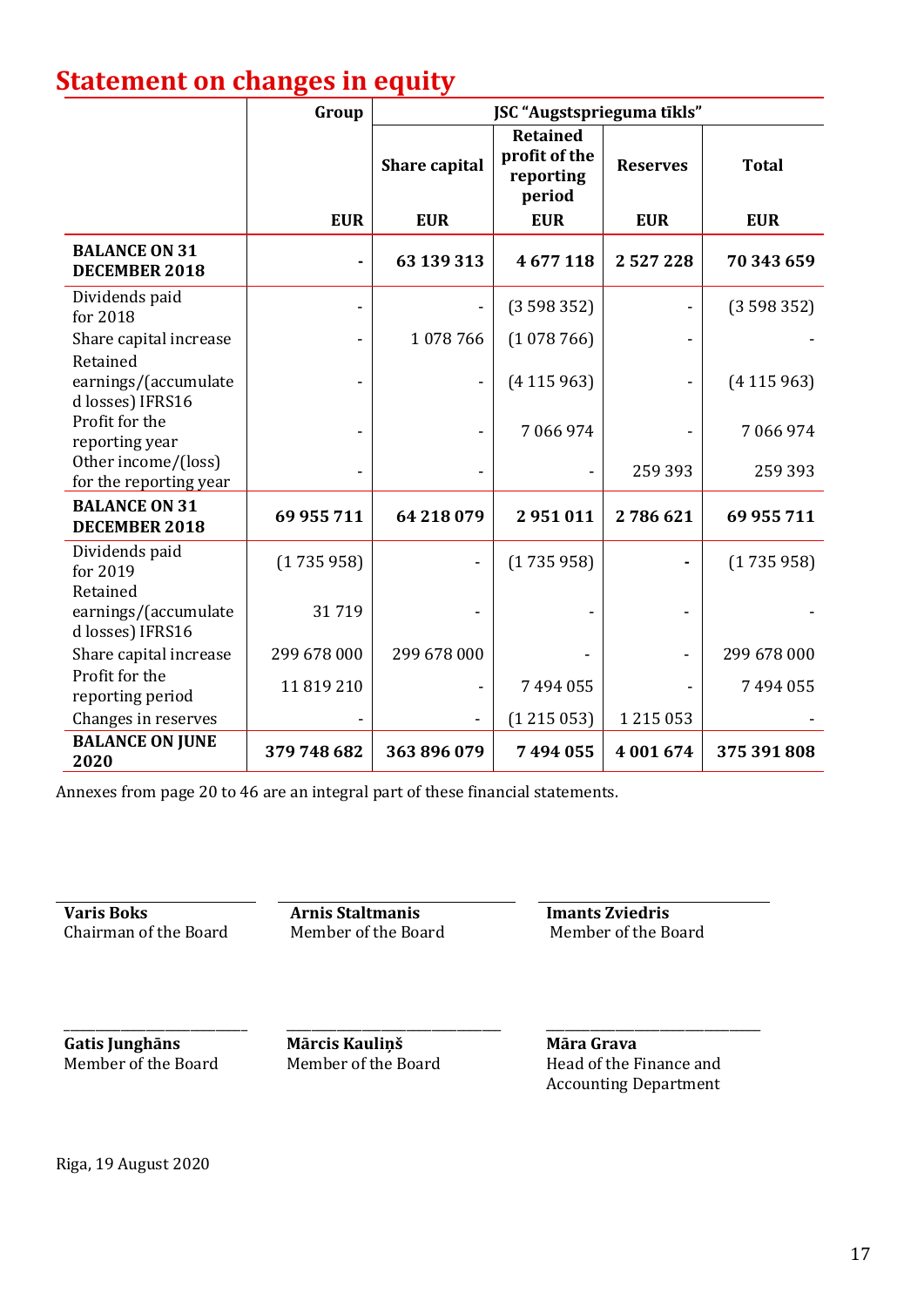# Statement on changes in equity

| | Group | JSC "Augstsprieguma tīkls" | | | |
|---|---|---|---|---|---|
| | | Share capital | Retained profit of the reporting period | Reserves | Total |
| | EUR | EUR | EUR | EUR | EUR |
| **BALANCE ON 31 DECEMBER 2018** | **-** | **63 139 313** | **4 677 118** | **2 527 228** | **70 343 659** |
| Dividends paid for 2018 | - | - | (3 598 352) | - | (3 598 352) |
| Share capital increase | - | 1 078 766 | (1 078 766) | - | - |
| Retained earnings/(accumulated losses) IFRS16 | - | - | (4 115 963) | - | (4 115 963) |
| Profit for the reporting year | - | - | 7 066 974 | - | 7 066 974 |
| Other income/(loss) for the reporting year | - | - | - | 259 393 | 259 393 |
| **BALANCE ON 31 DECEMBER 2018** | **69 955 711** | **64 218 079** | **2 951 011** | **2 786 621** | **69 955 711** |
| Dividends paid for 2019 | (1 735 958) | - | (1 735 958) | - | (1 735 958) |
| Retained earnings/(accumulated losses) IFRS16 | 31 719 | - | - | - | - |
| Share capital increase | 299 678 000 | 299 678 000 | - | - | 299 678 000 |
| Profit for the reporting period | 11 819 210 | - | 7 494 055 | - | 7 494 055 |
| Changes in reserves | - | - | (1 215 053) | 1 215 053 | - |
| **BALANCE ON JUNE 2020** | **379 748 682** | **363 896 079** | **7 494 055** | **4 001 674** | **375 391 808** |

Annexes from page 20 to 46 are an integral part of these financial statements.

**Varis Boks**
Chairman of the Board

**Arnis Staltmanis**
Member of the Board

**Imants Zviedris**
Member of the Board

**Gatis Junghāns**
Member of the Board

**Mārcis Kauliņš**
Member of the Board

**Māra Grava**
Head of the Finance and Accounting Department

Riga, 19 August 2020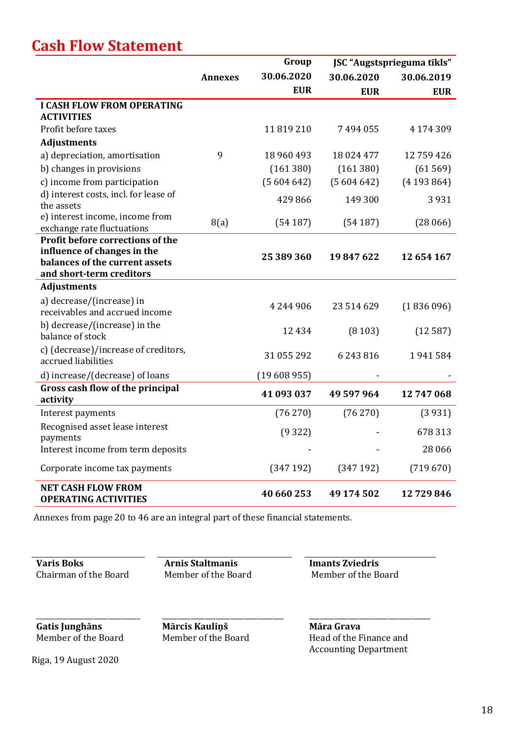# Cash Flow Statement

| | Annexes | Group 30.06.2020 EUR | JSC "Augstsprieguma tīkls" 30.06.2020 EUR | JSC "Augstsprieguma tīkls" 30.06.2019 EUR |
|---|---|---|---|---|
| **I CASH FLOW FROM OPERATING ACTIVITIES** | | | | |
| Profit before taxes | | 11 819 210 | 7 494 055 | 4 174 309 |
| **Adjustments** | | | | |
| a) depreciation, amortisation | 9 | 18 960 493 | 18 024 477 | 12 759 426 |
| b) changes in provisions | | (161 380) | (161 380) | (61 569) |
| c) income from participation | | (5 604 642) | (5 604 642) | (4 193 864) |
| d) interest costs, incl. for lease of the assets | | 429 866 | 149 300 | 3 931 |
| e) interest income, income from exchange rate fluctuations | 8(a) | (54 187) | (54 187) | (28 066) |
| **Profit before corrections of the influence of changes in the balances of the current assets and short-term creditors** | | **25 389 360** | **19 847 622** | **12 654 167** |
| **Adjustments** | | | | |
| a) decrease/(increase) in receivables and accrued income | | 4 244 906 | 23 514 629 | (1 836 096) |
| b) decrease/(increase) in the balance of stock | | 12 434 | (8 103) | (12 587) |
| c) (decrease)/increase of creditors, accrued liabilities | | 31 055 292 | 6 243 816 | 1 941 584 |
| d) increase/(decrease) of loans | | (19 608 955) | - | - |
| **Gross cash flow of the principal activity** | | **41 093 037** | **49 597 964** | **12 747 068** |
| Interest payments | | (76 270) | (76 270) | (3 931) |
| Recognised asset lease interest payments | | (9 322) | - | 678 313 |
| Interest income from term deposits | | - | - | 28 066 |
| Corporate income tax payments | | (347 192) | (347 192) | (719 670) |
| **NET CASH FLOW FROM OPERATING ACTIVITIES** | | **40 660 253** | **49 174 502** | **12 729 846** |

Annexes from page 20 to 46 are an integral part of these financial statements.

| | | |
|---|---|---|
| **Varis Boks**<br>Chairman of the Board | **Arnis Staltmanis**<br>Member of the Board | **Imants Zviedris**<br>Member of the Board |
| **Gatis Junghāns**<br>Member of the Board | **Mārcis Kauliņš**<br>Member of the Board | **Māra Grava**<br>Head of the Finance and Accounting Department |

Riga, 19 August 2020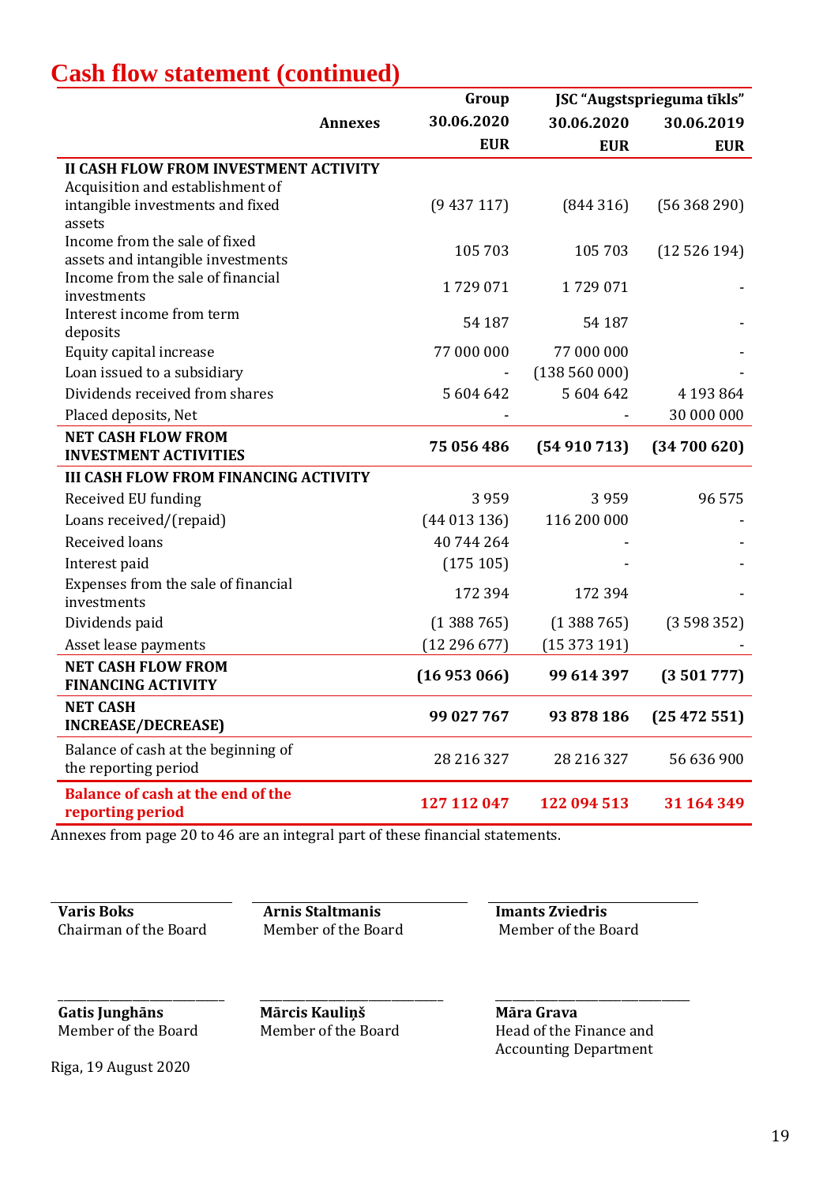# Cash flow statement (continued)

| | Annexes | Group 30.06.2020 EUR | JSC "Augstsprieguma tīkls" 30.06.2020 EUR | 30.06.2019 EUR |
|---|---|---|---|---|
| **II CASH FLOW FROM INVESTMENT ACTIVITY** | | | | |
| Acquisition and establishment of intangible investments and fixed assets | | (9 437 117) | (844 316) | (56 368 290) |
| Income from the sale of fixed assets and intangible investments | | 105 703 | 105 703 | (12 526 194) |
| Income from the sale of financial investments | | 1 729 071 | 1 729 071 | - |
| Interest income from term deposits | | 54 187 | 54 187 | - |
| Equity capital increase | | 77 000 000 | 77 000 000 | - |
| Loan issued to a subsidiary | | - | (138 560 000) | - |
| Dividends received from shares | | 5 604 642 | 5 604 642 | 4 193 864 |
| Placed deposits, Net | | - | - | 30 000 000 |
| **NET CASH FLOW FROM INVESTMENT ACTIVITIES** | | **75 056 486** | **(54 910 713)** | **(34 700 620)** |
| **III CASH FLOW FROM FINANCING ACTIVITY** | | | | |
| Received EU funding | | 3 959 | 3 959 | 96 575 |
| Loans received/(repaid) | | (44 013 136) | 116 200 000 | - |
| Received loans | | 40 744 264 | - | - |
| Interest paid | | (175 105) | - | - |
| Expenses from the sale of financial investments | | 172 394 | 172 394 | - |
| Dividends paid | | (1 388 765) | (1 388 765) | (3 598 352) |
| Asset lease payments | | (12 296 677) | (15 373 191) | - |
| **NET CASH FLOW FROM FINANCING ACTIVITY** | | **(16 953 066)** | **99 614 397** | **(3 501 777)** |
| **NET CASH INCREASE/DECREASE)** | | **99 027 767** | **93 878 186** | **(25 472 551)** |
| Balance of cash at the beginning of the reporting period | | 28 216 327 | 28 216 327 | 56 636 900 |
| **Balance of cash at the end of the reporting period** | | **127 112 047** | **122 094 513** | **31 164 349** |

Annexes from page 20 to 46 are an integral part of these financial statements.

**Varis Boks**
Chairman of the Board

**Arnis Staltmanis**
Member of the Board

**Imants Zviedris**
Member of the Board

**Gatis Junghāns**
Member of the Board

**Mārcis Kauliņš**
Member of the Board

**Māra Grava**
Head of the Finance and Accounting Department

Riga, 19 August 2020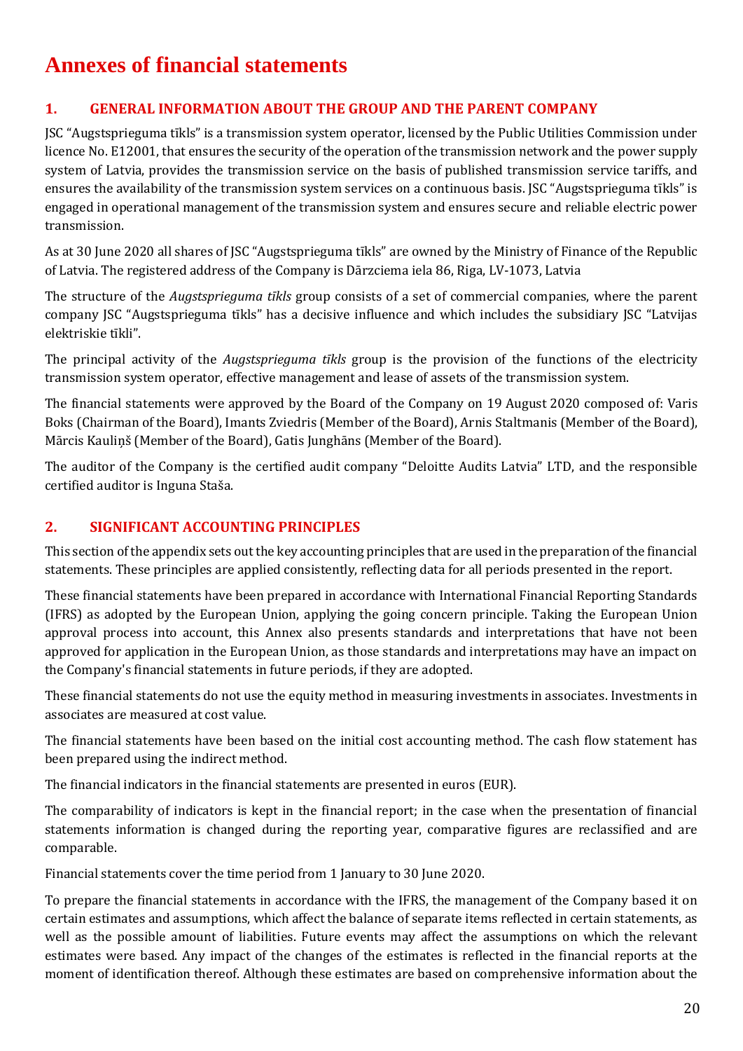# Annexes of financial statements

## 1. GENERAL INFORMATION ABOUT THE GROUP AND THE PARENT COMPANY

JSC "Augstsprieguma tīkls" is a transmission system operator, licensed by the Public Utilities Commission under licence No. E12001, that ensures the security of the operation of the transmission network and the power supply system of Latvia, provides the transmission service on the basis of published transmission service tariffs, and ensures the availability of the transmission system services on a continuous basis. JSC "Augstsprieguma tīkls" is engaged in operational management of the transmission system and ensures secure and reliable electric power transmission.

As at 30 June 2020 all shares of JSC "Augstsprieguma tīkls" are owned by the Ministry of Finance of the Republic of Latvia. The registered address of the Company is Dārzciema iela 86, Riga, LV-1073, Latvia

The structure of the *Augstsprieguma tīkls* group consists of a set of commercial companies, where the parent company JSC "Augstsprieguma tīkls" has a decisive influence and which includes the subsidiary JSC "Latvijas elektriskie tīkli".

The principal activity of the *Augstsprieguma tīkls* group is the provision of the functions of the electricity transmission system operator, effective management and lease of assets of the transmission system.

The financial statements were approved by the Board of the Company on 19 August 2020 composed of: Varis Boks (Chairman of the Board), Imants Zviedris (Member of the Board), Arnis Staltmanis (Member of the Board), Mārcis Kauliņš (Member of the Board), Gatis Junghāns (Member of the Board).

The auditor of the Company is the certified audit company "Deloitte Audits Latvia" LTD, and the responsible certified auditor is Inguna Staša.

## 2. SIGNIFICANT ACCOUNTING PRINCIPLES

This section of the appendix sets out the key accounting principles that are used in the preparation of the financial statements. These principles are applied consistently, reflecting data for all periods presented in the report.

These financial statements have been prepared in accordance with International Financial Reporting Standards (IFRS) as adopted by the European Union, applying the going concern principle. Taking the European Union approval process into account, this Annex also presents standards and interpretations that have not been approved for application in the European Union, as those standards and interpretations may have an impact on the Company's financial statements in future periods, if they are adopted.

These financial statements do not use the equity method in measuring investments in associates. Investments in associates are measured at cost value.

The financial statements have been based on the initial cost accounting method. The cash flow statement has been prepared using the indirect method.

The financial indicators in the financial statements are presented in euros (EUR).

The comparability of indicators is kept in the financial report; in the case when the presentation of financial statements information is changed during the reporting year, comparative figures are reclassified and are comparable.

Financial statements cover the time period from 1 January to 30 June 2020.

To prepare the financial statements in accordance with the IFRS, the management of the Company based it on certain estimates and assumptions, which affect the balance of separate items reflected in certain statements, as well as the possible amount of liabilities. Future events may affect the assumptions on which the relevant estimates were based. Any impact of the changes of the estimates is reflected in the financial reports at the moment of identification thereof. Although these estimates are based on comprehensive information about the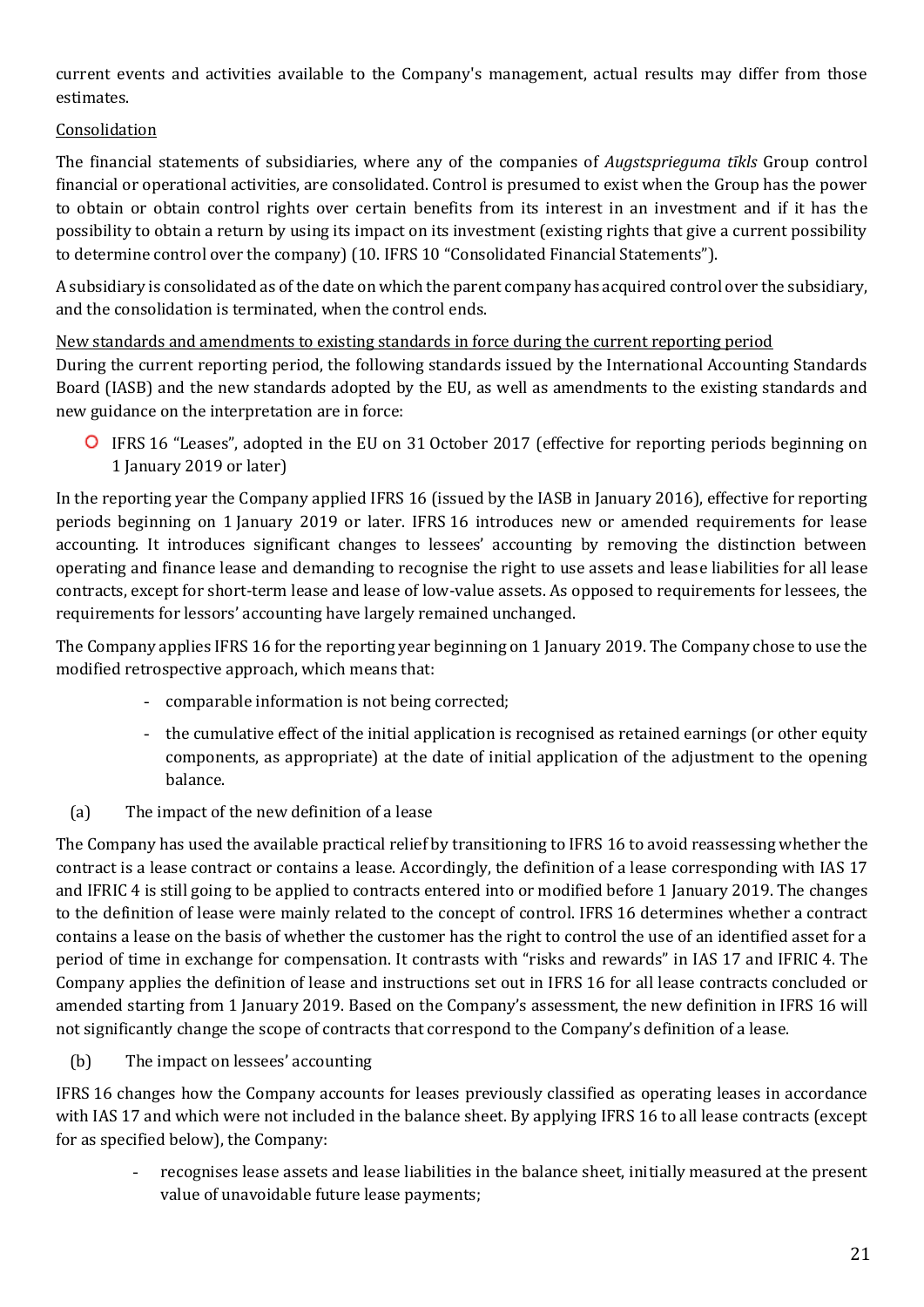current events and activities available to the Company's management, actual results may differ from those estimates.

Consolidation

The financial statements of subsidiaries, where any of the companies of *Augstsprieguma tīkls* Group control financial or operational activities, are consolidated. Control is presumed to exist when the Group has the power to obtain or obtain control rights over certain benefits from its interest in an investment and if it has the possibility to obtain a return by using its impact on its investment (existing rights that give a current possibility to determine control over the company) (10. IFRS 10 "Consolidated Financial Statements").

A subsidiary is consolidated as of the date on which the parent company has acquired control over the subsidiary, and the consolidation is terminated, when the control ends.

New standards and amendments to existing standards in force during the current reporting period

During the current reporting period, the following standards issued by the International Accounting Standards Board (IASB) and the new standards adopted by the EU, as well as amendments to the existing standards and new guidance on the interpretation are in force:

- IFRS 16 "Leases", adopted in the EU on 31 October 2017 (effective for reporting periods beginning on 1 January 2019 or later)

In the reporting year the Company applied IFRS 16 (issued by the IASB in January 2016), effective for reporting periods beginning on 1 January 2019 or later. IFRS 16 introduces new or amended requirements for lease accounting. It introduces significant changes to lessees' accounting by removing the distinction between operating and finance lease and demanding to recognise the right to use assets and lease liabilities for all lease contracts, except for short-term lease and lease of low-value assets. As opposed to requirements for lessees, the requirements for lessors' accounting have largely remained unchanged.

The Company applies IFRS 16 for the reporting year beginning on 1 January 2019. The Company chose to use the modified retrospective approach, which means that:

- comparable information is not being corrected;
- the cumulative effect of the initial application is recognised as retained earnings (or other equity components, as appropriate) at the date of initial application of the adjustment to the opening balance.

(a) The impact of the new definition of a lease

The Company has used the available practical relief by transitioning to IFRS 16 to avoid reassessing whether the contract is a lease contract or contains a lease. Accordingly, the definition of a lease corresponding with IAS 17 and IFRIC 4 is still going to be applied to contracts entered into or modified before 1 January 2019. The changes to the definition of lease were mainly related to the concept of control. IFRS 16 determines whether a contract contains a lease on the basis of whether the customer has the right to control the use of an identified asset for a period of time in exchange for compensation. It contrasts with "risks and rewards" in IAS 17 and IFRIC 4. The Company applies the definition of lease and instructions set out in IFRS 16 for all lease contracts concluded or amended starting from 1 January 2019. Based on the Company's assessment, the new definition in IFRS 16 will not significantly change the scope of contracts that correspond to the Company's definition of a lease.

(b) The impact on lessees' accounting

IFRS 16 changes how the Company accounts for leases previously classified as operating leases in accordance with IAS 17 and which were not included in the balance sheet. By applying IFRS 16 to all lease contracts (except for as specified below), the Company:

- recognises lease assets and lease liabilities in the balance sheet, initially measured at the present value of unavoidable future lease payments;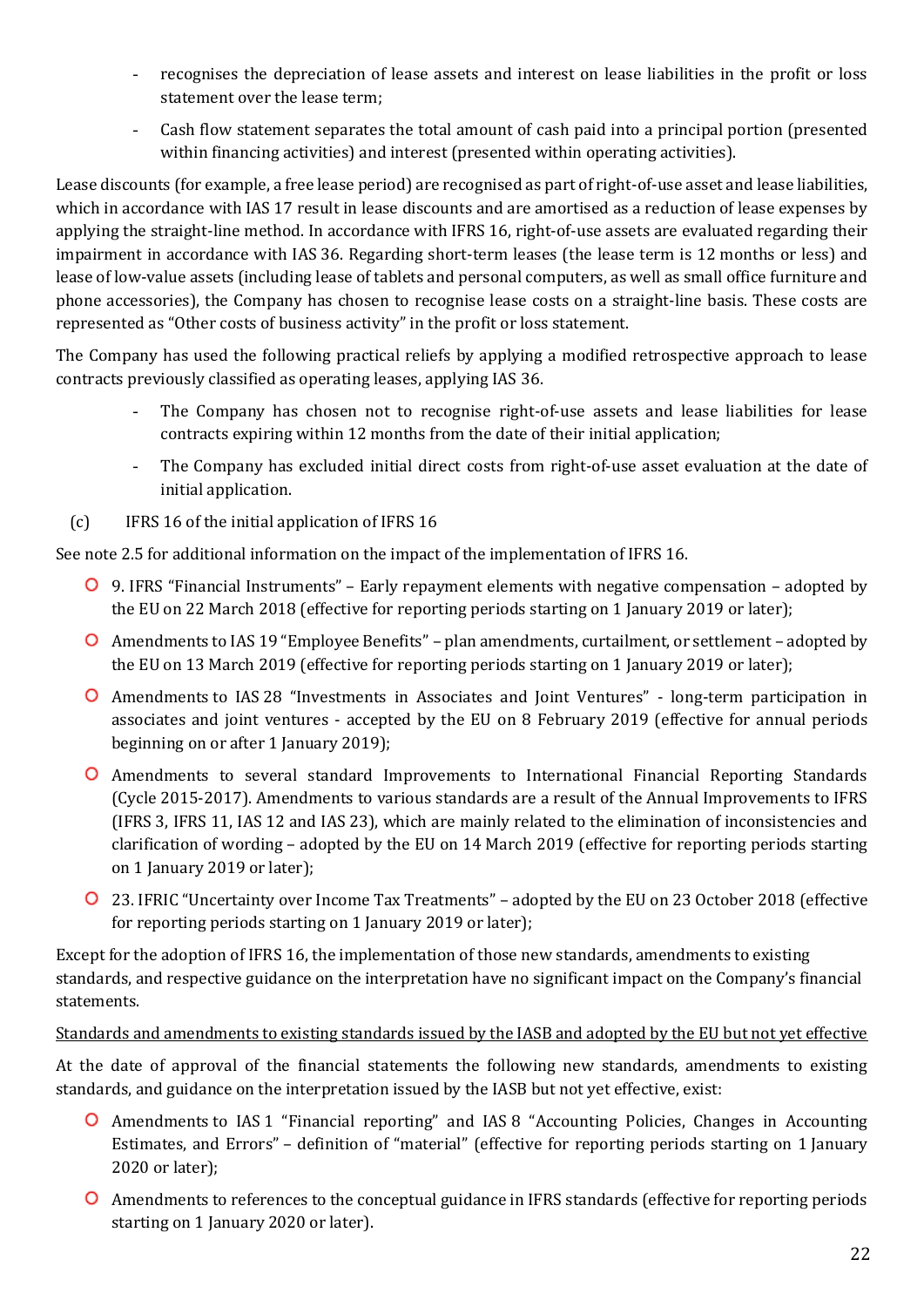- recognises the depreciation of lease assets and interest on lease liabilities in the profit or loss statement over the lease term;
- Cash flow statement separates the total amount of cash paid into a principal portion (presented within financing activities) and interest (presented within operating activities).

Lease discounts (for example, a free lease period) are recognised as part of right-of-use asset and lease liabilities, which in accordance with IAS 17 result in lease discounts and are amortised as a reduction of lease expenses by applying the straight-line method. In accordance with IFRS 16, right-of-use assets are evaluated regarding their impairment in accordance with IAS 36. Regarding short-term leases (the lease term is 12 months or less) and lease of low-value assets (including lease of tablets and personal computers, as well as small office furniture and phone accessories), the Company has chosen to recognise lease costs on a straight-line basis. These costs are represented as "Other costs of business activity" in the profit or loss statement.

The Company has used the following practical reliefs by applying a modified retrospective approach to lease contracts previously classified as operating leases, applying IAS 36.

- The Company has chosen not to recognise right-of-use assets and lease liabilities for lease contracts expiring within 12 months from the date of their initial application;
- The Company has excluded initial direct costs from right-of-use asset evaluation at the date of initial application.

(c) IFRS 16 of the initial application of IFRS 16

See note 2.5 for additional information on the impact of the implementation of IFRS 16.

- 9. IFRS "Financial Instruments" – Early repayment elements with negative compensation – adopted by the EU on 22 March 2018 (effective for reporting periods starting on 1 January 2019 or later);
- Amendments to IAS 19 "Employee Benefits" – plan amendments, curtailment, or settlement – adopted by the EU on 13 March 2019 (effective for reporting periods starting on 1 January 2019 or later);
- Amendments to IAS 28 "Investments in Associates and Joint Ventures" - long-term participation in associates and joint ventures - accepted by the EU on 8 February 2019 (effective for annual periods beginning on or after 1 January 2019);
- Amendments to several standard Improvements to International Financial Reporting Standards (Cycle 2015-2017). Amendments to various standards are a result of the Annual Improvements to IFRS (IFRS 3, IFRS 11, IAS 12 and IAS 23), which are mainly related to the elimination of inconsistencies and clarification of wording – adopted by the EU on 14 March 2019 (effective for reporting periods starting on 1 January 2019 or later);
- 23. IFRIC "Uncertainty over Income Tax Treatments" – adopted by the EU on 23 October 2018 (effective for reporting periods starting on 1 January 2019 or later);

Except for the adoption of IFRS 16, the implementation of those new standards, amendments to existing standards, and respective guidance on the interpretation have no significant impact on the Company's financial statements.

<u>Standards and amendments to existing standards issued by the IASB and adopted by the EU but not yet effective</u>

At the date of approval of the financial statements the following new standards, amendments to existing standards, and guidance on the interpretation issued by the IASB but not yet effective, exist:

- Amendments to IAS 1 "Financial reporting" and IAS 8 "Accounting Policies, Changes in Accounting Estimates, and Errors" – definition of "material" (effective for reporting periods starting on 1 January 2020 or later);
- Amendments to references to the conceptual guidance in IFRS standards (effective for reporting periods starting on 1 January 2020 or later).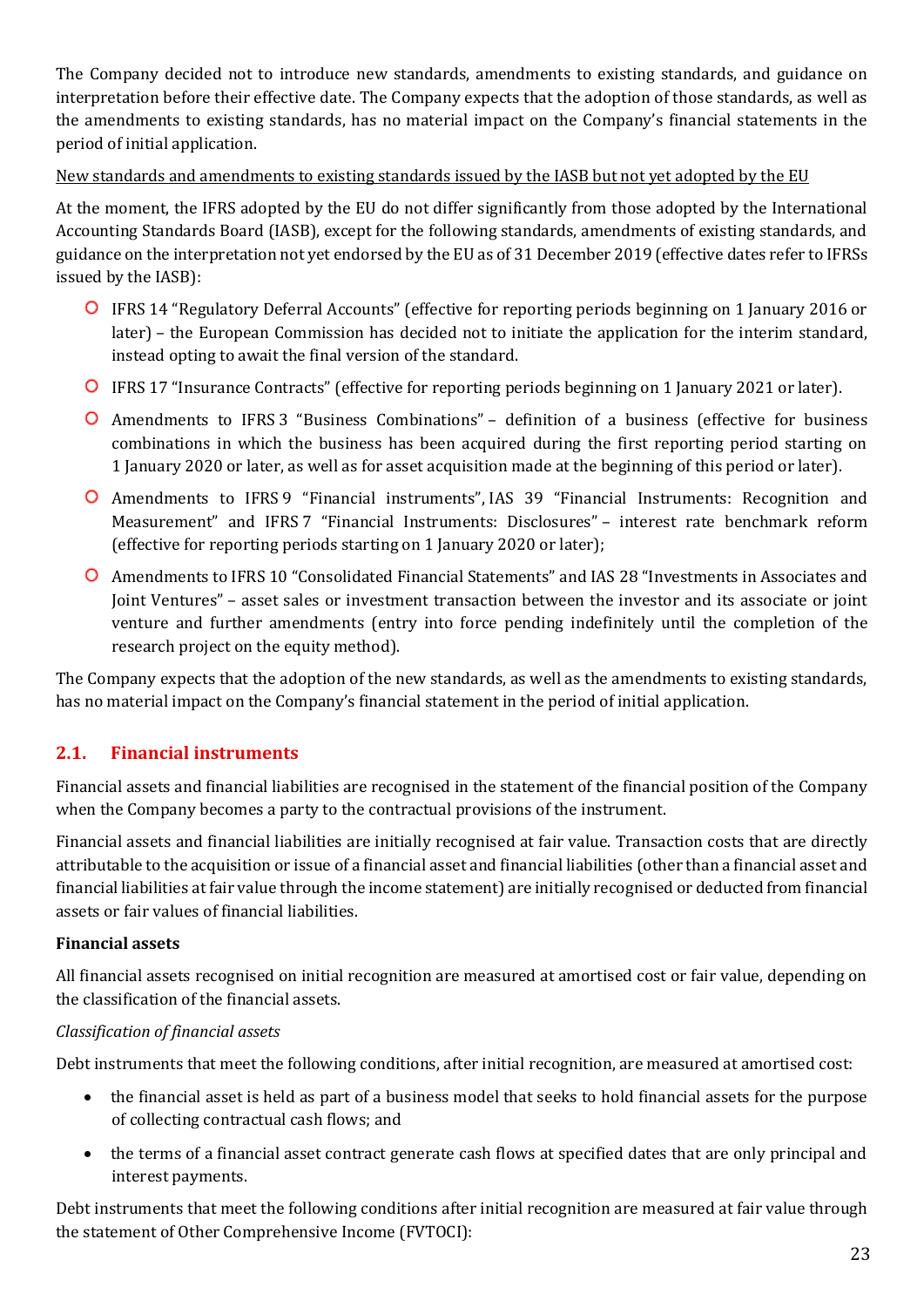The Company decided not to introduce new standards, amendments to existing standards, and guidance on interpretation before their effective date. The Company expects that the adoption of those standards, as well as the amendments to existing standards, has no material impact on the Company's financial statements in the period of initial application.

<u>New standards and amendments to existing standards issued by the IASB but not yet adopted by the EU</u>

At the moment, the IFRS adopted by the EU do not differ significantly from those adopted by the International Accounting Standards Board (IASB), except for the following standards, amendments of existing standards, and guidance on the interpretation not yet endorsed by the EU as of 31 December 2019 (effective dates refer to IFRSs issued by the IASB):

- IFRS 14 "Regulatory Deferral Accounts" (effective for reporting periods beginning on 1 January 2016 or later) – the European Commission has decided not to initiate the application for the interim standard, instead opting to await the final version of the standard.
- IFRS 17 "Insurance Contracts" (effective for reporting periods beginning on 1 January 2021 or later).
- Amendments to IFRS 3 "Business Combinations" – definition of a business (effective for business combinations in which the business has been acquired during the first reporting period starting on 1 January 2020 or later, as well as for asset acquisition made at the beginning of this period or later).
- Amendments to IFRS 9 "Financial instruments", IAS 39 "Financial Instruments: Recognition and Measurement" and IFRS 7 "Financial Instruments: Disclosures" – interest rate benchmark reform (effective for reporting periods starting on 1 January 2020 or later);
- Amendments to IFRS 10 "Consolidated Financial Statements" and IAS 28 "Investments in Associates and Joint Ventures" – asset sales or investment transaction between the investor and its associate or joint venture and further amendments (entry into force pending indefinitely until the completion of the research project on the equity method).

The Company expects that the adoption of the new standards, as well as the amendments to existing standards, has no material impact on the Company's financial statement in the period of initial application.

## 2.1. Financial instruments

Financial assets and financial liabilities are recognised in the statement of the financial position of the Company when the Company becomes a party to the contractual provisions of the instrument.

Financial assets and financial liabilities are initially recognised at fair value. Transaction costs that are directly attributable to the acquisition or issue of a financial asset and financial liabilities (other than a financial asset and financial liabilities at fair value through the income statement) are initially recognised or deducted from financial assets or fair values of financial liabilities.

**Financial assets**

All financial assets recognised on initial recognition are measured at amortised cost or fair value, depending on the classification of the financial assets.

*Classification of financial assets*

Debt instruments that meet the following conditions, after initial recognition, are measured at amortised cost:

- the financial asset is held as part of a business model that seeks to hold financial assets for the purpose of collecting contractual cash flows; and
- the terms of a financial asset contract generate cash flows at specified dates that are only principal and interest payments.

Debt instruments that meet the following conditions after initial recognition are measured at fair value through the statement of Other Comprehensive Income (FVTOCI):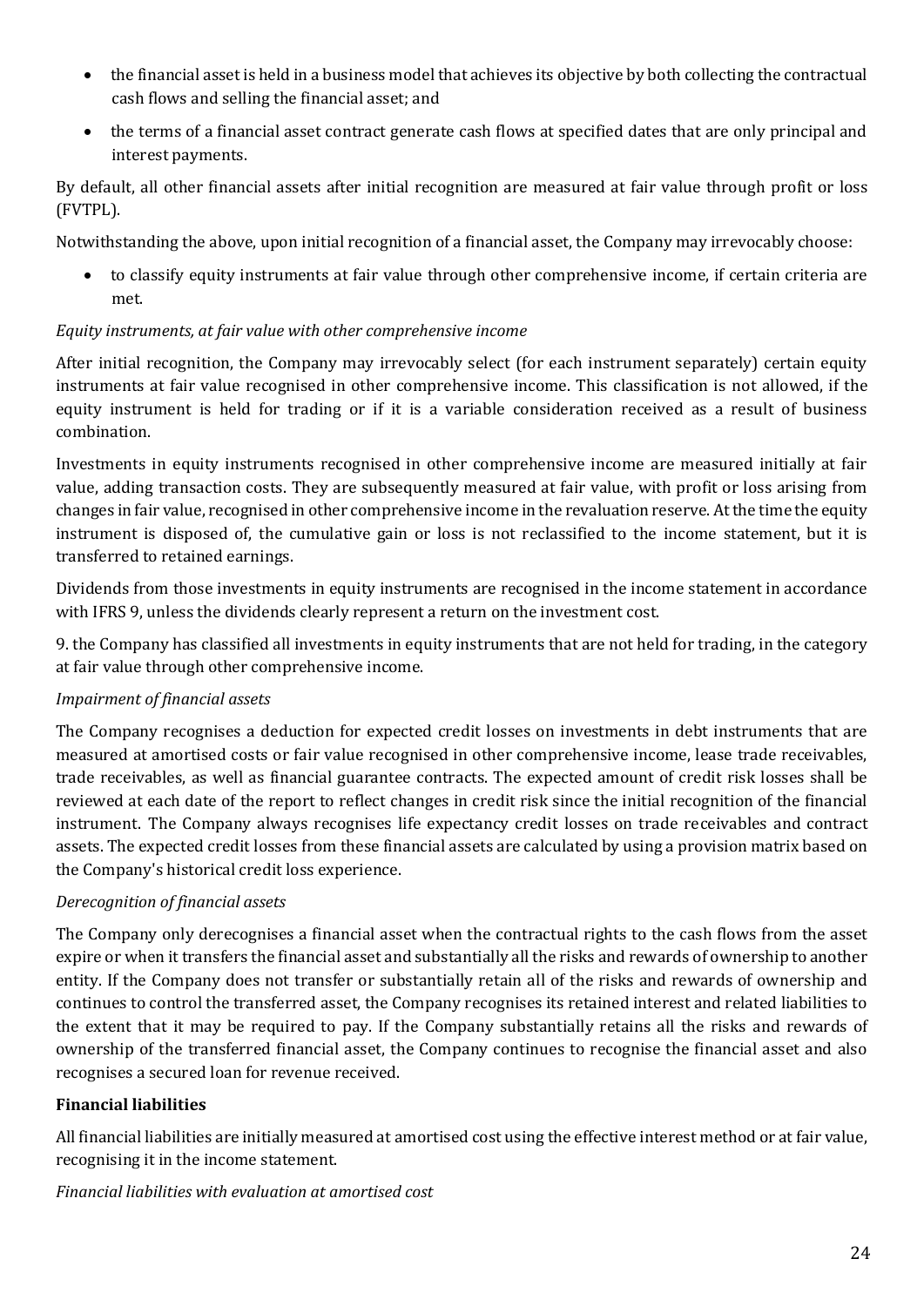- the financial asset is held in a business model that achieves its objective by both collecting the contractual cash flows and selling the financial asset; and
- the terms of a financial asset contract generate cash flows at specified dates that are only principal and interest payments.

By default, all other financial assets after initial recognition are measured at fair value through profit or loss (FVTPL).

Notwithstanding the above, upon initial recognition of a financial asset, the Company may irrevocably choose:

- to classify equity instruments at fair value through other comprehensive income, if certain criteria are met.

*Equity instruments, at fair value with other comprehensive income*

After initial recognition, the Company may irrevocably select (for each instrument separately) certain equity instruments at fair value recognised in other comprehensive income. This classification is not allowed, if the equity instrument is held for trading or if it is a variable consideration received as a result of business combination.

Investments in equity instruments recognised in other comprehensive income are measured initially at fair value, adding transaction costs. They are subsequently measured at fair value, with profit or loss arising from changes in fair value, recognised in other comprehensive income in the revaluation reserve. At the time the equity instrument is disposed of, the cumulative gain or loss is not reclassified to the income statement, but it is transferred to retained earnings.

Dividends from those investments in equity instruments are recognised in the income statement in accordance with IFRS 9, unless the dividends clearly represent a return on the investment cost.

9. the Company has classified all investments in equity instruments that are not held for trading, in the category at fair value through other comprehensive income.

*Impairment of financial assets*

The Company recognises a deduction for expected credit losses on investments in debt instruments that are measured at amortised costs or fair value recognised in other comprehensive income, lease trade receivables, trade receivables, as well as financial guarantee contracts. The expected amount of credit risk losses shall be reviewed at each date of the report to reflect changes in credit risk since the initial recognition of the financial instrument. The Company always recognises life expectancy credit losses on trade receivables and contract assets. The expected credit losses from these financial assets are calculated by using a provision matrix based on the Company's historical credit loss experience.

*Derecognition of financial assets*

The Company only derecognises a financial asset when the contractual rights to the cash flows from the asset expire or when it transfers the financial asset and substantially all the risks and rewards of ownership to another entity. If the Company does not transfer or substantially retain all of the risks and rewards of ownership and continues to control the transferred asset, the Company recognises its retained interest and related liabilities to the extent that it may be required to pay. If the Company substantially retains all the risks and rewards of ownership of the transferred financial asset, the Company continues to recognise the financial asset and also recognises a secured loan for revenue received.

**Financial liabilities**

All financial liabilities are initially measured at amortised cost using the effective interest method or at fair value, recognising it in the income statement.

*Financial liabilities with evaluation at amortised cost*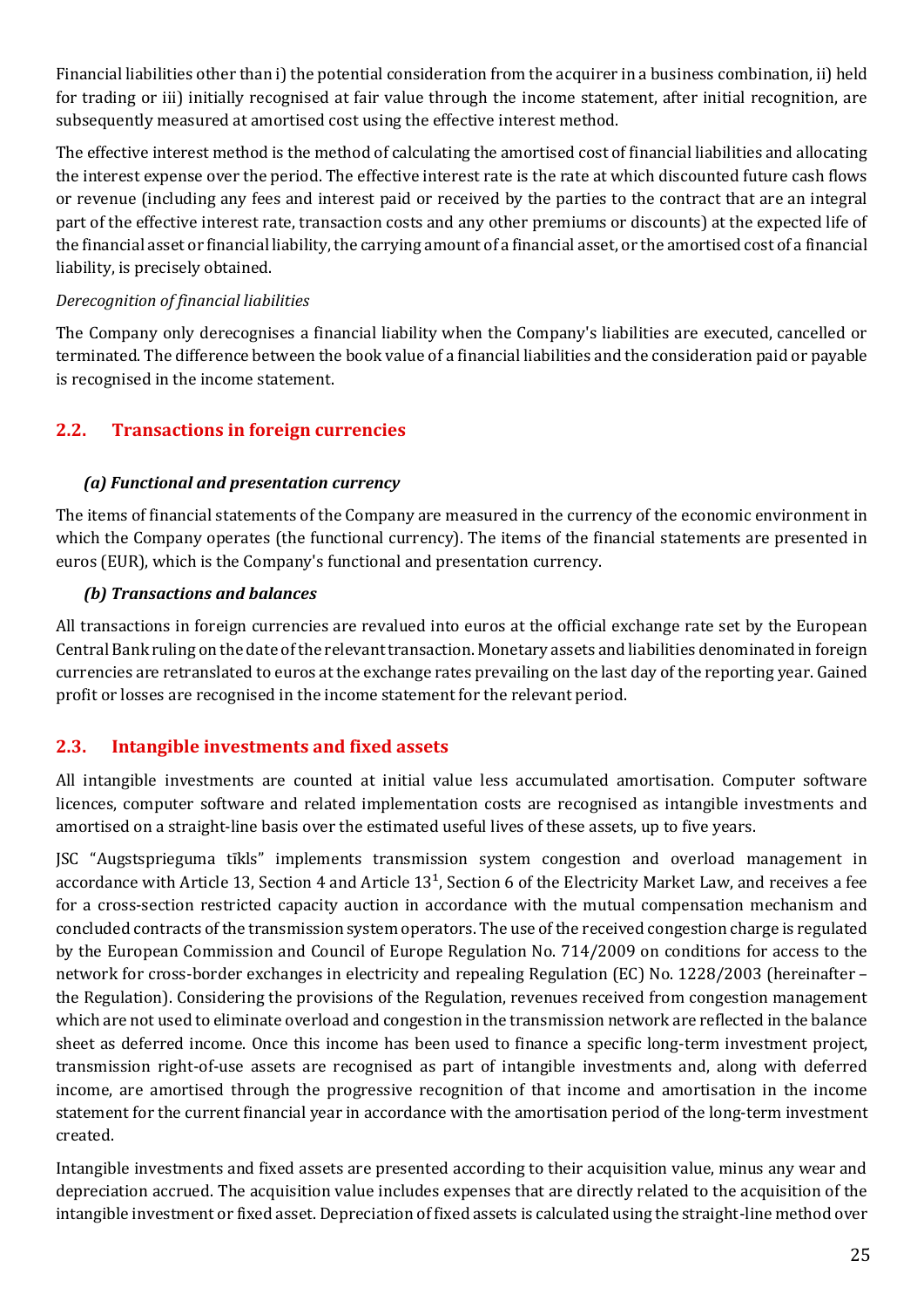Financial liabilities other than i) the potential consideration from the acquirer in a business combination, ii) held for trading or iii) initially recognised at fair value through the income statement, after initial recognition, are subsequently measured at amortised cost using the effective interest method.

The effective interest method is the method of calculating the amortised cost of financial liabilities and allocating the interest expense over the period. The effective interest rate is the rate at which discounted future cash flows or revenue (including any fees and interest paid or received by the parties to the contract that are an integral part of the effective interest rate, transaction costs and any other premiums or discounts) at the expected life of the financial asset or financial liability, the carrying amount of a financial asset, or the amortised cost of a financial liability, is precisely obtained.

*Derecognition of financial liabilities*

The Company only derecognises a financial liability when the Company's liabilities are executed, cancelled or terminated. The difference between the book value of a financial liabilities and the consideration paid or payable is recognised in the income statement.

## 2.2. Transactions in foreign currencies

### *(a) Functional and presentation currency*

The items of financial statements of the Company are measured in the currency of the economic environment in which the Company operates (the functional currency). The items of the financial statements are presented in euros (EUR), which is the Company's functional and presentation currency.

### *(b) Transactions and balances*

All transactions in foreign currencies are revalued into euros at the official exchange rate set by the European Central Bank ruling on the date of the relevant transaction. Monetary assets and liabilities denominated in foreign currencies are retranslated to euros at the exchange rates prevailing on the last day of the reporting year. Gained profit or losses are recognised in the income statement for the relevant period.

## 2.3. Intangible investments and fixed assets

All intangible investments are counted at initial value less accumulated amortisation. Computer software licences, computer software and related implementation costs are recognised as intangible investments and amortised on a straight-line basis over the estimated useful lives of these assets, up to five years.

JSC "Augstsprieguma tīkls" implements transmission system congestion and overload management in accordance with Article 13, Section 4 and Article 13[1], Section 6 of the Electricity Market Law, and receives a fee for a cross-section restricted capacity auction in accordance with the mutual compensation mechanism and concluded contracts of the transmission system operators. The use of the received congestion charge is regulated by the European Commission and Council of Europe Regulation No. 714/2009 on conditions for access to the network for cross-border exchanges in electricity and repealing Regulation (EC) No. 1228/2003 (hereinafter – the Regulation). Considering the provisions of the Regulation, revenues received from congestion management which are not used to eliminate overload and congestion in the transmission network are reflected in the balance sheet as deferred income. Once this income has been used to finance a specific long-term investment project, transmission right-of-use assets are recognised as part of intangible investments and, along with deferred income, are amortised through the progressive recognition of that income and amortisation in the income statement for the current financial year in accordance with the amortisation period of the long-term investment created.

Intangible investments and fixed assets are presented according to their acquisition value, minus any wear and depreciation accrued. The acquisition value includes expenses that are directly related to the acquisition of the intangible investment or fixed asset. Depreciation of fixed assets is calculated using the straight-line method over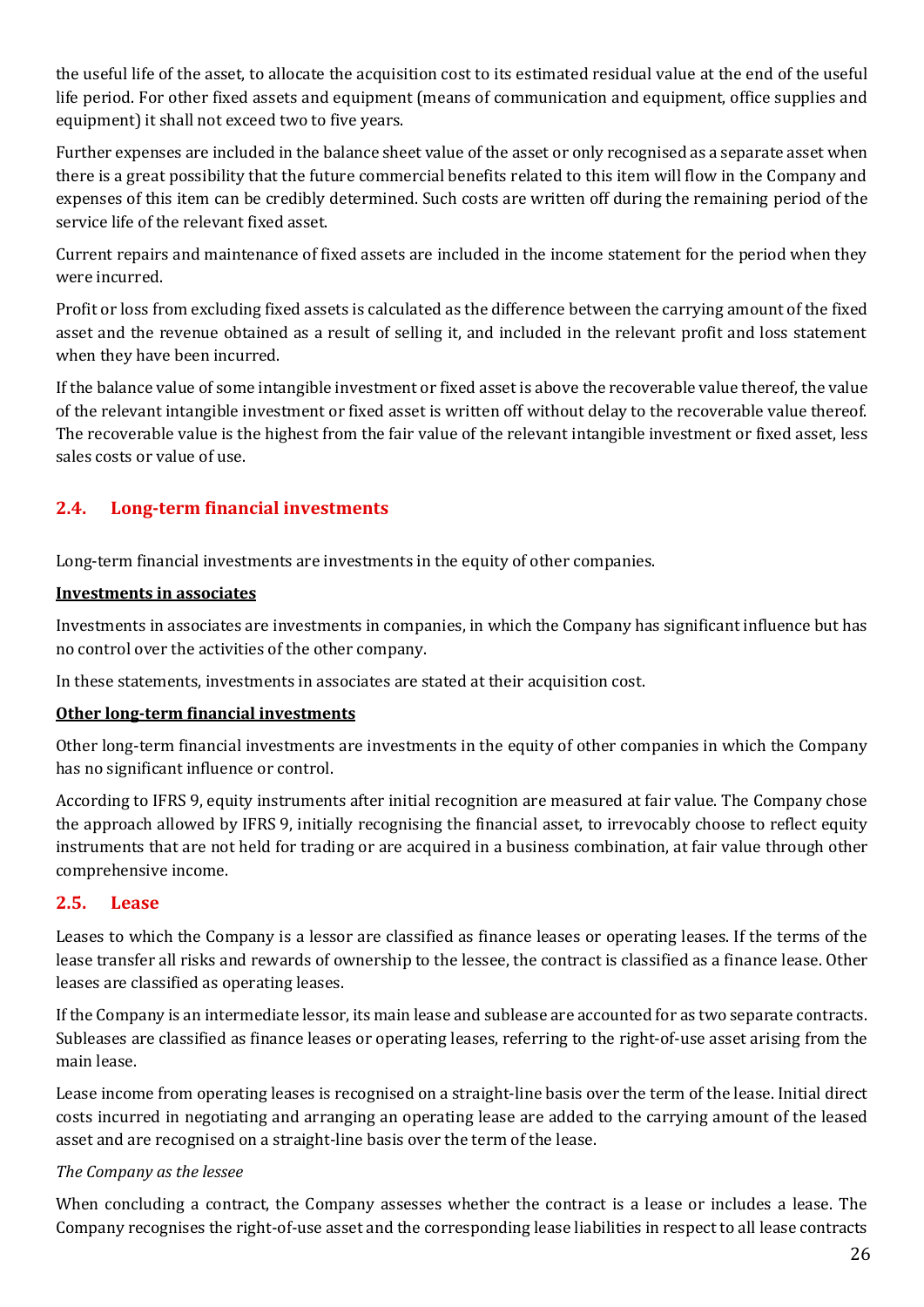the useful life of the asset, to allocate the acquisition cost to its estimated residual value at the end of the useful life period. For other fixed assets and equipment (means of communication and equipment, office supplies and equipment) it shall not exceed two to five years.

Further expenses are included in the balance sheet value of the asset or only recognised as a separate asset when there is a great possibility that the future commercial benefits related to this item will flow in the Company and expenses of this item can be credibly determined. Such costs are written off during the remaining period of the service life of the relevant fixed asset.

Current repairs and maintenance of fixed assets are included in the income statement for the period when they were incurred.

Profit or loss from excluding fixed assets is calculated as the difference between the carrying amount of the fixed asset and the revenue obtained as a result of selling it, and included in the relevant profit and loss statement when they have been incurred.

If the balance value of some intangible investment or fixed asset is above the recoverable value thereof, the value of the relevant intangible investment or fixed asset is written off without delay to the recoverable value thereof. The recoverable value is the highest from the fair value of the relevant intangible investment or fixed asset, less sales costs or value of use.

## 2.4. Long-term financial investments

Long-term financial investments are investments in the equity of other companies.

**Investments in associates**

Investments in associates are investments in companies, in which the Company has significant influence but has no control over the activities of the other company.

In these statements, investments in associates are stated at their acquisition cost.

**Other long-term financial investments**

Other long-term financial investments are investments in the equity of other companies in which the Company has no significant influence or control.

According to IFRS 9, equity instruments after initial recognition are measured at fair value. The Company chose the approach allowed by IFRS 9, initially recognising the financial asset, to irrevocably choose to reflect equity instruments that are not held for trading or are acquired in a business combination, at fair value through other comprehensive income.

## 2.5. Lease

Leases to which the Company is a lessor are classified as finance leases or operating leases. If the terms of the lease transfer all risks and rewards of ownership to the lessee, the contract is classified as a finance lease. Other leases are classified as operating leases.

If the Company is an intermediate lessor, its main lease and sublease are accounted for as two separate contracts. Subleases are classified as finance leases or operating leases, referring to the right-of-use asset arising from the main lease.

Lease income from operating leases is recognised on a straight-line basis over the term of the lease. Initial direct costs incurred in negotiating and arranging an operating lease are added to the carrying amount of the leased asset and are recognised on a straight-line basis over the term of the lease.

*The Company as the lessee*

When concluding a contract, the Company assesses whether the contract is a lease or includes a lease. The Company recognises the right-of-use asset and the corresponding lease liabilities in respect to all lease contracts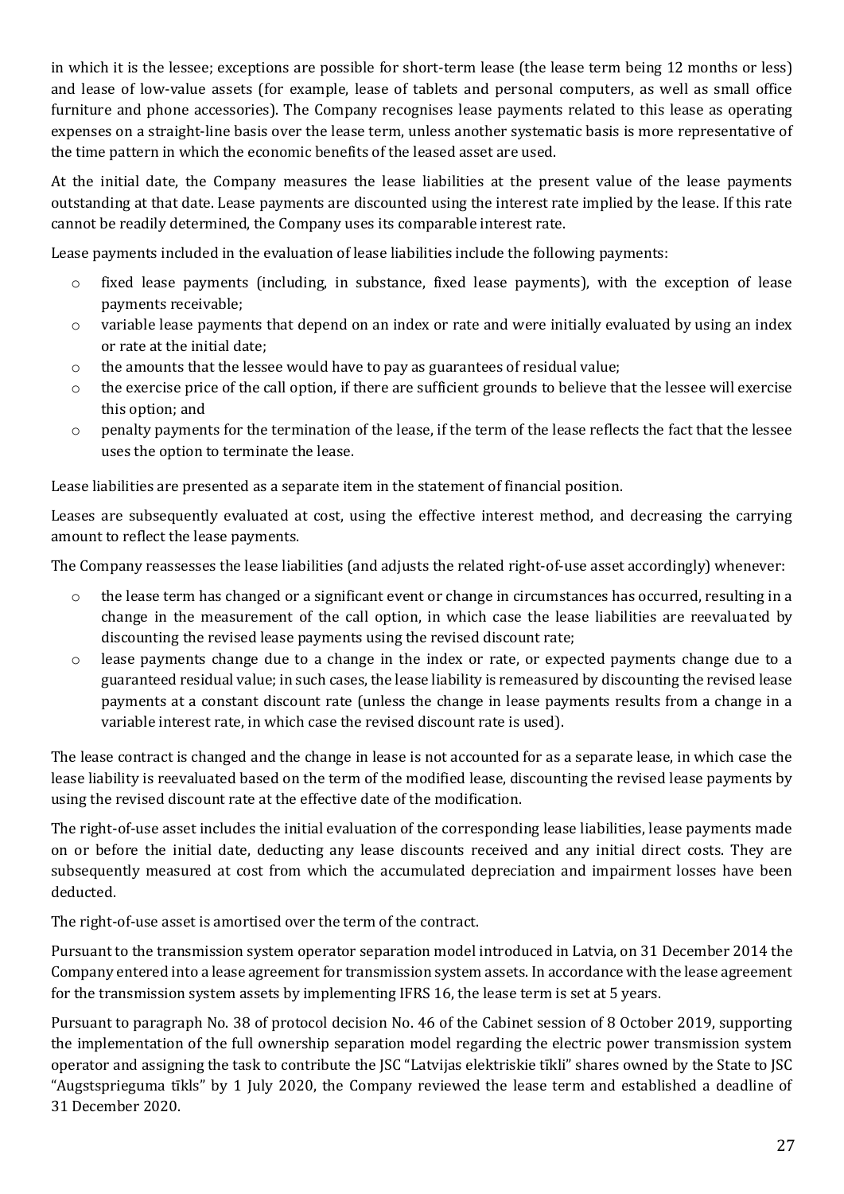in which it is the lessee; exceptions are possible for short-term lease (the lease term being 12 months or less) and lease of low-value assets (for example, lease of tablets and personal computers, as well as small office furniture and phone accessories). The Company recognises lease payments related to this lease as operating expenses on a straight-line basis over the lease term, unless another systematic basis is more representative of the time pattern in which the economic benefits of the leased asset are used.

At the initial date, the Company measures the lease liabilities at the present value of the lease payments outstanding at that date. Lease payments are discounted using the interest rate implied by the lease. If this rate cannot be readily determined, the Company uses its comparable interest rate.

Lease payments included in the evaluation of lease liabilities include the following payments:

- fixed lease payments (including, in substance, fixed lease payments), with the exception of lease payments receivable;
- variable lease payments that depend on an index or rate and were initially evaluated by using an index or rate at the initial date;
- the amounts that the lessee would have to pay as guarantees of residual value;
- the exercise price of the call option, if there are sufficient grounds to believe that the lessee will exercise this option; and
- penalty payments for the termination of the lease, if the term of the lease reflects the fact that the lessee uses the option to terminate the lease.

Lease liabilities are presented as a separate item in the statement of financial position.

Leases are subsequently evaluated at cost, using the effective interest method, and decreasing the carrying amount to reflect the lease payments.

The Company reassesses the lease liabilities (and adjusts the related right-of-use asset accordingly) whenever:

- the lease term has changed or a significant event or change in circumstances has occurred, resulting in a change in the measurement of the call option, in which case the lease liabilities are reevaluated by discounting the revised lease payments using the revised discount rate;
- lease payments change due to a change in the index or rate, or expected payments change due to a guaranteed residual value; in such cases, the lease liability is remeasured by discounting the revised lease payments at a constant discount rate (unless the change in lease payments results from a change in a variable interest rate, in which case the revised discount rate is used).

The lease contract is changed and the change in lease is not accounted for as a separate lease, in which case the lease liability is reevaluated based on the term of the modified lease, discounting the revised lease payments by using the revised discount rate at the effective date of the modification.

The right-of-use asset includes the initial evaluation of the corresponding lease liabilities, lease payments made on or before the initial date, deducting any lease discounts received and any initial direct costs. They are subsequently measured at cost from which the accumulated depreciation and impairment losses have been deducted.

The right-of-use asset is amortised over the term of the contract.

Pursuant to the transmission system operator separation model introduced in Latvia, on 31 December 2014 the Company entered into a lease agreement for transmission system assets. In accordance with the lease agreement for the transmission system assets by implementing IFRS 16, the lease term is set at 5 years.

Pursuant to paragraph No. 38 of protocol decision No. 46 of the Cabinet session of 8 October 2019, supporting the implementation of the full ownership separation model regarding the electric power transmission system operator and assigning the task to contribute the JSC "Latvijas elektriskie tīkli" shares owned by the State to JSC "Augstsprieguma tīkls" by 1 July 2020, the Company reviewed the lease term and established a deadline of 31 December 2020.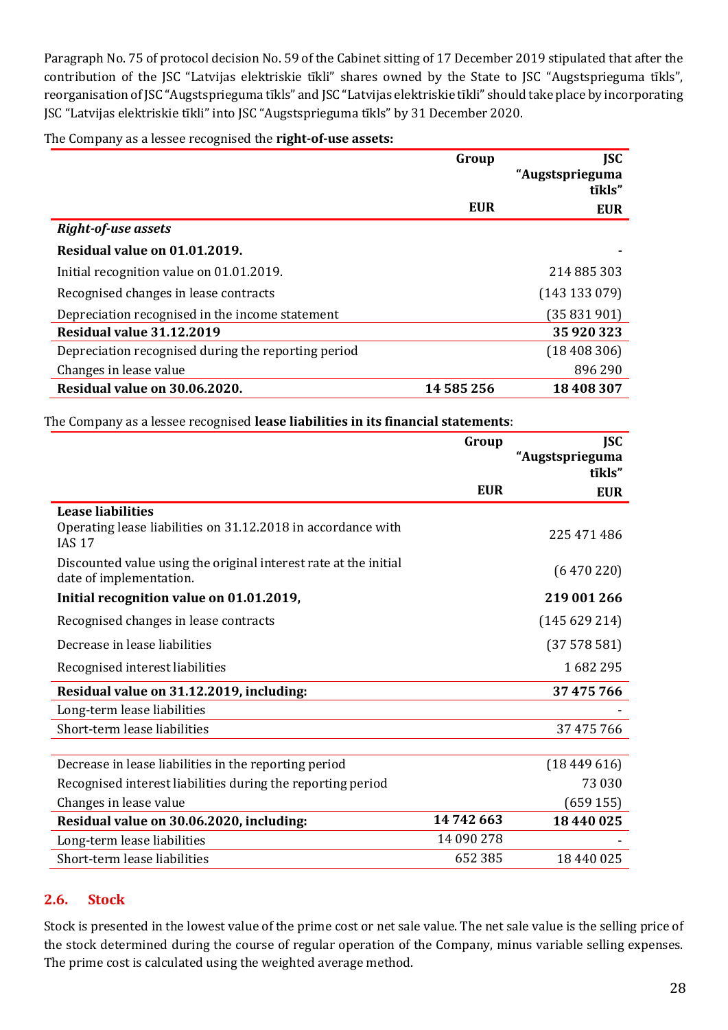Paragraph No. 75 of protocol decision No. 59 of the Cabinet sitting of 17 December 2019 stipulated that after the contribution of the JSC "Latvijas elektriskie tīkli" shares owned by the State to JSC "Augstsprieguma tīkls", reorganisation of JSC "Augstsprieguma tīkls" and JSC "Latvijas elektriskie tīkli" should take place by incorporating JSC "Latvijas elektriskie tīkli" into JSC "Augstsprieguma tīkls" by 31 December 2020.

The Company as a lessee recognised the **right-of-use assets:**

| | Group | JSC "Augstsprieguma tīkls" |
|---|---|---|
| | EUR | EUR |
| ***Right-of-use assets*** | | |
| **Residual value on 01.01.2019.** | | - |
| Initial recognition value on 01.01.2019. | | 214 885 303 |
| Recognised changes in lease contracts | | (143 133 079) |
| Depreciation recognised in the income statement | | (35 831 901) |
| **Residual value 31.12.2019** | | **35 920 323** |
| Depreciation recognised during the reporting period | | (18 408 306) |
| Changes in lease value | | 896 290 |
| **Residual value on 30.06.2020.** | **14 585 256** | **18 408 307** |

The Company as a lessee recognised **lease liabilities in its financial statements**:

| | Group | JSC "Augstsprieguma tīkls" |
|---|---|---|
| | EUR | EUR |
| **Lease liabilities** | | |
| Operating lease liabilities on 31.12.2018 in accordance with IAS 17 | | 225 471 486 |
| Discounted value using the original interest rate at the initial date of implementation. | | (6 470 220) |
| **Initial recognition value on 01.01.2019,** | | **219 001 266** |
| Recognised changes in lease contracts | | (145 629 214) |
| Decrease in lease liabilities | | (37 578 581) |
| Recognised interest liabilities | | 1 682 295 |
| **Residual value on 31.12.2019, including:** | | **37 475 766** |
| Long-term lease liabilities | | - |
| Short-term lease liabilities | | 37 475 766 |
| | | |
| Decrease in lease liabilities in the reporting period | | (18 449 616) |
| Recognised interest liabilities during the reporting period | | 73 030 |
| Changes in lease value | | (659 155) |
| **Residual value on 30.06.2020, including:** | **14 742 663** | **18 440 025** |
| Long-term lease liabilities | 14 090 278 | - |
| Short-term lease liabilities | 652 385 | 18 440 025 |

## 2.6. Stock

Stock is presented in the lowest value of the prime cost or net sale value. The net sale value is the selling price of the stock determined during the course of regular operation of the Company, minus variable selling expenses. The prime cost is calculated using the weighted average method.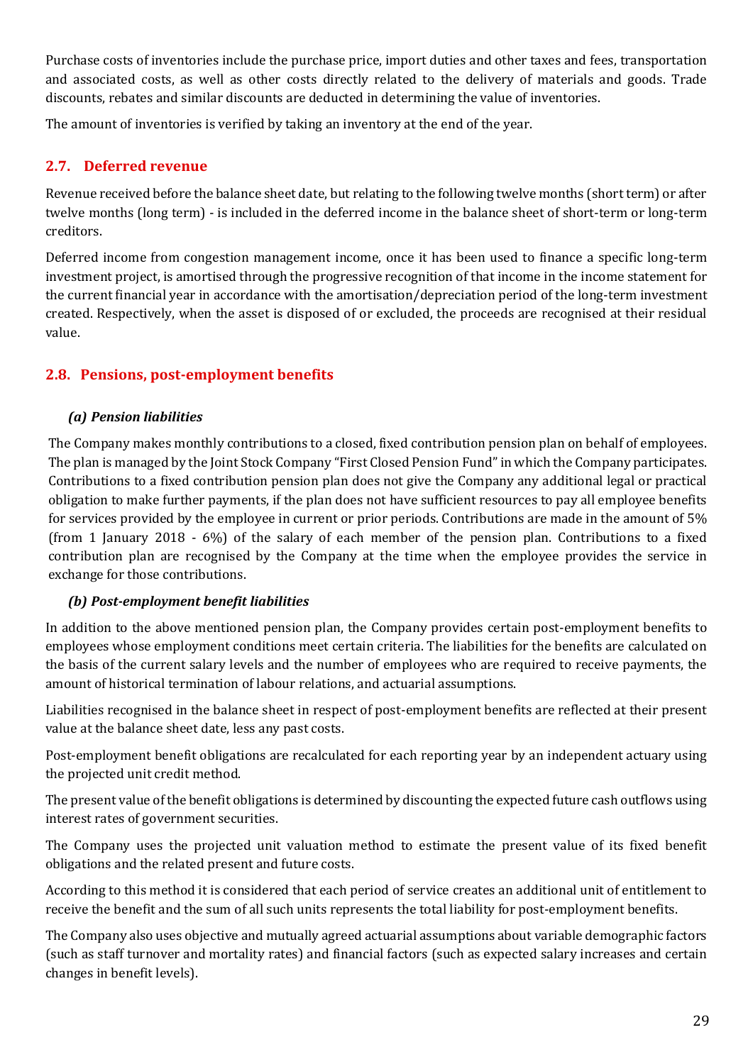Purchase costs of inventories include the purchase price, import duties and other taxes and fees, transportation and associated costs, as well as other costs directly related to the delivery of materials and goods. Trade discounts, rebates and similar discounts are deducted in determining the value of inventories.

The amount of inventories is verified by taking an inventory at the end of the year.

## 2.7. Deferred revenue

Revenue received before the balance sheet date, but relating to the following twelve months (short term) or after twelve months (long term) - is included in the deferred income in the balance sheet of short-term or long-term creditors.

Deferred income from congestion management income, once it has been used to finance a specific long-term investment project, is amortised through the progressive recognition of that income in the income statement for the current financial year in accordance with the amortisation/depreciation period of the long-term investment created. Respectively, when the asset is disposed of or excluded, the proceeds are recognised at their residual value.

## 2.8. Pensions, post-employment benefits

### *(a) Pension liabilities*

The Company makes monthly contributions to a closed, fixed contribution pension plan on behalf of employees. The plan is managed by the Joint Stock Company "First Closed Pension Fund" in which the Company participates. Contributions to a fixed contribution pension plan does not give the Company any additional legal or practical obligation to make further payments, if the plan does not have sufficient resources to pay all employee benefits for services provided by the employee in current or prior periods. Contributions are made in the amount of 5% (from 1 January 2018 - 6%) of the salary of each member of the pension plan. Contributions to a fixed contribution plan are recognised by the Company at the time when the employee provides the service in exchange for those contributions.

### *(b) Post-employment benefit liabilities*

In addition to the above mentioned pension plan, the Company provides certain post-employment benefits to employees whose employment conditions meet certain criteria. The liabilities for the benefits are calculated on the basis of the current salary levels and the number of employees who are required to receive payments, the amount of historical termination of labour relations, and actuarial assumptions.

Liabilities recognised in the balance sheet in respect of post-employment benefits are reflected at their present value at the balance sheet date, less any past costs.

Post-employment benefit obligations are recalculated for each reporting year by an independent actuary using the projected unit credit method.

The present value of the benefit obligations is determined by discounting the expected future cash outflows using interest rates of government securities.

The Company uses the projected unit valuation method to estimate the present value of its fixed benefit obligations and the related present and future costs.

According to this method it is considered that each period of service creates an additional unit of entitlement to receive the benefit and the sum of all such units represents the total liability for post-employment benefits.

The Company also uses objective and mutually agreed actuarial assumptions about variable demographic factors (such as staff turnover and mortality rates) and financial factors (such as expected salary increases and certain changes in benefit levels).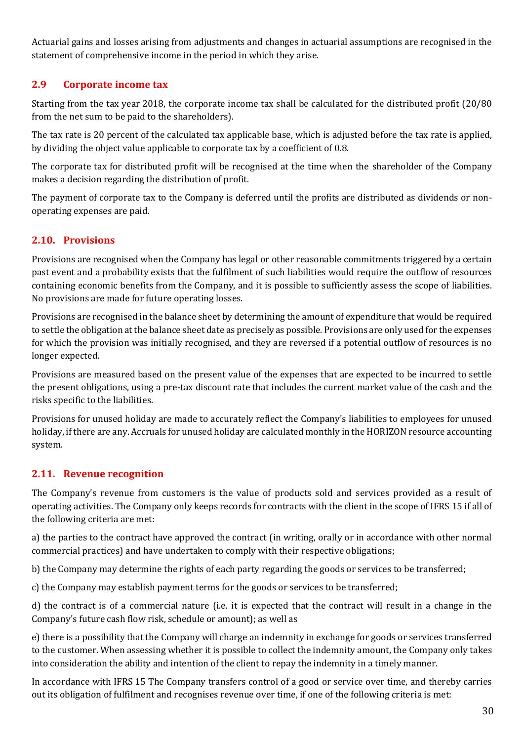Actuarial gains and losses arising from adjustments and changes in actuarial assumptions are recognised in the statement of comprehensive income in the period in which they arise.

## 2.9 Corporate income tax

Starting from the tax year 2018, the corporate income tax shall be calculated for the distributed profit (20/80 from the net sum to be paid to the shareholders).

The tax rate is 20 percent of the calculated tax applicable base, which is adjusted before the tax rate is applied, by dividing the object value applicable to corporate tax by a coefficient of 0.8.

The corporate tax for distributed profit will be recognised at the time when the shareholder of the Company makes a decision regarding the distribution of profit.

The payment of corporate tax to the Company is deferred until the profits are distributed as dividends or non-operating expenses are paid.

## 2.10. Provisions

Provisions are recognised when the Company has legal or other reasonable commitments triggered by a certain past event and a probability exists that the fulfilment of such liabilities would require the outflow of resources containing economic benefits from the Company, and it is possible to sufficiently assess the scope of liabilities. No provisions are made for future operating losses.

Provisions are recognised in the balance sheet by determining the amount of expenditure that would be required to settle the obligation at the balance sheet date as precisely as possible. Provisions are only used for the expenses for which the provision was initially recognised, and they are reversed if a potential outflow of resources is no longer expected.

Provisions are measured based on the present value of the expenses that are expected to be incurred to settle the present obligations, using a pre-tax discount rate that includes the current market value of the cash and the risks specific to the liabilities.

Provisions for unused holiday are made to accurately reflect the Company's liabilities to employees for unused holiday, if there are any. Accruals for unused holiday are calculated monthly in the HORIZON resource accounting system.

## 2.11. Revenue recognition

The Company's revenue from customers is the value of products sold and services provided as a result of operating activities. The Company only keeps records for contracts with the client in the scope of IFRS 15 if all of the following criteria are met:

a) the parties to the contract have approved the contract (in writing, orally or in accordance with other normal commercial practices) and have undertaken to comply with their respective obligations;

b) the Company may determine the rights of each party regarding the goods or services to be transferred;

c) the Company may establish payment terms for the goods or services to be transferred;

d) the contract is of a commercial nature (i.e. it is expected that the contract will result in a change in the Company's future cash flow risk, schedule or amount); as well as

e) there is a possibility that the Company will charge an indemnity in exchange for goods or services transferred to the customer. When assessing whether it is possible to collect the indemnity amount, the Company only takes into consideration the ability and intention of the client to repay the indemnity in a timely manner.

In accordance with IFRS 15 The Company transfers control of a good or service over time, and thereby carries out its obligation of fulfilment and recognises revenue over time, if one of the following criteria is met: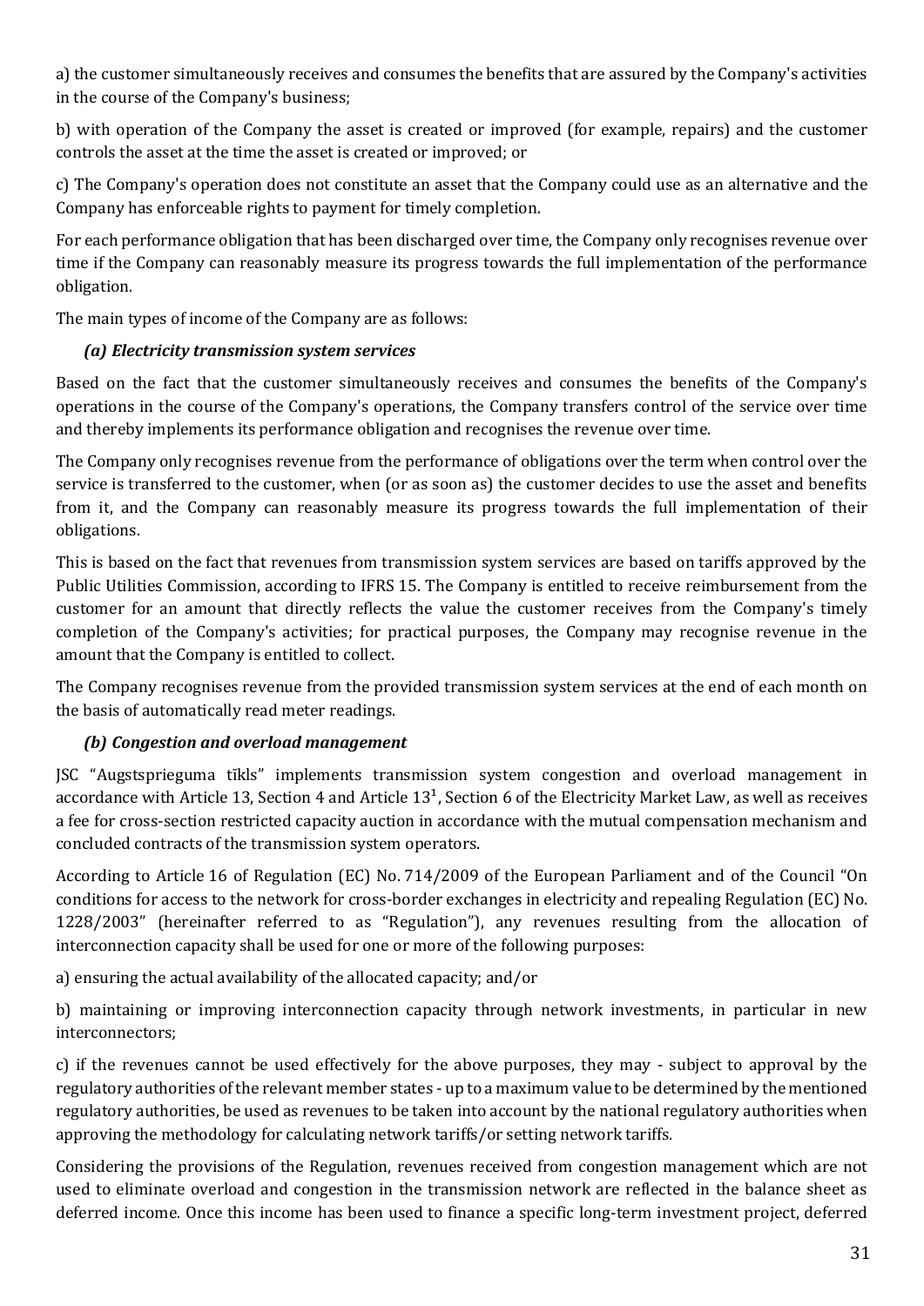a) the customer simultaneously receives and consumes the benefits that are assured by the Company's activities in the course of the Company's business;

b) with operation of the Company the asset is created or improved (for example, repairs) and the customer controls the asset at the time the asset is created or improved; or

c) The Company's operation does not constitute an asset that the Company could use as an alternative and the Company has enforceable rights to payment for timely completion.

For each performance obligation that has been discharged over time, the Company only recognises revenue over time if the Company can reasonably measure its progress towards the full implementation of the performance obligation.

The main types of income of the Company are as follows:

***(a) Electricity transmission system services***

Based on the fact that the customer simultaneously receives and consumes the benefits of the Company's operations in the course of the Company's operations, the Company transfers control of the service over time and thereby implements its performance obligation and recognises the revenue over time.

The Company only recognises revenue from the performance of obligations over the term when control over the service is transferred to the customer, when (or as soon as) the customer decides to use the asset and benefits from it, and the Company can reasonably measure its progress towards the full implementation of their obligations.

This is based on the fact that revenues from transmission system services are based on tariffs approved by the Public Utilities Commission, according to IFRS 15. The Company is entitled to receive reimbursement from the customer for an amount that directly reflects the value the customer receives from the Company's timely completion of the Company's activities; for practical purposes, the Company may recognise revenue in the amount that the Company is entitled to collect.

The Company recognises revenue from the provided transmission system services at the end of each month on the basis of automatically read meter readings.

***(b) Congestion and overload management***

JSC "Augstsprieguma tīkls" implements transmission system congestion and overload management in accordance with Article 13, Section 4 and Article $13^1$, Section 6 of the Electricity Market Law, as well as receives a fee for cross-section restricted capacity auction in accordance with the mutual compensation mechanism and concluded contracts of the transmission system operators.

According to Article 16 of Regulation (EC) No. 714/2009 of the European Parliament and of the Council "On conditions for access to the network for cross-border exchanges in electricity and repealing Regulation (EC) No. 1228/2003" (hereinafter referred to as "Regulation"), any revenues resulting from the allocation of interconnection capacity shall be used for one or more of the following purposes:

a) ensuring the actual availability of the allocated capacity; and/or

b) maintaining or improving interconnection capacity through network investments, in particular in new interconnectors;

c) if the revenues cannot be used effectively for the above purposes, they may - subject to approval by the regulatory authorities of the relevant member states - up to a maximum value to be determined by the mentioned regulatory authorities, be used as revenues to be taken into account by the national regulatory authorities when approving the methodology for calculating network tariffs/or setting network tariffs.

Considering the provisions of the Regulation, revenues received from congestion management which are not used to eliminate overload and congestion in the transmission network are reflected in the balance sheet as deferred income. Once this income has been used to finance a specific long-term investment project, deferred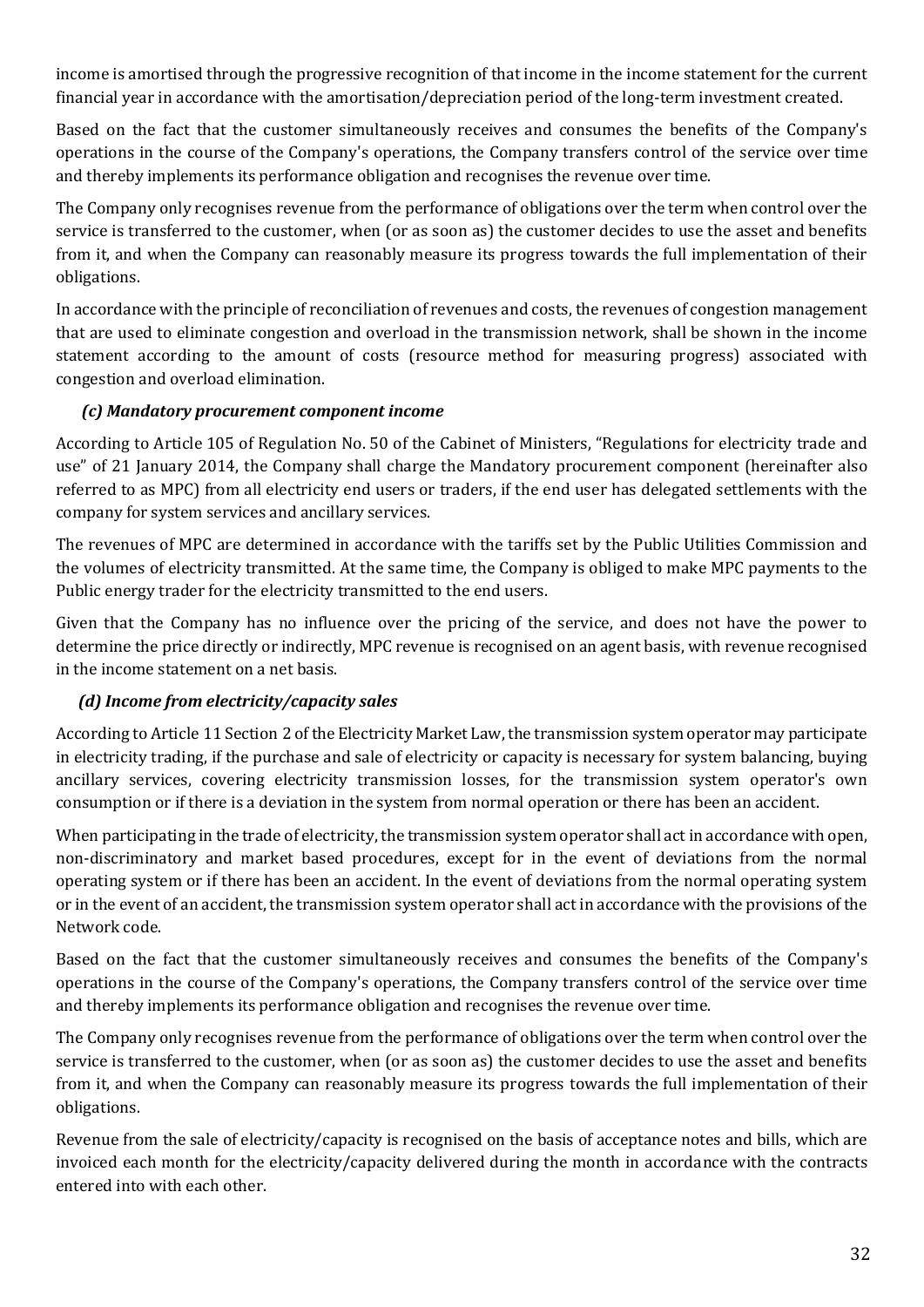income is amortised through the progressive recognition of that income in the income statement for the current financial year in accordance with the amortisation/depreciation period of the long-term investment created.

Based on the fact that the customer simultaneously receives and consumes the benefits of the Company's operations in the course of the Company's operations, the Company transfers control of the service over time and thereby implements its performance obligation and recognises the revenue over time.

The Company only recognises revenue from the performance of obligations over the term when control over the service is transferred to the customer, when (or as soon as) the customer decides to use the asset and benefits from it, and when the Company can reasonably measure its progress towards the full implementation of their obligations.

In accordance with the principle of reconciliation of revenues and costs, the revenues of congestion management that are used to eliminate congestion and overload in the transmission network, shall be shown in the income statement according to the amount of costs (resource method for measuring progress) associated with congestion and overload elimination.

***(c) Mandatory procurement component income***

According to Article 105 of Regulation No. 50 of the Cabinet of Ministers, "Regulations for electricity trade and use" of 21 January 2014, the Company shall charge the Mandatory procurement component (hereinafter also referred to as MPC) from all electricity end users or traders, if the end user has delegated settlements with the company for system services and ancillary services.

The revenues of MPC are determined in accordance with the tariffs set by the Public Utilities Commission and the volumes of electricity transmitted. At the same time, the Company is obliged to make MPC payments to the Public energy trader for the electricity transmitted to the end users.

Given that the Company has no influence over the pricing of the service, and does not have the power to determine the price directly or indirectly, MPC revenue is recognised on an agent basis, with revenue recognised in the income statement on a net basis.

***(d) Income from electricity/capacity sales***

According to Article 11 Section 2 of the Electricity Market Law, the transmission system operator may participate in electricity trading, if the purchase and sale of electricity or capacity is necessary for system balancing, buying ancillary services, covering electricity transmission losses, for the transmission system operator's own consumption or if there is a deviation in the system from normal operation or there has been an accident.

When participating in the trade of electricity, the transmission system operator shall act in accordance with open, non-discriminatory and market based procedures, except for in the event of deviations from the normal operating system or if there has been an accident. In the event of deviations from the normal operating system or in the event of an accident, the transmission system operator shall act in accordance with the provisions of the Network code.

Based on the fact that the customer simultaneously receives and consumes the benefits of the Company's operations in the course of the Company's operations, the Company transfers control of the service over time and thereby implements its performance obligation and recognises the revenue over time.

The Company only recognises revenue from the performance of obligations over the term when control over the service is transferred to the customer, when (or as soon as) the customer decides to use the asset and benefits from it, and when the Company can reasonably measure its progress towards the full implementation of their obligations.

Revenue from the sale of electricity/capacity is recognised on the basis of acceptance notes and bills, which are invoiced each month for the electricity/capacity delivered during the month in accordance with the contracts entered into with each other.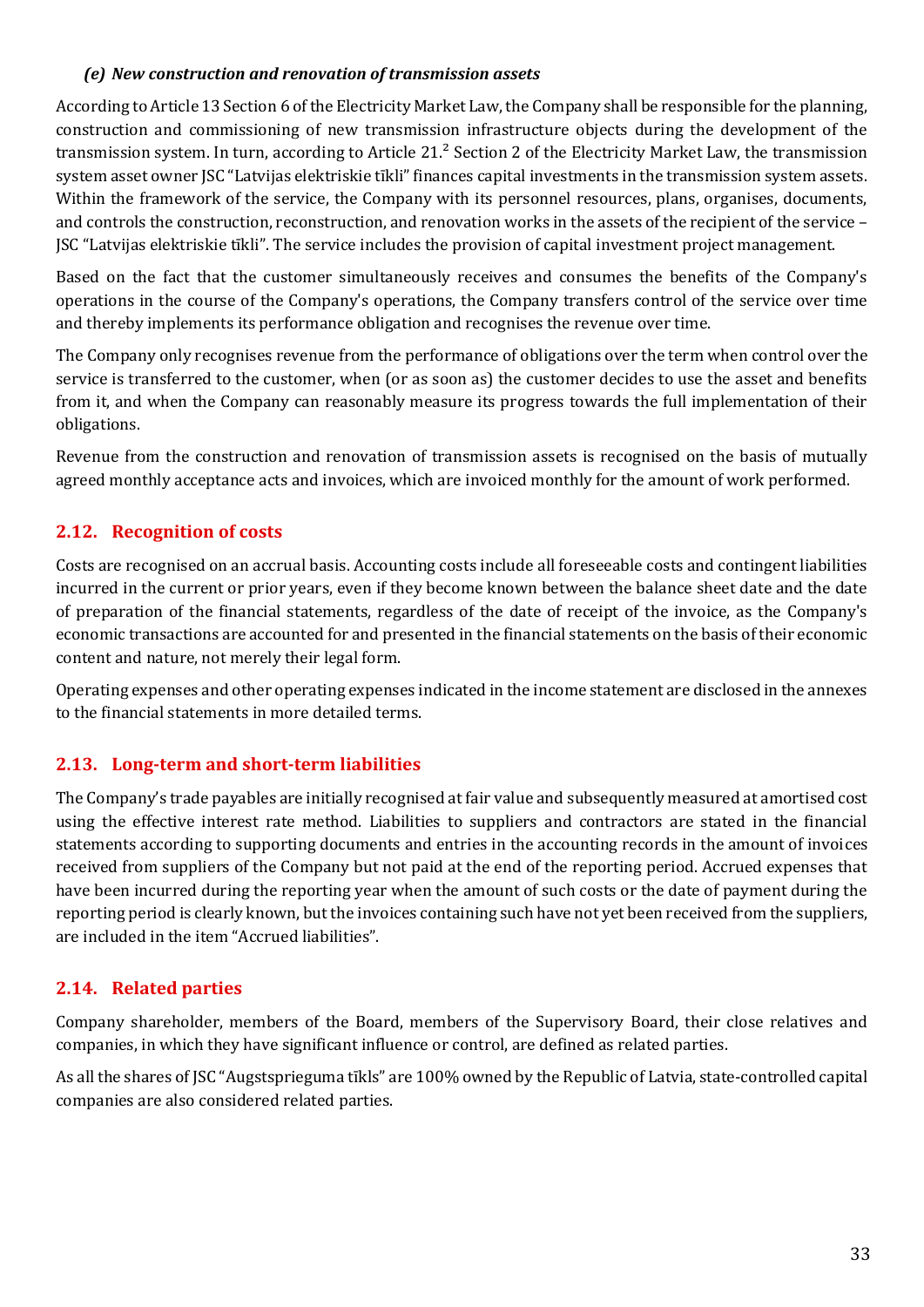#### *(e) New construction and renovation of transmission assets*

According to Article 13 Section 6 of the Electricity Market Law, the Company shall be responsible for the planning, construction and commissioning of new transmission infrastructure objects during the development of the transmission system. In turn, according to Article 21.[2] Section 2 of the Electricity Market Law, the transmission system asset owner JSC "Latvijas elektriskie tīkli" finances capital investments in the transmission system assets. Within the framework of the service, the Company with its personnel resources, plans, organises, documents, and controls the construction, reconstruction, and renovation works in the assets of the recipient of the service – JSC "Latvijas elektriskie tīkli". The service includes the provision of capital investment project management.

Based on the fact that the customer simultaneously receives and consumes the benefits of the Company's operations in the course of the Company's operations, the Company transfers control of the service over time and thereby implements its performance obligation and recognises the revenue over time.

The Company only recognises revenue from the performance of obligations over the term when control over the service is transferred to the customer, when (or as soon as) the customer decides to use the asset and benefits from it, and when the Company can reasonably measure its progress towards the full implementation of their obligations.

Revenue from the construction and renovation of transmission assets is recognised on the basis of mutually agreed monthly acceptance acts and invoices, which are invoiced monthly for the amount of work performed.

## 2.12. Recognition of costs

Costs are recognised on an accrual basis. Accounting costs include all foreseeable costs and contingent liabilities incurred in the current or prior years, even if they become known between the balance sheet date and the date of preparation of the financial statements, regardless of the date of receipt of the invoice, as the Company's economic transactions are accounted for and presented in the financial statements on the basis of their economic content and nature, not merely their legal form.

Operating expenses and other operating expenses indicated in the income statement are disclosed in the annexes to the financial statements in more detailed terms.

## 2.13. Long-term and short-term liabilities

The Company's trade payables are initially recognised at fair value and subsequently measured at amortised cost using the effective interest rate method. Liabilities to suppliers and contractors are stated in the financial statements according to supporting documents and entries in the accounting records in the amount of invoices received from suppliers of the Company but not paid at the end of the reporting period. Accrued expenses that have been incurred during the reporting year when the amount of such costs or the date of payment during the reporting period is clearly known, but the invoices containing such have not yet been received from the suppliers, are included in the item "Accrued liabilities".

## 2.14. Related parties

Company shareholder, members of the Board, members of the Supervisory Board, their close relatives and companies, in which they have significant influence or control, are defined as related parties.

As all the shares of JSC "Augstsprieguma tīkls" are 100% owned by the Republic of Latvia, state-controlled capital companies are also considered related parties.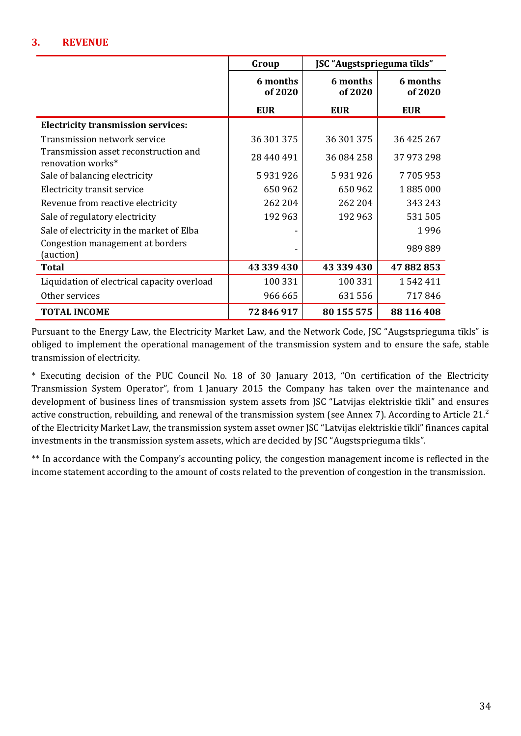## 3. REVENUE

| | Group | JSC "Augstsprieguma tīkls" | |
|---|---|---|---|
| | 6 months of 2020 | 6 months of 2020 | 6 months of 2020 |
| | EUR | EUR | EUR |
| **Electricity transmission services:** | | | |
| Transmission network service | 36 301 375 | 36 301 375 | 36 425 267 |
| Transmission asset reconstruction and renovation works* | 28 440 491 | 36 084 258 | 37 973 298 |
| Sale of balancing electricity | 5 931 926 | 5 931 926 | 7 705 953 |
| Electricity transit service | 650 962 | 650 962 | 1 885 000 |
| Revenue from reactive electricity | 262 204 | 262 204 | 343 243 |
| Sale of regulatory electricity | 192 963 | 192 963 | 531 505 |
| Sale of electricity in the market of Elba | - | | 1 996 |
| Congestion management at borders (auction) | - | | 989 889 |
| **Total** | **43 339 430** | **43 339 430** | **47 882 853** |
| Liquidation of electrical capacity overload | 100 331 | 100 331 | 1 542 411 |
| Other services | 966 665 | 631 556 | 717 846 |
| **TOTAL INCOME** | **72 846 917** | **80 155 575** | **88 116 408** |

Pursuant to the Energy Law, the Electricity Market Law, and the Network Code, JSC "Augstsprieguma tīkls" is obliged to implement the operational management of the transmission system and to ensure the safe, stable transmission of electricity.

* Executing decision of the PUC Council No. 18 of 30 January 2013, "On certification of the Electricity Transmission System Operator", from 1 January 2015 the Company has taken over the maintenance and development of business lines of transmission system assets from JSC "Latvijas elektriskie tīkli" and ensures active construction, rebuilding, and renewal of the transmission system (see Annex 7). According to Article 21.[2] of the Electricity Market Law, the transmission system asset owner JSC "Latvijas elektriskie tīkli" finances capital investments in the transmission system assets, which are decided by JSC "Augstsprieguma tīkls".

** In accordance with the Company's accounting policy, the congestion management income is reflected in the income statement according to the amount of costs related to the prevention of congestion in the transmission.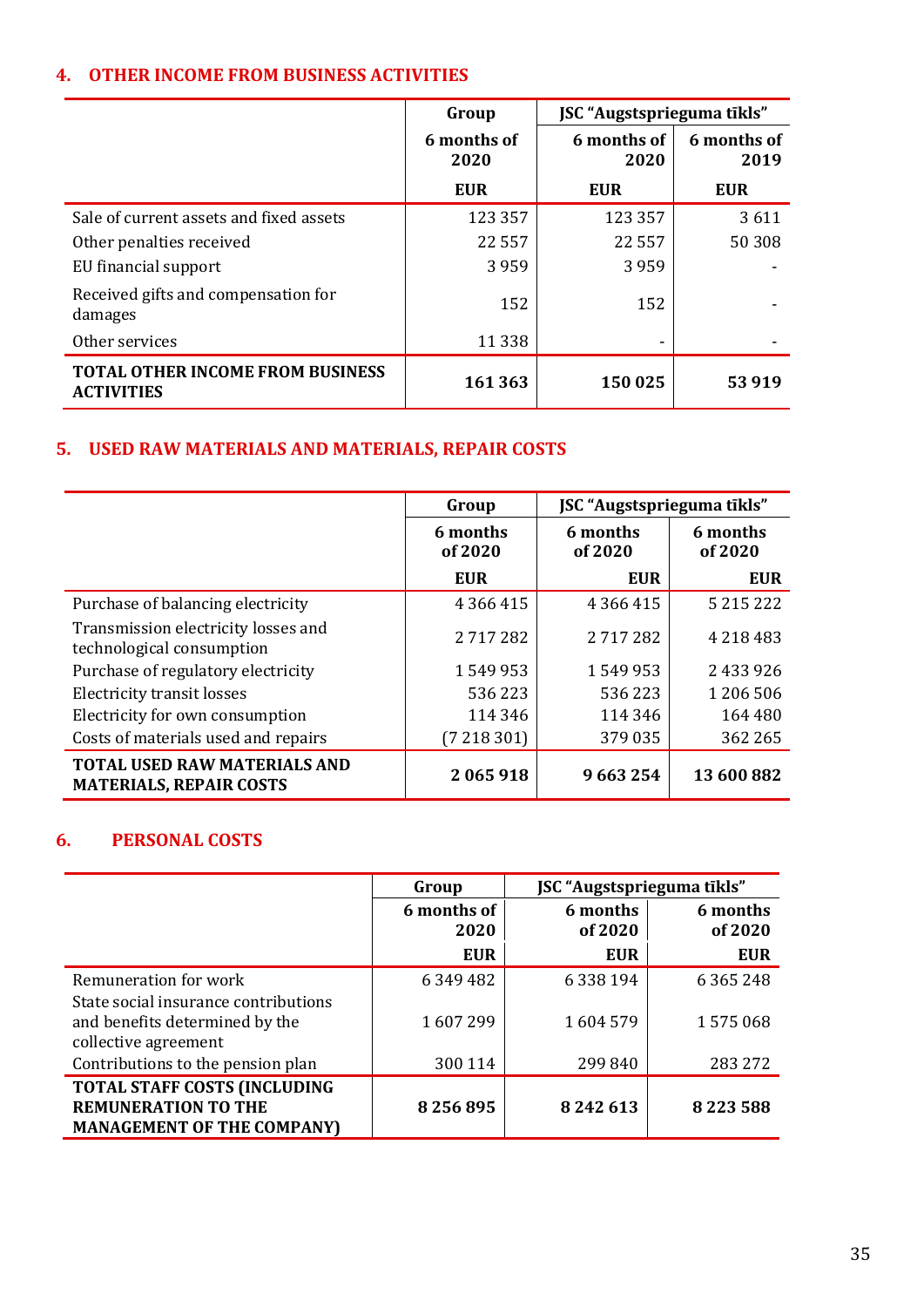## 4. OTHER INCOME FROM BUSINESS ACTIVITIES

| | Group | JSC "Augstsprieguma tīkls" | |
|---|---|---|---|
| | 6 months of 2020 | 6 months of 2020 | 6 months of 2019 |
| | EUR | EUR | EUR |
| Sale of current assets and fixed assets | 123 357 | 123 357 | 3 611 |
| Other penalties received | 22 557 | 22 557 | 50 308 |
| EU financial support | 3 959 | 3 959 | - |
| Received gifts and compensation for damages | 152 | 152 | - |
| Other services | 11 338 | - | - |
| **TOTAL OTHER INCOME FROM BUSINESS ACTIVITIES** | **161 363** | **150 025** | **53 919** |

## 5. USED RAW MATERIALS AND MATERIALS, REPAIR COSTS

| | Group | JSC "Augstsprieguma tīkls" | |
|---|---|---|---|
| | 6 months of 2020 | 6 months of 2020 | 6 months of 2020 |
| | EUR | EUR | EUR |
| Purchase of balancing electricity | 4 366 415 | 4 366 415 | 5 215 222 |
| Transmission electricity losses and technological consumption | 2 717 282 | 2 717 282 | 4 218 483 |
| Purchase of regulatory electricity | 1 549 953 | 1 549 953 | 2 433 926 |
| Electricity transit losses | 536 223 | 536 223 | 1 206 506 |
| Electricity for own consumption | 114 346 | 114 346 | 164 480 |
| Costs of materials used and repairs | (7 218 301) | 379 035 | 362 265 |
| **TOTAL USED RAW MATERIALS AND MATERIALS, REPAIR COSTS** | **2 065 918** | **9 663 254** | **13 600 882** |

## 6. PERSONAL COSTS

| | Group | JSC "Augstsprieguma tīkls" | |
|---|---|---|---|
| | 6 months of 2020 | 6 months of 2020 | 6 months of 2020 |
| | EUR | EUR | EUR |
| Remuneration for work | 6 349 482 | 6 338 194 | 6 365 248 |
| State social insurance contributions and benefits determined by the collective agreement | 1 607 299 | 1 604 579 | 1 575 068 |
| Contributions to the pension plan | 300 114 | 299 840 | 283 272 |
| **TOTAL STAFF COSTS (INCLUDING REMUNERATION TO THE MANAGEMENT OF THE COMPANY)** | **8 256 895** | **8 242 613** | **8 223 588** |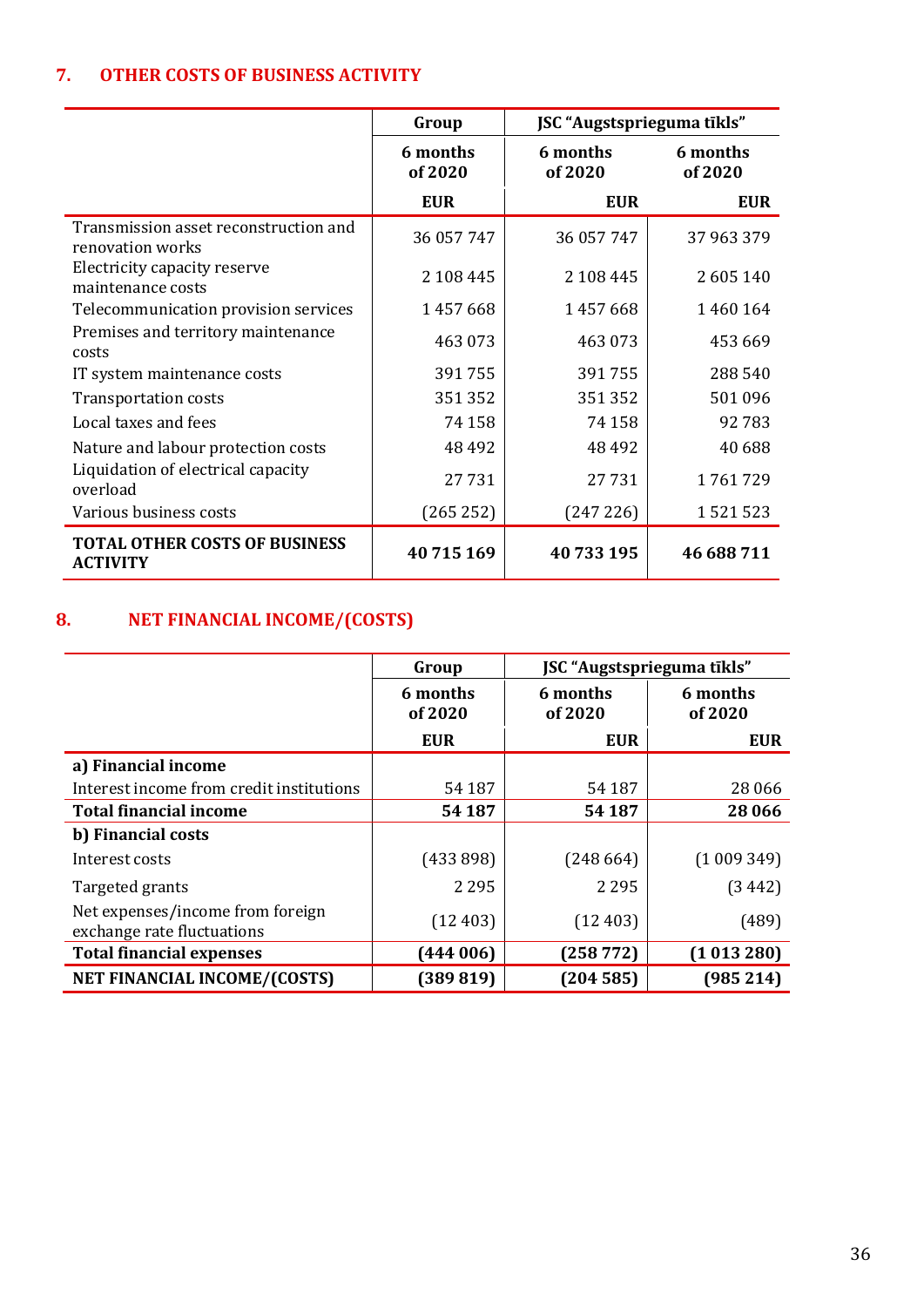## 7. OTHER COSTS OF BUSINESS ACTIVITY

| | Group | JSC "Augstsprieguma tīkls" | |
|---|---|---|---|
| | 6 months of 2020 | 6 months of 2020 | 6 months of 2020 |
| | EUR | EUR | EUR |
| Transmission asset reconstruction and renovation works | 36 057 747 | 36 057 747 | 37 963 379 |
| Electricity capacity reserve maintenance costs | 2 108 445 | 2 108 445 | 2 605 140 |
| Telecommunication provision services | 1 457 668 | 1 457 668 | 1 460 164 |
| Premises and territory maintenance costs | 463 073 | 463 073 | 453 669 |
| IT system maintenance costs | 391 755 | 391 755 | 288 540 |
| Transportation costs | 351 352 | 351 352 | 501 096 |
| Local taxes and fees | 74 158 | 74 158 | 92 783 |
| Nature and labour protection costs | 48 492 | 48 492 | 40 688 |
| Liquidation of electrical capacity overload | 27 731 | 27 731 | 1 761 729 |
| Various business costs | (265 252) | (247 226) | 1 521 523 |
| **TOTAL OTHER COSTS OF BUSINESS ACTIVITY** | **40 715 169** | **40 733 195** | **46 688 711** |

## 8. NET FINANCIAL INCOME/(COSTS)

| | Group | JSC "Augstsprieguma tīkls" | |
|---|---|---|---|
| | 6 months of 2020 | 6 months of 2020 | 6 months of 2020 |
| | EUR | EUR | EUR |
| **a) Financial income** | | | |
| Interest income from credit institutions | 54 187 | 54 187 | 28 066 |
| **Total financial income** | **54 187** | **54 187** | **28 066** |
| **b) Financial costs** | | | |
| Interest costs | (433 898) | (248 664) | (1 009 349) |
| Targeted grants | 2 295 | 2 295 | (3 442) |
| Net expenses/income from foreign exchange rate fluctuations | (12 403) | (12 403) | (489) |
| **Total financial expenses** | **(444 006)** | **(258 772)** | **(1 013 280)** |
| **NET FINANCIAL INCOME/(COSTS)** | **(389 819)** | **(204 585)** | **(985 214)** |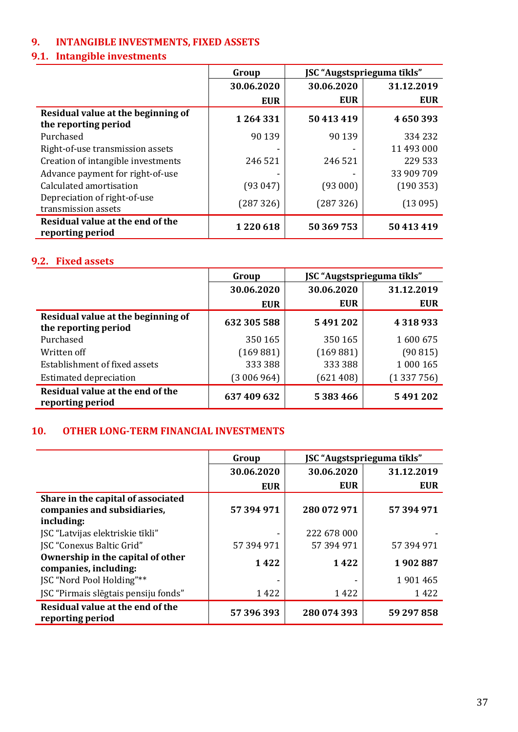## 9. INTANGIBLE INVESTMENTS, FIXED ASSETS

### 9.1. Intangible investments

| | Group | JSC "Augstsprieguma tīkls" | |
|---|---|---|---|
| | 30.06.2020 | 30.06.2020 | 31.12.2019 |
| | EUR | EUR | EUR |
| **Residual value at the beginning of the reporting period** | **1 264 331** | **50 413 419** | **4 650 393** |
| Purchased | 90 139 | 90 139 | 334 232 |
| Right-of-use transmission assets | - | - | 11 493 000 |
| Creation of intangible investments | 246 521 | 246 521 | 229 533 |
| Advance payment for right-of-use | - | - | 33 909 709 |
| Calculated amortisation | (93 047) | (93 000) | (190 353) |
| Depreciation of right-of-use transmission assets | (287 326) | (287 326) | (13 095) |
| **Residual value at the end of the reporting period** | **1 220 618** | **50 369 753** | **50 413 419** |

### 9.2. Fixed assets

| | Group | JSC "Augstsprieguma tīkls" | |
|---|---|---|---|
| | 30.06.2020 | 30.06.2020 | 31.12.2019 |
| | EUR | EUR | EUR |
| **Residual value at the beginning of the reporting period** | **632 305 588** | **5 491 202** | **4 318 933** |
| Purchased | 350 165 | 350 165 | 1 600 675 |
| Written off | (169 881) | (169 881) | (90 815) |
| Establishment of fixed assets | 333 388 | 333 388 | 1 000 165 |
| Estimated depreciation | (3 006 964) | (621 408) | (1 337 756) |
| **Residual value at the end of the reporting period** | **637 409 632** | **5 383 466** | **5 491 202** |

## 10. OTHER LONG-TERM FINANCIAL INVESTMENTS

| | Group | JSC "Augstsprieguma tīkls" | |
|---|---|---|---|
| | 30.06.2020 | 30.06.2020 | 31.12.2019 |
| | EUR | EUR | EUR |
| **Share in the capital of associated companies and subsidiaries, including:** | **57 394 971** | **280 072 971** | **57 394 971** |
| JSC "Latvijas elektriskie tīkli" | - | 222 678 000 | - |
| JSC "Conexus Baltic Grid" | 57 394 971 | 57 394 971 | 57 394 971 |
| **Ownership in the capital of other companies, including:** | **1 422** | **1 422** | **1 902 887** |
| JSC "Nord Pool Holding"** | - | - | 1 901 465 |
| JSC "Pirmais slēgtais pensiju fonds" | 1 422 | 1 422 | 1 422 |
| **Residual value at the end of the reporting period** | **57 396 393** | **280 074 393** | **59 297 858** |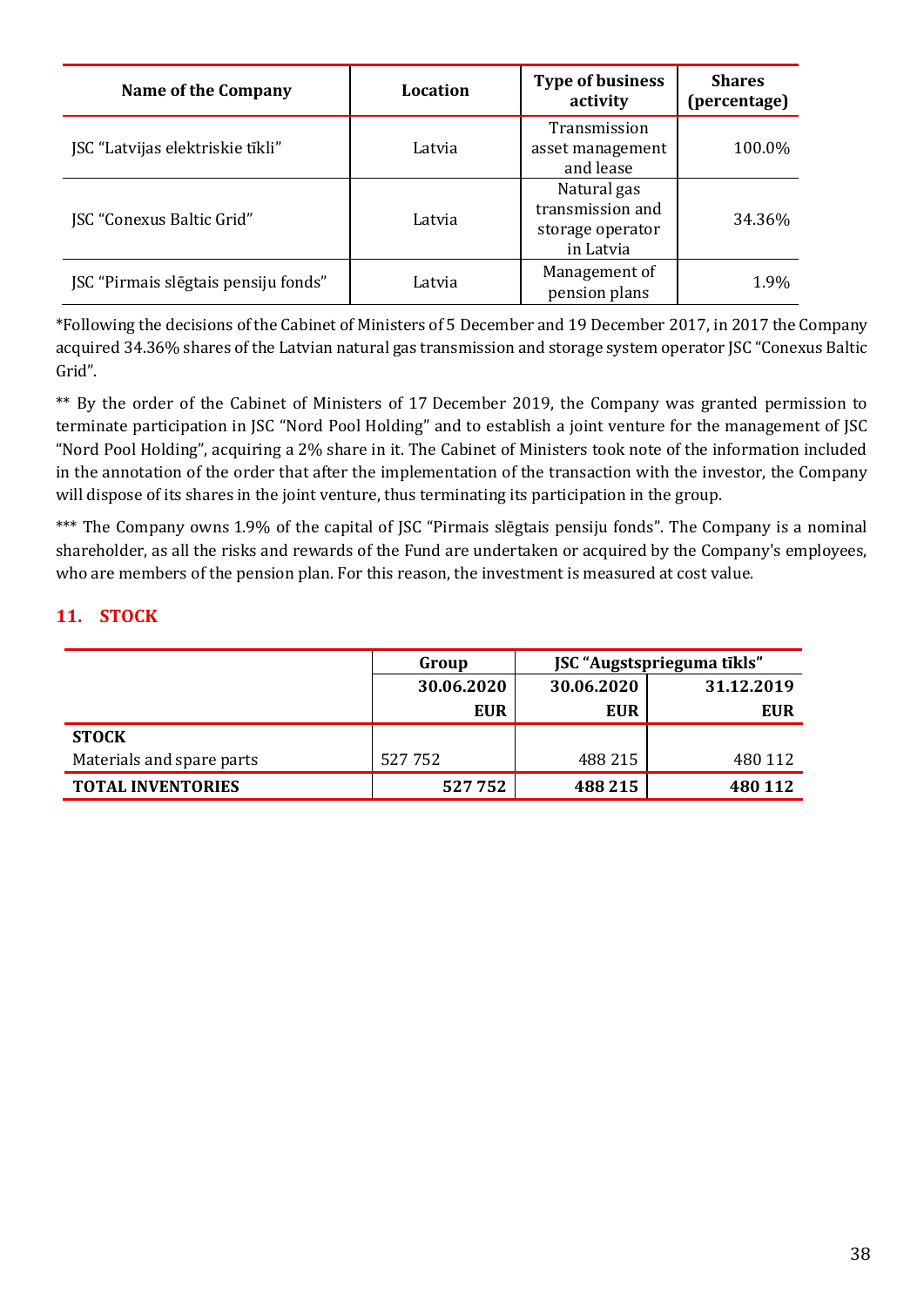| Name of the Company | Location | Type of business activity | Shares (percentage) |
|---|---|---|---|
| JSC "Latvijas elektriskie tīkli" | Latvia | Transmission asset management and lease | 100.0% |
| JSC "Conexus Baltic Grid" | Latvia | Natural gas transmission and storage operator in Latvia | 34.36% |
| JSC "Pirmais slēgtais pensiju fonds" | Latvia | Management of pension plans | 1.9% |

*Following the decisions of the Cabinet of Ministers of 5 December and 19 December 2017, in 2017 the Company acquired 34.36% shares of the Latvian natural gas transmission and storage system operator JSC "Conexus Baltic Grid".

** By the order of the Cabinet of Ministers of 17 December 2019, the Company was granted permission to terminate participation in JSC "Nord Pool Holding" and to establish a joint venture for the management of JSC "Nord Pool Holding", acquiring a 2% share in it. The Cabinet of Ministers took note of the information included in the annotation of the order that after the implementation of the transaction with the investor, the Company will dispose of its shares in the joint venture, thus terminating its participation in the group.

*** The Company owns 1.9% of the capital of JSC "Pirmais slēgtais pensiju fonds". The Company is a nominal shareholder, as all the risks and rewards of the Fund are undertaken or acquired by the Company's employees, who are members of the pension plan. For this reason, the investment is measured at cost value.

## 11. STOCK

| | Group | JSC "Augstsprieguma tīkls" | |
|---|---|---|---|
| | 30.06.2020 | 30.06.2020 | 31.12.2019 |
| | EUR | EUR | EUR |
| **STOCK** | | | |
| Materials and spare parts | 527 752 | 488 215 | 480 112 |
| **TOTAL INVENTORIES** | **527 752** | **488 215** | **480 112** |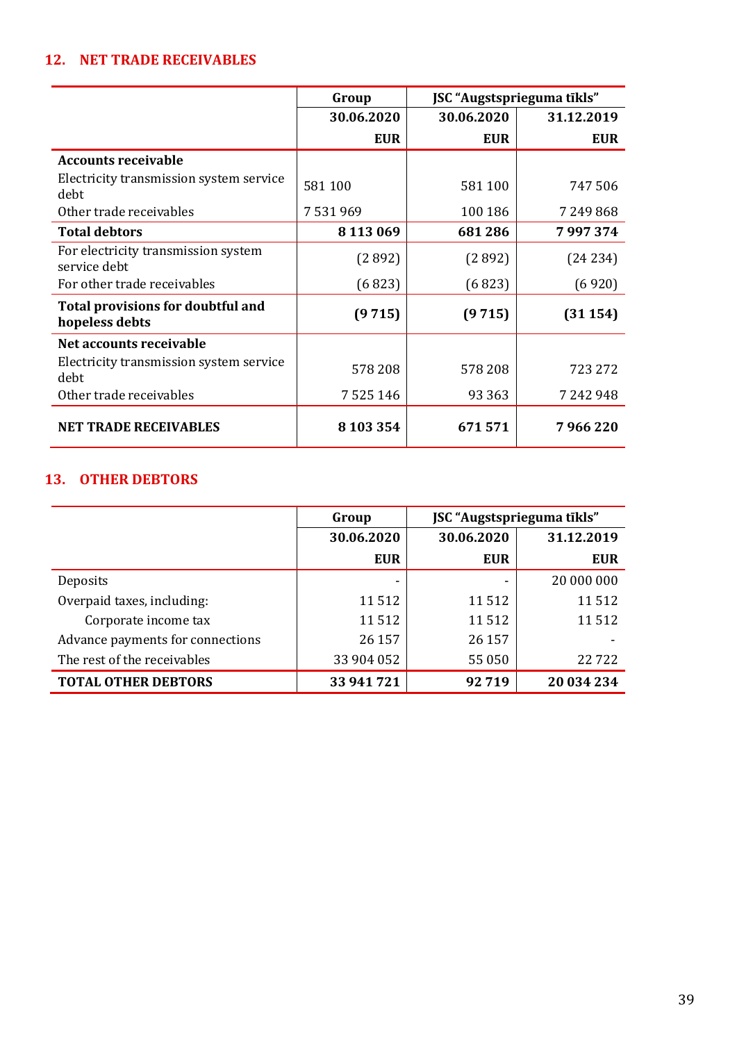## 12. NET TRADE RECEIVABLES

| | Group | JSC "Augstsprieguma tīkls" | |
|---|---|---|---|
| | 30.06.2020 | 30.06.2020 | 31.12.2019 |
| | EUR | EUR | EUR |
| **Accounts receivable** | | | |
| Electricity transmission system service debt | 581 100 | 581 100 | 747 506 |
| Other trade receivables | 7 531 969 | 100 186 | 7 249 868 |
| **Total debtors** | **8 113 069** | **681 286** | **7 997 374** |
| For electricity transmission system service debt | (2 892) | (2 892) | (24 234) |
| For other trade receivables | (6 823) | (6 823) | (6 920) |
| **Total provisions for doubtful and hopeless debts** | **(9 715)** | **(9 715)** | **(31 154)** |
| **Net accounts receivable** | | | |
| Electricity transmission system service debt | 578 208 | 578 208 | 723 272 |
| Other trade receivables | 7 525 146 | 93 363 | 7 242 948 |
| **NET TRADE RECEIVABLES** | **8 103 354** | **671 571** | **7 966 220** |

## 13. OTHER DEBTORS

| | Group | JSC "Augstsprieguma tīkls" | |
|---|---|---|---|
| | 30.06.2020 | 30.06.2020 | 31.12.2019 |
| | EUR | EUR | EUR |
| Deposits | - | - | 20 000 000 |
| Overpaid taxes, including: | 11 512 | 11 512 | 11 512 |
| Corporate income tax | 11 512 | 11 512 | 11 512 |
| Advance payments for connections | 26 157 | 26 157 | - |
| The rest of the receivables | 33 904 052 | 55 050 | 22 722 |
| **TOTAL OTHER DEBTORS** | **33 941 721** | **92 719** | **20 034 234** |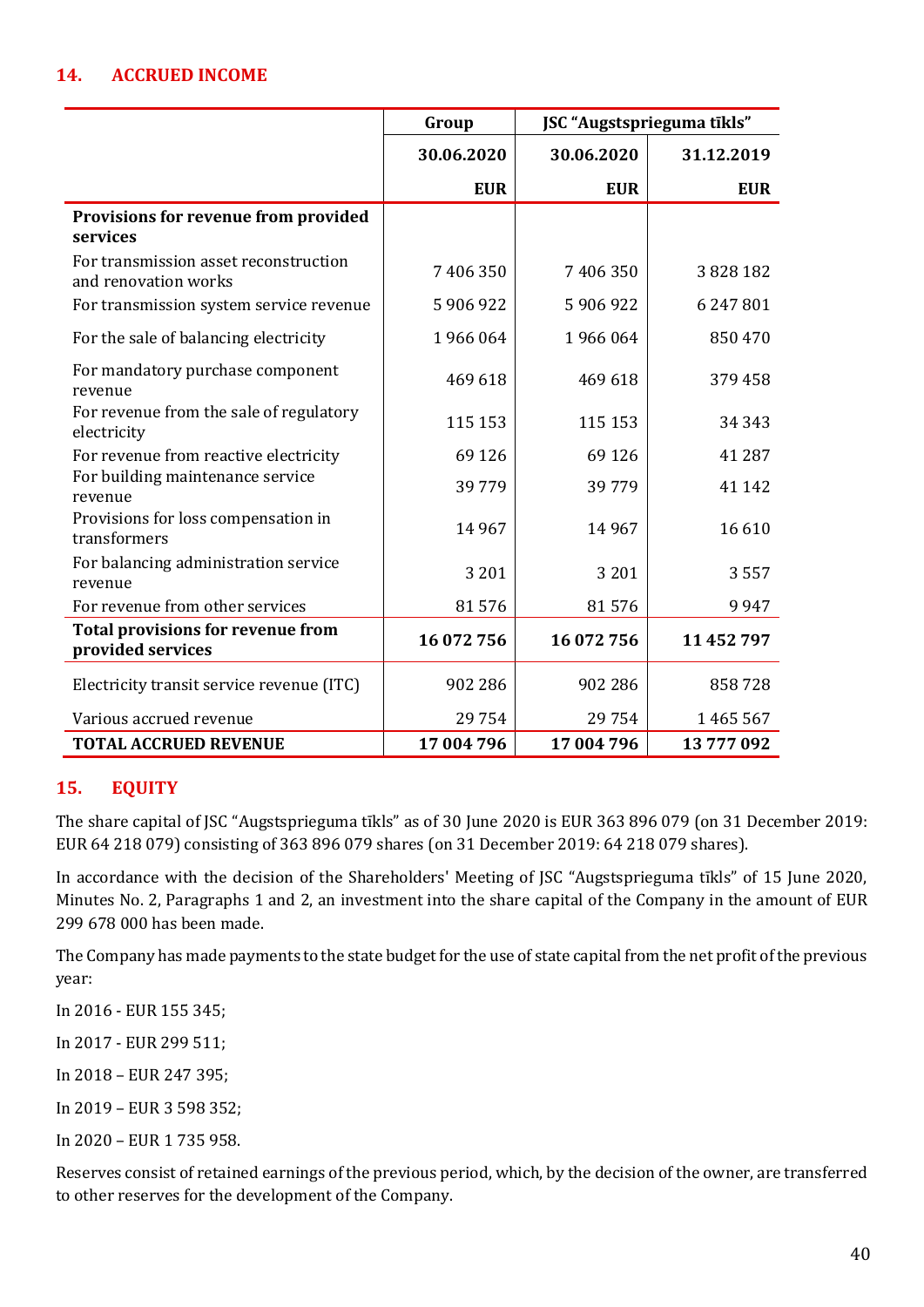## 14. ACCRUED INCOME

| | Group | JSC "Augstsprieguma tīkls" | |
|---|---|---|---|
| | 30.06.2020 | 30.06.2020 | 31.12.2019 |
| | EUR | EUR | EUR |
| **Provisions for revenue from provided services** | | | |
| For transmission asset reconstruction and renovation works | 7 406 350 | 7 406 350 | 3 828 182 |
| For transmission system service revenue | 5 906 922 | 5 906 922 | 6 247 801 |
| For the sale of balancing electricity | 1 966 064 | 1 966 064 | 850 470 |
| For mandatory purchase component revenue | 469 618 | 469 618 | 379 458 |
| For revenue from the sale of regulatory electricity | 115 153 | 115 153 | 34 343 |
| For revenue from reactive electricity | 69 126 | 69 126 | 41 287 |
| For building maintenance service revenue | 39 779 | 39 779 | 41 142 |
| Provisions for loss compensation in transformers | 14 967 | 14 967 | 16 610 |
| For balancing administration service revenue | 3 201 | 3 201 | 3 557 |
| For revenue from other services | 81 576 | 81 576 | 9 947 |
| **Total provisions for revenue from provided services** | **16 072 756** | **16 072 756** | **11 452 797** |
| Electricity transit service revenue (ITC) | 902 286 | 902 286 | 858 728 |
| Various accrued revenue | 29 754 | 29 754 | 1 465 567 |
| **TOTAL ACCRUED REVENUE** | **17 004 796** | **17 004 796** | **13 777 092** |

## 15. EQUITY

The share capital of JSC "Augstsprieguma tīkls" as of 30 June 2020 is EUR 363 896 079 (on 31 December 2019: EUR 64 218 079) consisting of 363 896 079 shares (on 31 December 2019: 64 218 079 shares).

In accordance with the decision of the Shareholders' Meeting of JSC "Augstsprieguma tīkls" of 15 June 2020, Minutes No. 2, Paragraphs 1 and 2, an investment into the share capital of the Company in the amount of EUR 299 678 000 has been made.

The Company has made payments to the state budget for the use of state capital from the net profit of the previous year:

In 2016 - EUR 155 345;

In 2017 - EUR 299 511;

In 2018 – EUR 247 395;

In 2019 – EUR 3 598 352;

In 2020 – EUR 1 735 958.

Reserves consist of retained earnings of the previous period, which, by the decision of the owner, are transferred to other reserves for the development of the Company.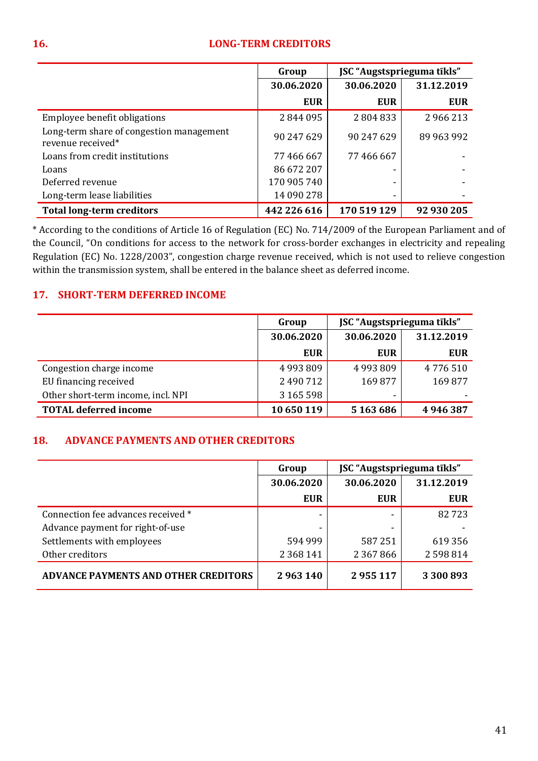## 16. LONG-TERM CREDITORS

| | Group | JSC "Augstsprieguma tīkls" | |
|---|---|---|---|
| | 30.06.2020 | 30.06.2020 | 31.12.2019 |
| | EUR | EUR | EUR |
| Employee benefit obligations | 2 844 095 | 2 804 833 | 2 966 213 |
| Long-term share of congestion management revenue received* | 90 247 629 | 90 247 629 | 89 963 992 |
| Loans from credit institutions | 77 466 667 | 77 466 667 | - |
| Loans | 86 672 207 | - | - |
| Deferred revenue | 170 905 740 | - | - |
| Long-term lease liabilities | 14 090 278 | - | - |
| **Total long-term creditors** | **442 226 616** | **170 519 129** | **92 930 205** |

* According to the conditions of Article 16 of Regulation (EC) No. 714/2009 of the European Parliament and of the Council, "On conditions for access to the network for cross-border exchanges in electricity and repealing Regulation (EC) No. 1228/2003", congestion charge revenue received, which is not used to relieve congestion within the transmission system, shall be entered in the balance sheet as deferred income.

## 17. SHORT-TERM DEFERRED INCOME

| | Group | JSC "Augstsprieguma tīkls" | |
|---|---|---|---|
| | 30.06.2020 | 30.06.2020 | 31.12.2019 |
| | EUR | EUR | EUR |
| Congestion charge income | 4 993 809 | 4 993 809 | 4 776 510 |
| EU financing received | 2 490 712 | 169 877 | 169 877 |
| Other short-term income, incl. NPI | 3 165 598 | - | - |
| **TOTAL deferred income** | **10 650 119** | **5 163 686** | **4 946 387** |

## 18. ADVANCE PAYMENTS AND OTHER CREDITORS

| | Group | JSC "Augstsprieguma tīkls" | |
|---|---|---|---|
| | 30.06.2020 | 30.06.2020 | 31.12.2019 |
| | EUR | EUR | EUR |
| Connection fee advances received * | - | - | 82 723 |
| Advance payment for right-of-use | - | - | - |
| Settlements with employees | 594 999 | 587 251 | 619 356 |
| Other creditors | 2 368 141 | 2 367 866 | 2 598 814 |
| **ADVANCE PAYMENTS AND OTHER CREDITORS** | **2 963 140** | **2 955 117** | **3 300 893** |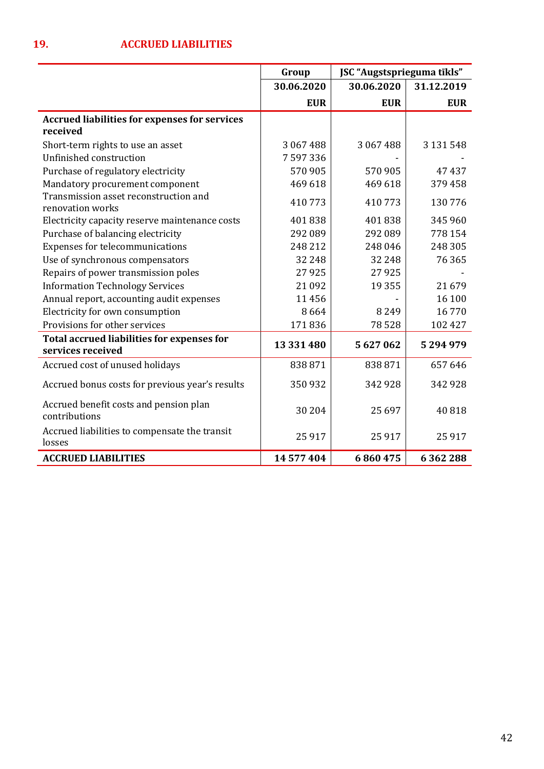## 19. ACCRUED LIABILITIES

| | Group | JSC "Augstsprieguma tīkls" | |
|---|---|---|---|
| | 30.06.2020 | 30.06.2020 | 31.12.2019 |
| | EUR | EUR | EUR |
| **Accrued liabilities for expenses for services received** | | | |
| Short-term rights to use an asset | 3 067 488 | 3 067 488 | 3 131 548 |
| Unfinished construction | 7 597 336 | - | - |
| Purchase of regulatory electricity | 570 905 | 570 905 | 47 437 |
| Mandatory procurement component | 469 618 | 469 618 | 379 458 |
| Transmission asset reconstruction and renovation works | 410 773 | 410 773 | 130 776 |
| Electricity capacity reserve maintenance costs | 401 838 | 401 838 | 345 960 |
| Purchase of balancing electricity | 292 089 | 292 089 | 778 154 |
| Expenses for telecommunications | 248 212 | 248 046 | 248 305 |
| Use of synchronous compensators | 32 248 | 32 248 | 76 365 |
| Repairs of power transmission poles | 27 925 | 27 925 | - |
| Information Technology Services | 21 092 | 19 355 | 21 679 |
| Annual report, accounting audit expenses | 11 456 | - | 16 100 |
| Electricity for own consumption | 8 664 | 8 249 | 16 770 |
| Provisions for other services | 171 836 | 78 528 | 102 427 |
| **Total accrued liabilities for expenses for services received** | **13 331 480** | **5 627 062** | **5 294 979** |
| Accrued cost of unused holidays | 838 871 | 838 871 | 657 646 |
| Accrued bonus costs for previous year's results | 350 932 | 342 928 | 342 928 |
| Accrued benefit costs and pension plan contributions | 30 204 | 25 697 | 40 818 |
| Accrued liabilities to compensate the transit losses | 25 917 | 25 917 | 25 917 |
| **ACCRUED LIABILITIES** | **14 577 404** | **6 860 475** | **6 362 288** |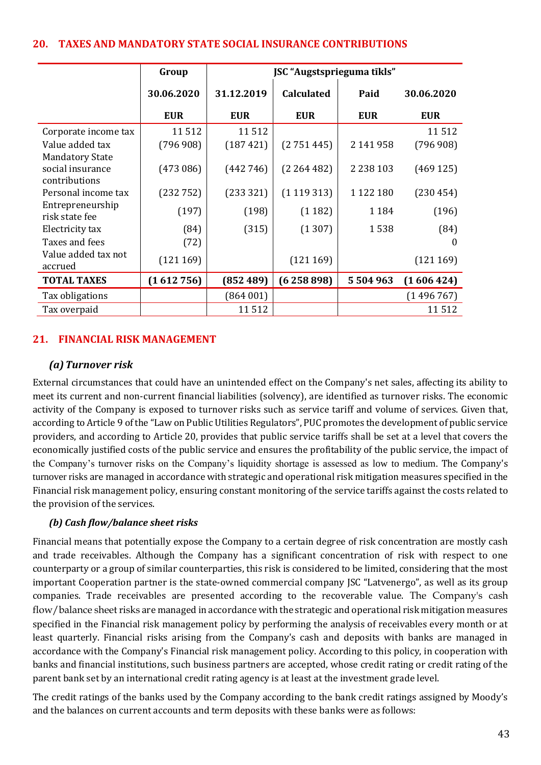## 20. TAXES AND MANDATORY STATE SOCIAL INSURANCE CONTRIBUTIONS

| | Group | JSC "Augstsprieguma tīkls" | | | |
|---|---|---|---|---|---|
| | 30.06.2020 | 31.12.2019 | Calculated | Paid | 30.06.2020 |
| | EUR | EUR | EUR | EUR | EUR |
| Corporate income tax | 11 512 | 11 512 | | | 11 512 |
| Value added tax | (796 908) | (187 421) | (2 751 445) | 2 141 958 | (796 908) |
| Mandatory State social insurance contributions | (473 086) | (442 746) | (2 264 482) | 2 238 103 | (469 125) |
| Personal income tax | (232 752) | (233 321) | (1 119 313) | 1 122 180 | (230 454) |
| Entrepreneurship risk state fee | (197) | (198) | (1 182) | 1 184 | (196) |
| Electricity tax | (84) | (315) | (1 307) | 1 538 | (84) |
| Taxes and fees | (72) | | | | 0 |
| Value added tax not accrued | (121 169) | | (121 169) | | (121 169) |
| **TOTAL TAXES** | **(1 612 756)** | **(852 489)** | **(6 258 898)** | **5 504 963** | **(1 606 424)** |
| Tax obligations | | (864 001) | | | (1 496 767) |
| Tax overpaid | | 11 512 | | | 11 512 |

## 21. FINANCIAL RISK MANAGEMENT

### *(a) Turnover risk*

External circumstances that could have an unintended effect on the Company's net sales, affecting its ability to meet its current and non-current financial liabilities (solvency), are identified as turnover risks. The economic activity of the Company is exposed to turnover risks such as service tariff and volume of services. Given that, according to Article 9 of the "Law on Public Utilities Regulators", PUC promotes the development of public service providers, and according to Article 20, provides that public service tariffs shall be set at a level that covers the economically justified costs of the public service and ensures the profitability of the public service, the impact of the Company's turnover risks on the Company's liquidity shortage is assessed as low to medium. The Company's turnover risks are managed in accordance with strategic and operational risk mitigation measures specified in the Financial risk management policy, ensuring constant monitoring of the service tariffs against the costs related to the provision of the services.

### *(b) Cash flow/balance sheet risks*

Financial means that potentially expose the Company to a certain degree of risk concentration are mostly cash and trade receivables. Although the Company has a significant concentration of risk with respect to one counterparty or a group of similar counterparties, this risk is considered to be limited, considering that the most important Cooperation partner is the state-owned commercial company JSC "Latvenergo", as well as its group companies. Trade receivables are presented according to the recoverable value. The Company's cash flow/balance sheet risks are managed in accordance with the strategic and operational risk mitigation measures specified in the Financial risk management policy by performing the analysis of receivables every month or at least quarterly. Financial risks arising from the Company's cash and deposits with banks are managed in accordance with the Company's Financial risk management policy. According to this policy, in cooperation with banks and financial institutions, such business partners are accepted, whose credit rating or credit rating of the parent bank set by an international credit rating agency is at least at the investment grade level.

The credit ratings of the banks used by the Company according to the bank credit ratings assigned by Moody's and the balances on current accounts and term deposits with these banks were as follows: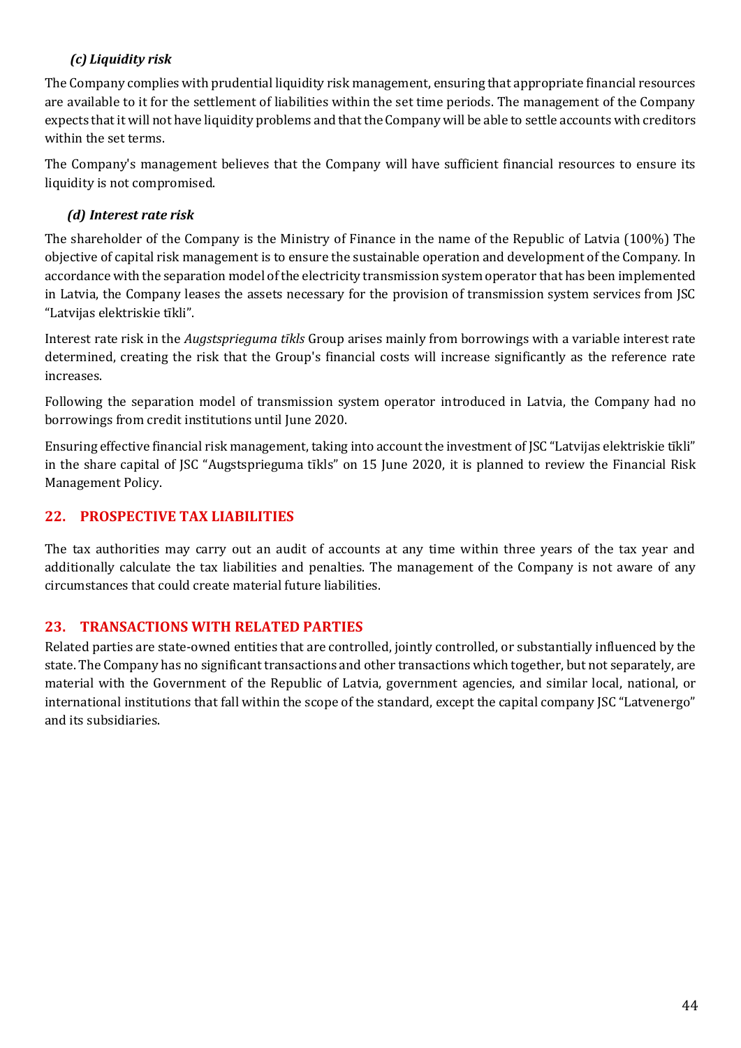### *(c) Liquidity risk*

The Company complies with prudential liquidity risk management, ensuring that appropriate financial resources are available to it for the settlement of liabilities within the set time periods. The management of the Company expects that it will not have liquidity problems and that the Company will be able to settle accounts with creditors within the set terms.

The Company's management believes that the Company will have sufficient financial resources to ensure its liquidity is not compromised.

### *(d) Interest rate risk*

The shareholder of the Company is the Ministry of Finance in the name of the Republic of Latvia (100%) The objective of capital risk management is to ensure the sustainable operation and development of the Company. In accordance with the separation model of the electricity transmission system operator that has been implemented in Latvia, the Company leases the assets necessary for the provision of transmission system services from JSC "Latvijas elektriskie tīkli".

Interest rate risk in the *Augstsprieguma tīkls* Group arises mainly from borrowings with a variable interest rate determined, creating the risk that the Group's financial costs will increase significantly as the reference rate increases.

Following the separation model of transmission system operator introduced in Latvia, the Company had no borrowings from credit institutions until June 2020.

Ensuring effective financial risk management, taking into account the investment of JSC "Latvijas elektriskie tīkli" in the share capital of JSC "Augstsprieguma tīkls" on 15 June 2020, it is planned to review the Financial Risk Management Policy.

## 22. PROSPECTIVE TAX LIABILITIES

The tax authorities may carry out an audit of accounts at any time within three years of the tax year and additionally calculate the tax liabilities and penalties. The management of the Company is not aware of any circumstances that could create material future liabilities.

## 23. TRANSACTIONS WITH RELATED PARTIES

Related parties are state-owned entities that are controlled, jointly controlled, or substantially influenced by the state. The Company has no significant transactions and other transactions which together, but not separately, are material with the Government of the Republic of Latvia, government agencies, and similar local, national, or international institutions that fall within the scope of the standard, except the capital company JSC "Latvenergo" and its subsidiaries.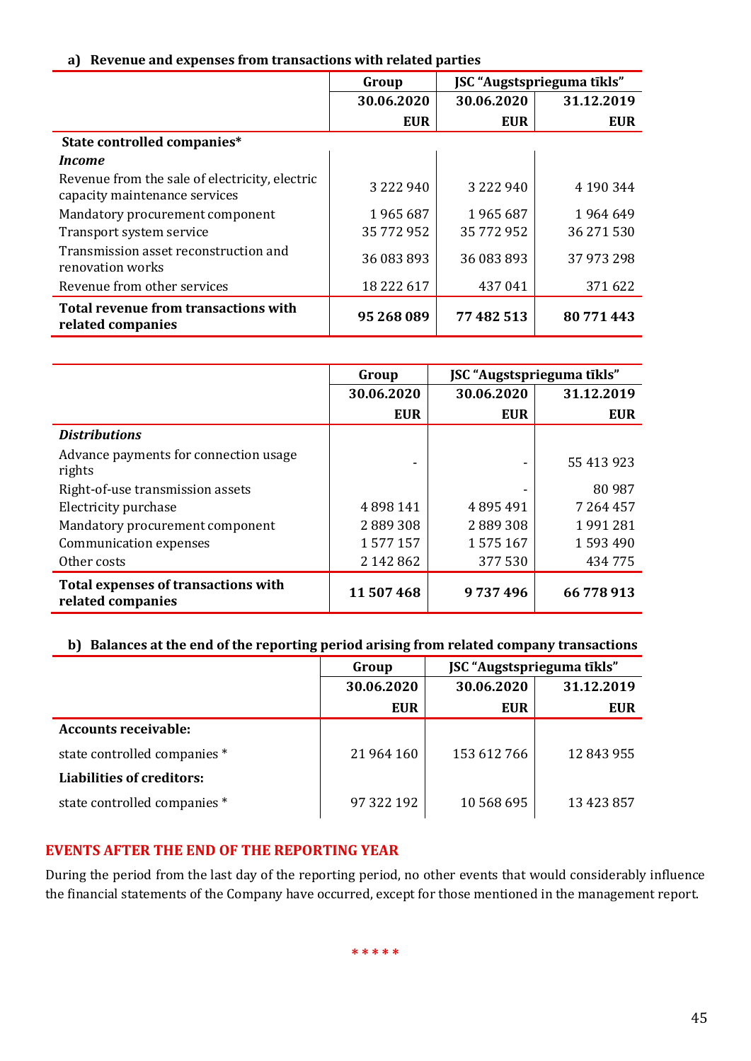### a) Revenue and expenses from transactions with related parties

| | Group | JSC "Augstsprieguma tīkls" | |
|---|---|---|---|
| | 30.06.2020 | 30.06.2020 | 31.12.2019 |
| | EUR | EUR | EUR |
| **State controlled companies*** | | | |
| ***Income*** | | | |
| Revenue from the sale of electricity, electric capacity maintenance services | 3 222 940 | 3 222 940 | 4 190 344 |
| Mandatory procurement component | 1 965 687 | 1 965 687 | 1 964 649 |
| Transport system service | 35 772 952 | 35 772 952 | 36 271 530 |
| Transmission asset reconstruction and renovation works | 36 083 893 | 36 083 893 | 37 973 298 |
| Revenue from other services | 18 222 617 | 437 041 | 371 622 |
| **Total revenue from transactions with related companies** | **95 268 089** | **77 482 513** | **80 771 443** |

| | Group | JSC "Augstsprieguma tīkls" | |
|---|---|---|---|
| | 30.06.2020 | 30.06.2020 | 31.12.2019 |
| | EUR | EUR | EUR |
| ***Distributions*** | | | |
| Advance payments for connection usage rights | - | - | 55 413 923 |
| Right-of-use transmission assets | | - | 80 987 |
| Electricity purchase | 4 898 141 | 4 895 491 | 7 264 457 |
| Mandatory procurement component | 2 889 308 | 2 889 308 | 1 991 281 |
| Communication expenses | 1 577 157 | 1 575 167 | 1 593 490 |
| Other costs | 2 142 862 | 377 530 | 434 775 |
| **Total expenses of transactions with related companies** | **11 507 468** | **9 737 496** | **66 778 913** |

### b) Balances at the end of the reporting period arising from related company transactions

| | Group | JSC "Augstsprieguma tīkls" | |
|---|---|---|---|
| | 30.06.2020 | 30.06.2020 | 31.12.2019 |
| | EUR | EUR | EUR |
| **Accounts receivable:** | | | |
| state controlled companies * | 21 964 160 | 153 612 766 | 12 843 955 |
| **Liabilities of creditors:** | | | |
| state controlled companies * | 97 322 192 | 10 568 695 | 13 423 857 |

## EVENTS AFTER THE END OF THE REPORTING YEAR

During the period from the last day of the reporting period, no other events that would considerably influence the financial statements of the Company have occurred, except for those mentioned in the management report.

* * * * *